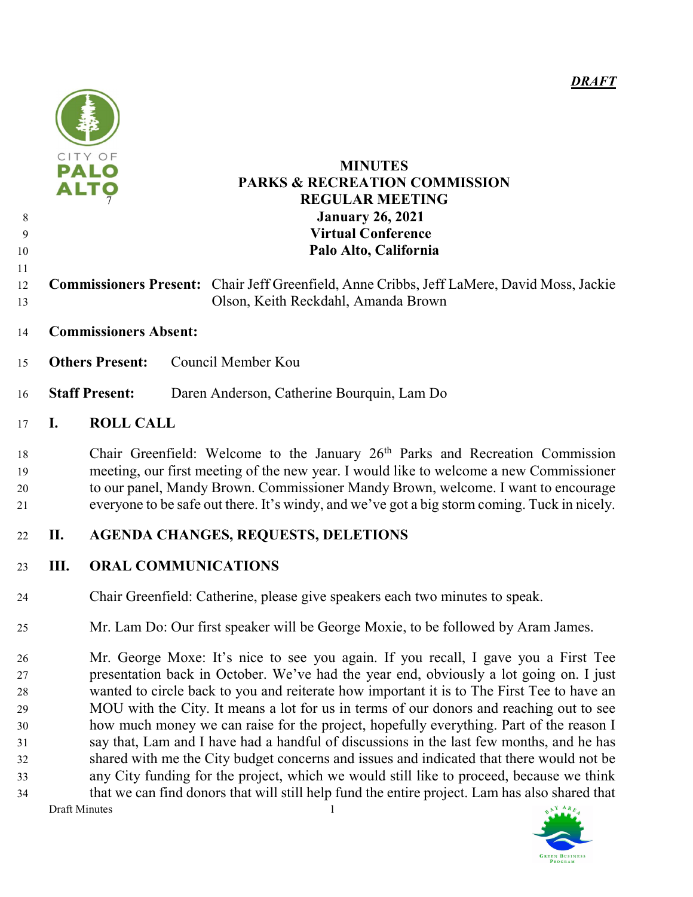*DRAFT*

# MINUTES
# PARKS & RECREATION COMMISSION
# REGULAR MEETING
## January 26, 2021
## Virtual Conference
## Palo Alto, California

**Commissioners Present:** Chair Jeff Greenfield, Anne Cribbs, Jeff LaMere, David Moss, Jackie Olson, Keith Reckdahl, Amanda Brown

**Commissioners Absent:**

**Others Present:** Council Member Kou

**Staff Present:** Daren Anderson, Catherine Bourquin, Lam Do

## I. ROLL CALL

Chair Greenfield: Welcome to the January 26th Parks and Recreation Commission meeting, our first meeting of the new year. I would like to welcome a new Commissioner to our panel, Mandy Brown. Commissioner Mandy Brown, welcome. I want to encourage everyone to be safe out there. It's windy, and we've got a big storm coming. Tuck in nicely.

## II. AGENDA CHANGES, REQUESTS, DELETIONS

## III. ORAL COMMUNICATIONS

Chair Greenfield: Catherine, please give speakers each two minutes to speak.

Mr. Lam Do: Our first speaker will be George Moxie, to be followed by Aram James.

Mr. George Moxe: It's nice to see you again. If you recall, I gave you a First Tee presentation back in October. We've had the year end, obviously a lot going on. I just wanted to circle back to you and reiterate how important it is to The First Tee to have an MOU with the City. It means a lot for us in terms of our donors and reaching out to see how much money we can raise for the project, hopefully everything. Part of the reason I say that, Lam and I have had a handful of discussions in the last few months, and he has shared with me the City budget concerns and issues and indicated that there would not be any City funding for the project, which we would still like to proceed, because we think that we can find donors that will still help fund the entire project. Lam has also shared that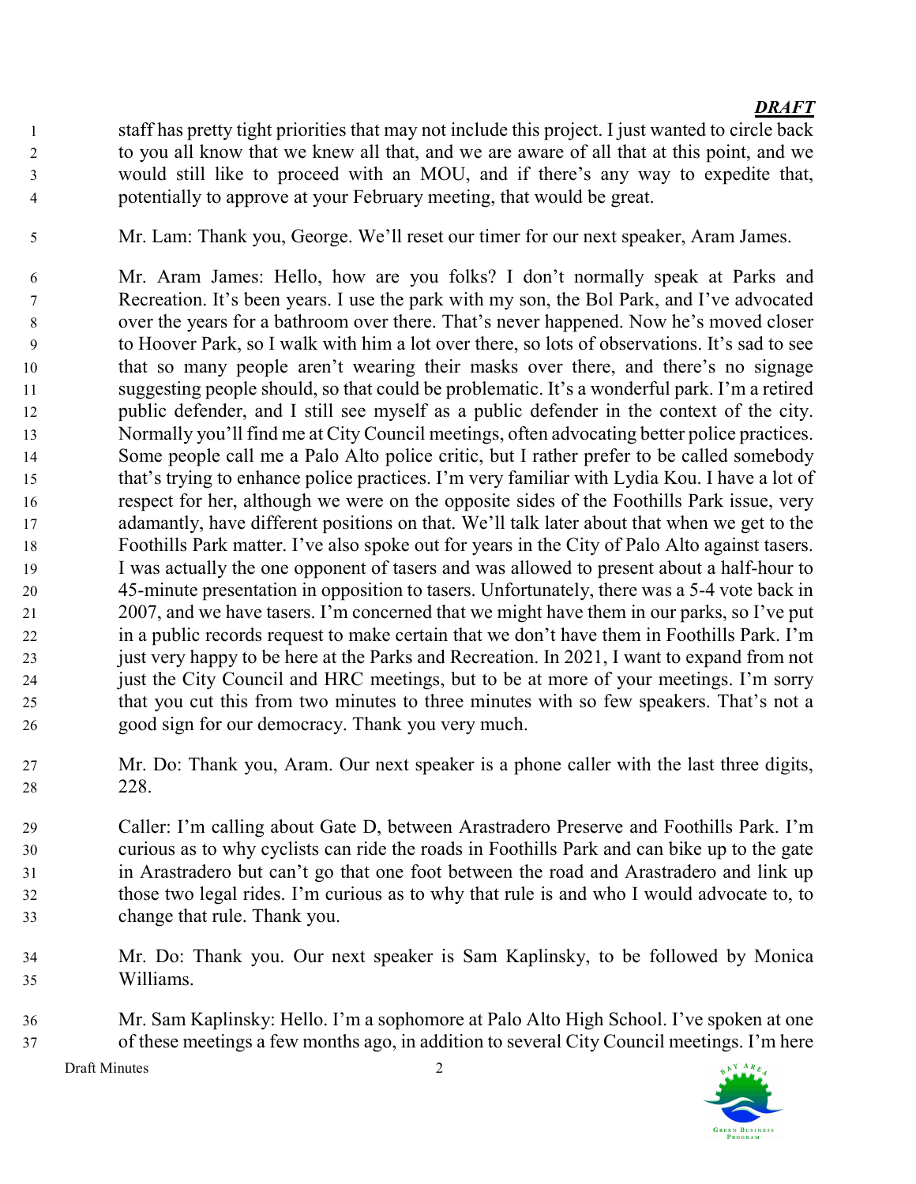staff has pretty tight priorities that may not include this project. I just wanted to circle back to you all know that we knew all that, and we are aware of all that at this point, and we would still like to proceed with an MOU, and if there's any way to expedite that, potentially to approve at your February meeting, that would be great.

Mr. Lam: Thank you, George. We'll reset our timer for our next speaker, Aram James.

Mr. Aram James: Hello, how are you folks? I don't normally speak at Parks and Recreation. It's been years. I use the park with my son, the Bol Park, and I've advocated over the years for a bathroom over there. That's never happened. Now he's moved closer to Hoover Park, so I walk with him a lot over there, so lots of observations. It's sad to see that so many people aren't wearing their masks over there, and there's no signage suggesting people should, so that could be problematic. It's a wonderful park. I'm a retired public defender, and I still see myself as a public defender in the context of the city. Normally you'll find me at City Council meetings, often advocating better police practices. Some people call me a Palo Alto police critic, but I rather prefer to be called somebody that's trying to enhance police practices. I'm very familiar with Lydia Kou. I have a lot of respect for her, although we were on the opposite sides of the Foothills Park issue, very adamantly, have different positions on that. We'll talk later about that when we get to the Foothills Park matter. I've also spoke out for years in the City of Palo Alto against tasers. I was actually the one opponent of tasers and was allowed to present about a half-hour to 45-minute presentation in opposition to tasers. Unfortunately, there was a 5-4 vote back in 2007, and we have tasers. I'm concerned that we might have them in our parks, so I've put in a public records request to make certain that we don't have them in Foothills Park. I'm just very happy to be here at the Parks and Recreation. In 2021, I want to expand from not just the City Council and HRC meetings, but to be at more of your meetings. I'm sorry that you cut this from two minutes to three minutes with so few speakers. That's not a good sign for our democracy. Thank you very much.

Mr. Do: Thank you, Aram. Our next speaker is a phone caller with the last three digits, 228.

Caller: I'm calling about Gate D, between Arastradero Preserve and Foothills Park. I'm curious as to why cyclists can ride the roads in Foothills Park and can bike up to the gate in Arastradero but can't go that one foot between the road and Arastradero and link up those two legal rides. I'm curious as to why that rule is and who I would advocate to, to change that rule. Thank you.

Mr. Do: Thank you. Our next speaker is Sam Kaplinsky, to be followed by Monica Williams.

Mr. Sam Kaplinsky: Hello. I'm a sophomore at Palo Alto High School. I've spoken at one of these meetings a few months ago, in addition to several City Council meetings. I'm here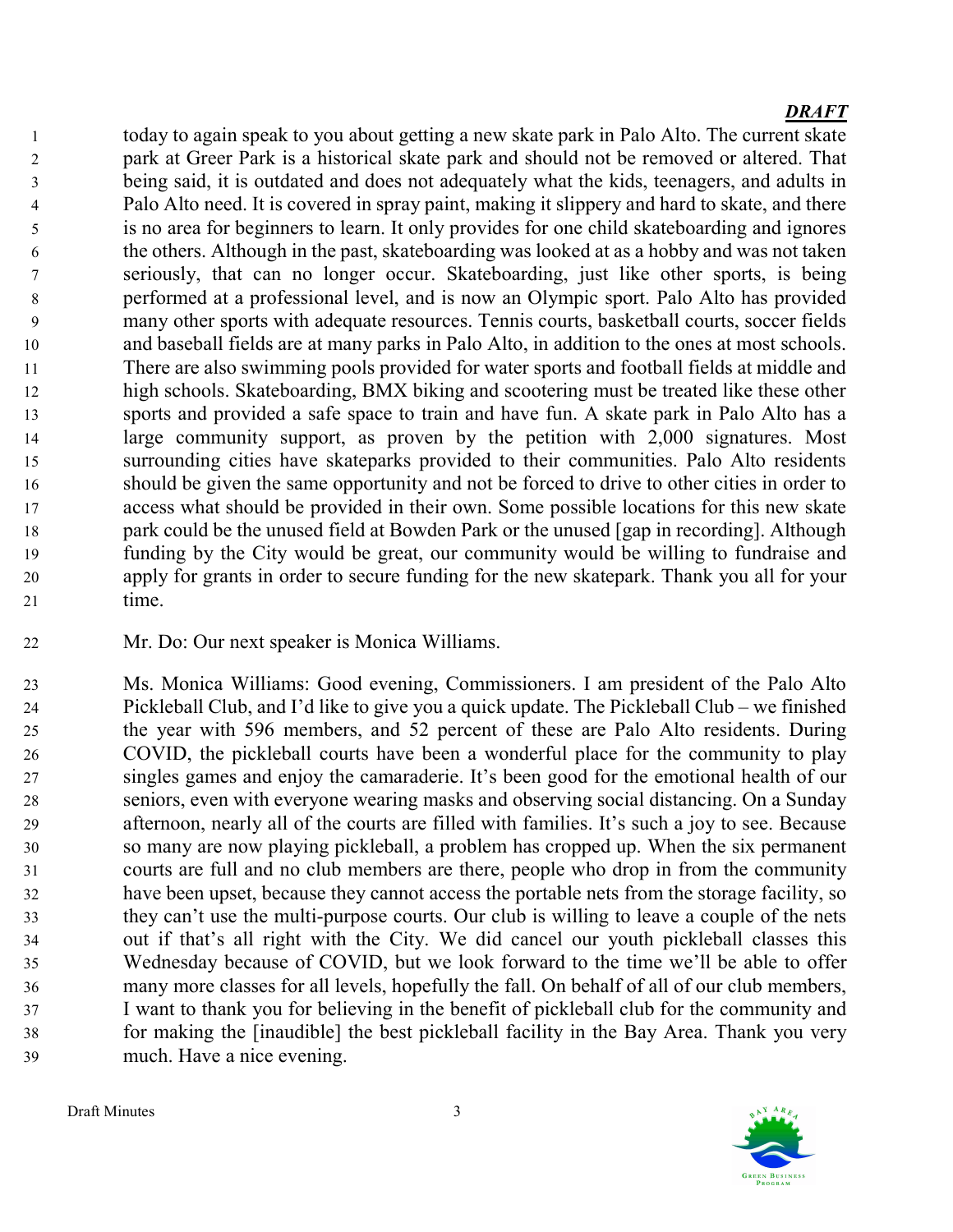today to again speak to you about getting a new skate park in Palo Alto. The current skate park at Greer Park is a historical skate park and should not be removed or altered. That being said, it is outdated and does not adequately what the kids, teenagers, and adults in Palo Alto need. It is covered in spray paint, making it slippery and hard to skate, and there is no area for beginners to learn. It only provides for one child skateboarding and ignores the others. Although in the past, skateboarding was looked at as a hobby and was not taken seriously, that can no longer occur. Skateboarding, just like other sports, is being performed at a professional level, and is now an Olympic sport. Palo Alto has provided many other sports with adequate resources. Tennis courts, basketball courts, soccer fields and baseball fields are at many parks in Palo Alto, in addition to the ones at most schools. There are also swimming pools provided for water sports and football fields at middle and high schools. Skateboarding, BMX biking and scootering must be treated like these other sports and provided a safe space to train and have fun. A skate park in Palo Alto has a large community support, as proven by the petition with 2,000 signatures. Most surrounding cities have skateparks provided to their communities. Palo Alto residents should be given the same opportunity and not be forced to drive to other cities in order to access what should be provided in their own. Some possible locations for this new skate park could be the unused field at Bowden Park or the unused [gap in recording]. Although funding by the City would be great, our community would be willing to fundraise and apply for grants in order to secure funding for the new skatepark. Thank you all for your time.

Mr. Do: Our next speaker is Monica Williams.

Ms. Monica Williams: Good evening, Commissioners. I am president of the Palo Alto Pickleball Club, and I'd like to give you a quick update. The Pickleball Club – we finished the year with 596 members, and 52 percent of these are Palo Alto residents. During COVID, the pickleball courts have been a wonderful place for the community to play singles games and enjoy the camaraderie. It's been good for the emotional health of our seniors, even with everyone wearing masks and observing social distancing. On a Sunday afternoon, nearly all of the courts are filled with families. It's such a joy to see. Because so many are now playing pickleball, a problem has cropped up. When the six permanent courts are full and no club members are there, people who drop in from the community have been upset, because they cannot access the portable nets from the storage facility, so they can't use the multi-purpose courts. Our club is willing to leave a couple of the nets out if that's all right with the City. We did cancel our youth pickleball classes this Wednesday because of COVID, but we look forward to the time we'll be able to offer many more classes for all levels, hopefully the fall. On behalf of all of our club members, I want to thank you for believing in the benefit of pickleball club for the community and for making the [inaudible] the best pickleball facility in the Bay Area. Thank you very much. Have a nice evening.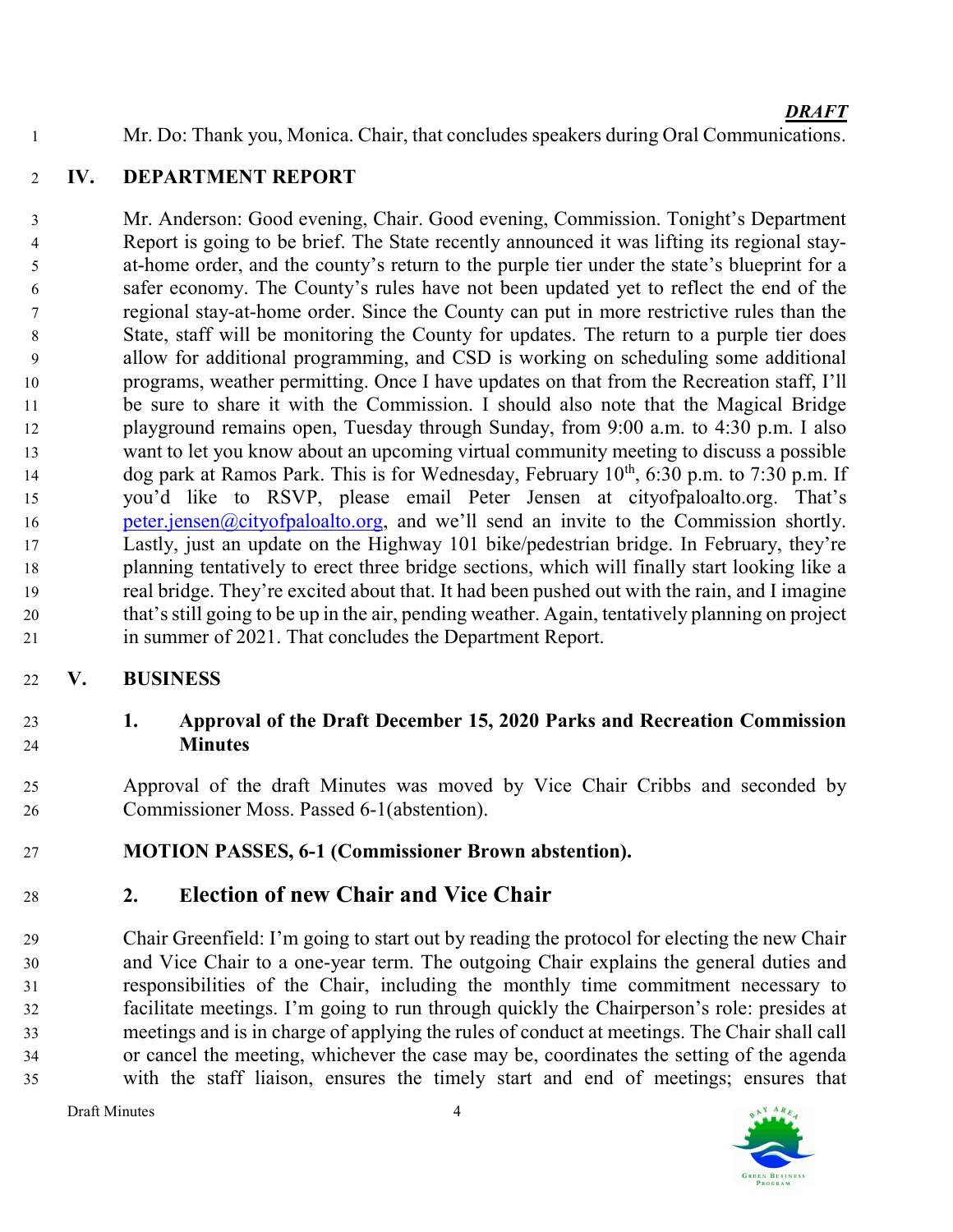*DRAFT*

Mr. Do: Thank you, Monica. Chair, that concludes speakers during Oral Communications.

## IV. DEPARTMENT REPORT

Mr. Anderson: Good evening, Chair. Good evening, Commission. Tonight's Department Report is going to be brief. The State recently announced it was lifting its regional stay-at-home order, and the county's return to the purple tier under the state's blueprint for a safer economy. The County's rules have not been updated yet to reflect the end of the regional stay-at-home order. Since the County can put in more restrictive rules than the State, staff will be monitoring the County for updates. The return to a purple tier does allow for additional programming, and CSD is working on scheduling some additional programs, weather permitting. Once I have updates on that from the Recreation staff, I'll be sure to share it with the Commission. I should also note that the Magical Bridge playground remains open, Tuesday through Sunday, from 9:00 a.m. to 4:30 p.m. I also want to let you know about an upcoming virtual community meeting to discuss a possible dog park at Ramos Park. This is for Wednesday, February 10th, 6:30 p.m. to 7:30 p.m. If you'd like to RSVP, please email Peter Jensen at cityofpaloalto.org. That's peter.jensen@cityofpaloalto.org, and we'll send an invite to the Commission shortly. Lastly, just an update on the Highway 101 bike/pedestrian bridge. In February, they're planning tentatively to erect three bridge sections, which will finally start looking like a real bridge. They're excited about that. It had been pushed out with the rain, and I imagine that's still going to be up in the air, pending weather. Again, tentatively planning on project in summer of 2021. That concludes the Department Report.

## V. BUSINESS

### 1. Approval of the Draft December 15, 2020 Parks and Recreation Commission Minutes

Approval of the draft Minutes was moved by Vice Chair Cribbs and seconded by Commissioner Moss. Passed 6-1(abstention).

**MOTION PASSES, 6-1 (Commissioner Brown abstention).**

### 2. Election of new Chair and Vice Chair

Chair Greenfield: I'm going to start out by reading the protocol for electing the new Chair and Vice Chair to a one-year term. The outgoing Chair explains the general duties and responsibilities of the Chair, including the monthly time commitment necessary to facilitate meetings. I'm going to run through quickly the Chairperson's role: presides at meetings and is in charge of applying the rules of conduct at meetings. The Chair shall call or cancel the meeting, whichever the case may be, coordinates the setting of the agenda with the staff liaison, ensures the timely start and end of meetings; ensures that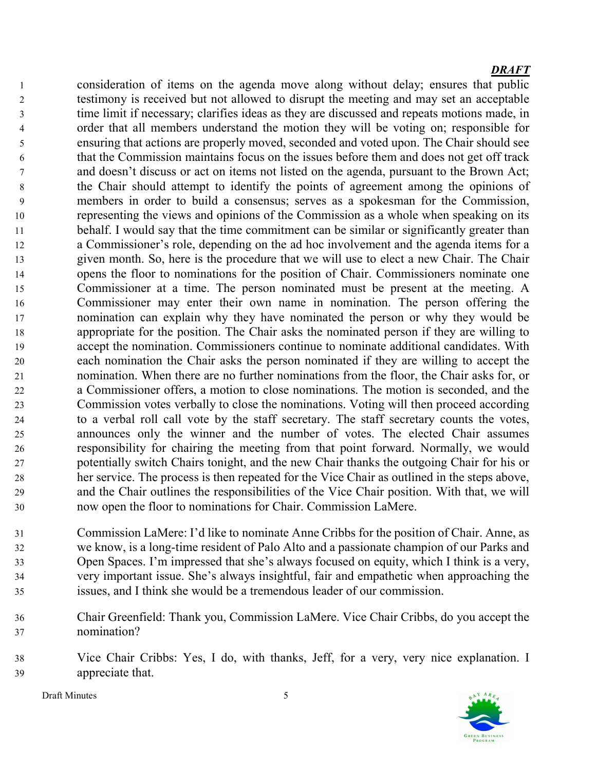***DRAFT***

consideration of items on the agenda move along without delay; ensures that public testimony is received but not allowed to disrupt the meeting and may set an acceptable time limit if necessary; clarifies ideas as they are discussed and repeats motions made, in order that all members understand the motion they will be voting on; responsible for ensuring that actions are properly moved, seconded and voted upon. The Chair should see that the Commission maintains focus on the issues before them and does not get off track and doesn't discuss or act on items not listed on the agenda, pursuant to the Brown Act; the Chair should attempt to identify the points of agreement among the opinions of members in order to build a consensus; serves as a spokesman for the Commission, representing the views and opinions of the Commission as a whole when speaking on its behalf. I would say that the time commitment can be similar or significantly greater than a Commissioner's role, depending on the ad hoc involvement and the agenda items for a given month. So, here is the procedure that we will use to elect a new Chair. The Chair opens the floor to nominations for the position of Chair. Commissioners nominate one Commissioner at a time. The person nominated must be present at the meeting. A Commissioner may enter their own name in nomination. The person offering the nomination can explain why they have nominated the person or why they would be appropriate for the position. The Chair asks the nominated person if they are willing to accept the nomination. Commissioners continue to nominate additional candidates. With each nomination the Chair asks the person nominated if they are willing to accept the nomination. When there are no further nominations from the floor, the Chair asks for, or a Commissioner offers, a motion to close nominations. The motion is seconded, and the Commission votes verbally to close the nominations. Voting will then proceed according to a verbal roll call vote by the staff secretary. The staff secretary counts the votes, announces only the winner and the number of votes. The elected Chair assumes responsibility for chairing the meeting from that point forward. Normally, we would potentially switch Chairs tonight, and the new Chair thanks the outgoing Chair for his or her service. The process is then repeated for the Vice Chair as outlined in the steps above, and the Chair outlines the responsibilities of the Vice Chair position. With that, we will now open the floor to nominations for Chair. Commission LaMere.

Commission LaMere: I'd like to nominate Anne Cribbs for the position of Chair. Anne, as we know, is a long-time resident of Palo Alto and a passionate champion of our Parks and Open Spaces. I'm impressed that she's always focused on equity, which I think is a very, very important issue. She's always insightful, fair and empathetic when approaching the issues, and I think she would be a tremendous leader of our commission.

Chair Greenfield: Thank you, Commission LaMere. Vice Chair Cribbs, do you accept the nomination?

Vice Chair Cribbs: Yes, I do, with thanks, Jeff, for a very, very nice explanation. I appreciate that.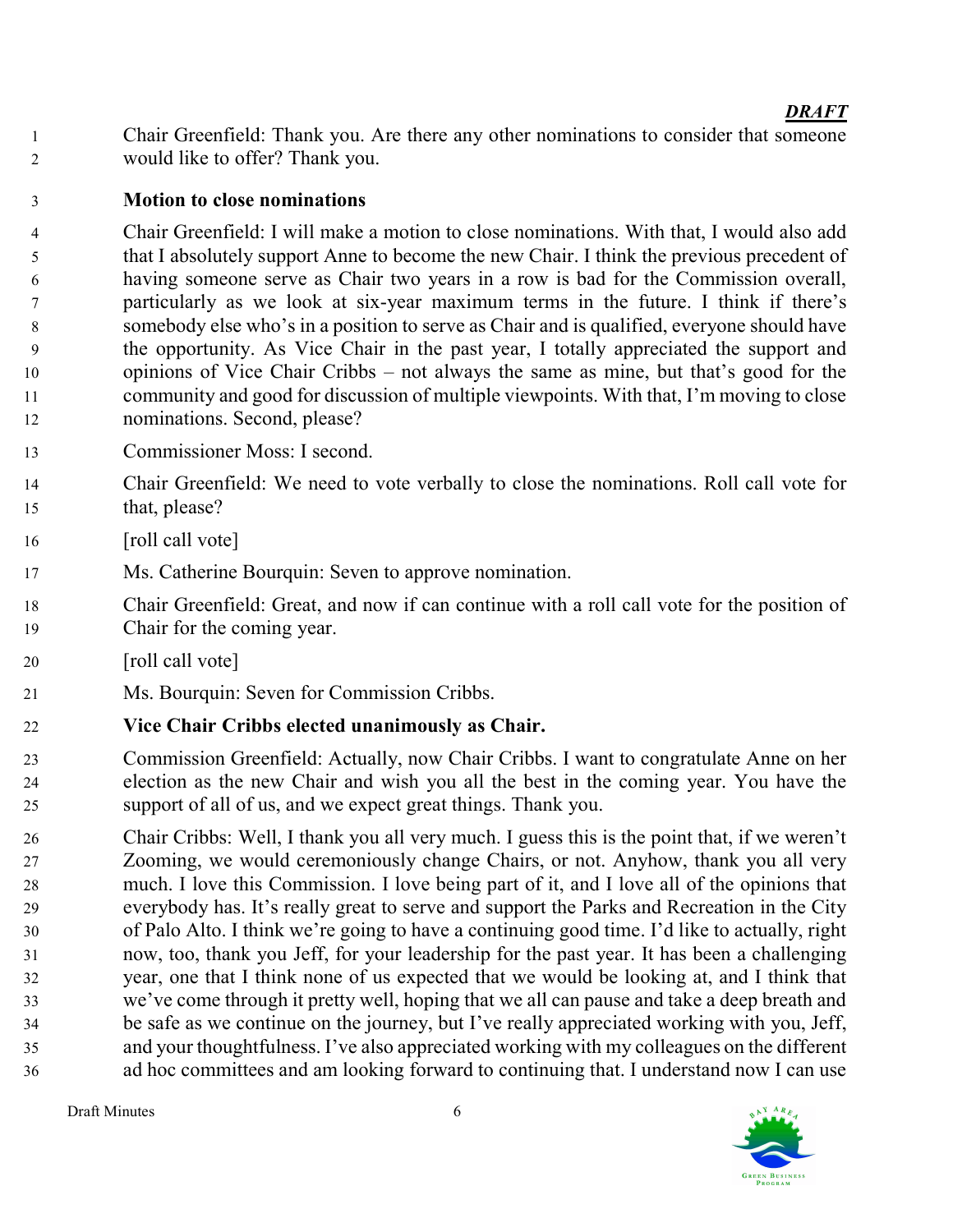Chair Greenfield: Thank you. Are there any other nominations to consider that someone would like to offer? Thank you.

**Motion to close nominations**

Chair Greenfield: I will make a motion to close nominations. With that, I would also add that I absolutely support Anne to become the new Chair. I think the previous precedent of having someone serve as Chair two years in a row is bad for the Commission overall, particularly as we look at six-year maximum terms in the future. I think if there's somebody else who's in a position to serve as Chair and is qualified, everyone should have the opportunity. As Vice Chair in the past year, I totally appreciated the support and opinions of Vice Chair Cribbs – not always the same as mine, but that's good for the community and good for discussion of multiple viewpoints. With that, I'm moving to close nominations. Second, please?

Commissioner Moss: I second.

Chair Greenfield: We need to vote verbally to close the nominations. Roll call vote for that, please?

[roll call vote]

Ms. Catherine Bourquin: Seven to approve nomination.

Chair Greenfield: Great, and now if can continue with a roll call vote for the position of Chair for the coming year.

[roll call vote]

Ms. Bourquin: Seven for Commission Cribbs.

**Vice Chair Cribbs elected unanimously as Chair.**

Commission Greenfield: Actually, now Chair Cribbs. I want to congratulate Anne on her election as the new Chair and wish you all the best in the coming year. You have the support of all of us, and we expect great things. Thank you.

Chair Cribbs: Well, I thank you all very much. I guess this is the point that, if we weren't Zooming, we would ceremoniously change Chairs, or not. Anyhow, thank you all very much. I love this Commission. I love being part of it, and I love all of the opinions that everybody has. It's really great to serve and support the Parks and Recreation in the City of Palo Alto. I think we're going to have a continuing good time. I'd like to actually, right now, too, thank you Jeff, for your leadership for the past year. It has been a challenging year, one that I think none of us expected that we would be looking at, and I think that we've come through it pretty well, hoping that we all can pause and take a deep breath and be safe as we continue on the journey, but I've really appreciated working with you, Jeff, and your thoughtfulness. I've also appreciated working with my colleagues on the different ad hoc committees and am looking forward to continuing that. I understand now I can use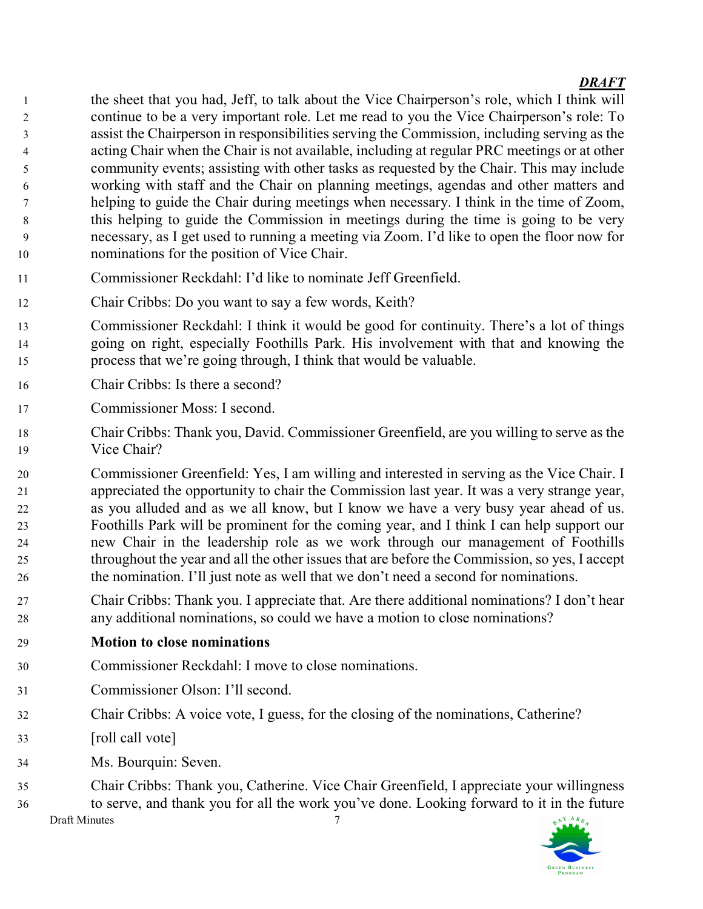the sheet that you had, Jeff, to talk about the Vice Chairperson's role, which I think will continue to be a very important role. Let me read to you the Vice Chairperson's role: To assist the Chairperson in responsibilities serving the Commission, including serving as the acting Chair when the Chair is not available, including at regular PRC meetings or at other community events; assisting with other tasks as requested by the Chair. This may include working with staff and the Chair on planning meetings, agendas and other matters and helping to guide the Chair during meetings when necessary. I think in the time of Zoom, this helping to guide the Commission in meetings during the time is going to be very necessary, as I get used to running a meeting via Zoom. I'd like to open the floor now for nominations for the position of Vice Chair.

Commissioner Reckdahl: I'd like to nominate Jeff Greenfield.

Chair Cribbs: Do you want to say a few words, Keith?

Commissioner Reckdahl: I think it would be good for continuity. There's a lot of things going on right, especially Foothills Park. His involvement with that and knowing the process that we're going through, I think that would be valuable.

Chair Cribbs: Is there a second?

Commissioner Moss: I second.

Chair Cribbs: Thank you, David. Commissioner Greenfield, are you willing to serve as the Vice Chair?

Commissioner Greenfield: Yes, I am willing and interested in serving as the Vice Chair. I appreciated the opportunity to chair the Commission last year. It was a very strange year, as you alluded and as we all know, but I know we have a very busy year ahead of us. Foothills Park will be prominent for the coming year, and I think I can help support our new Chair in the leadership role as we work through our management of Foothills throughout the year and all the other issues that are before the Commission, so yes, I accept the nomination. I'll just note as well that we don't need a second for nominations.

Chair Cribbs: Thank you. I appreciate that. Are there additional nominations? I don't hear any additional nominations, so could we have a motion to close nominations?

**Motion to close nominations**

Commissioner Reckdahl: I move to close nominations.

Commissioner Olson: I'll second.

Chair Cribbs: A voice vote, I guess, for the closing of the nominations, Catherine?

[roll call vote]

Ms. Bourquin: Seven.

Chair Cribbs: Thank you, Catherine. Vice Chair Greenfield, I appreciate your willingness to serve, and thank you for all the work you've done. Looking forward to it in the future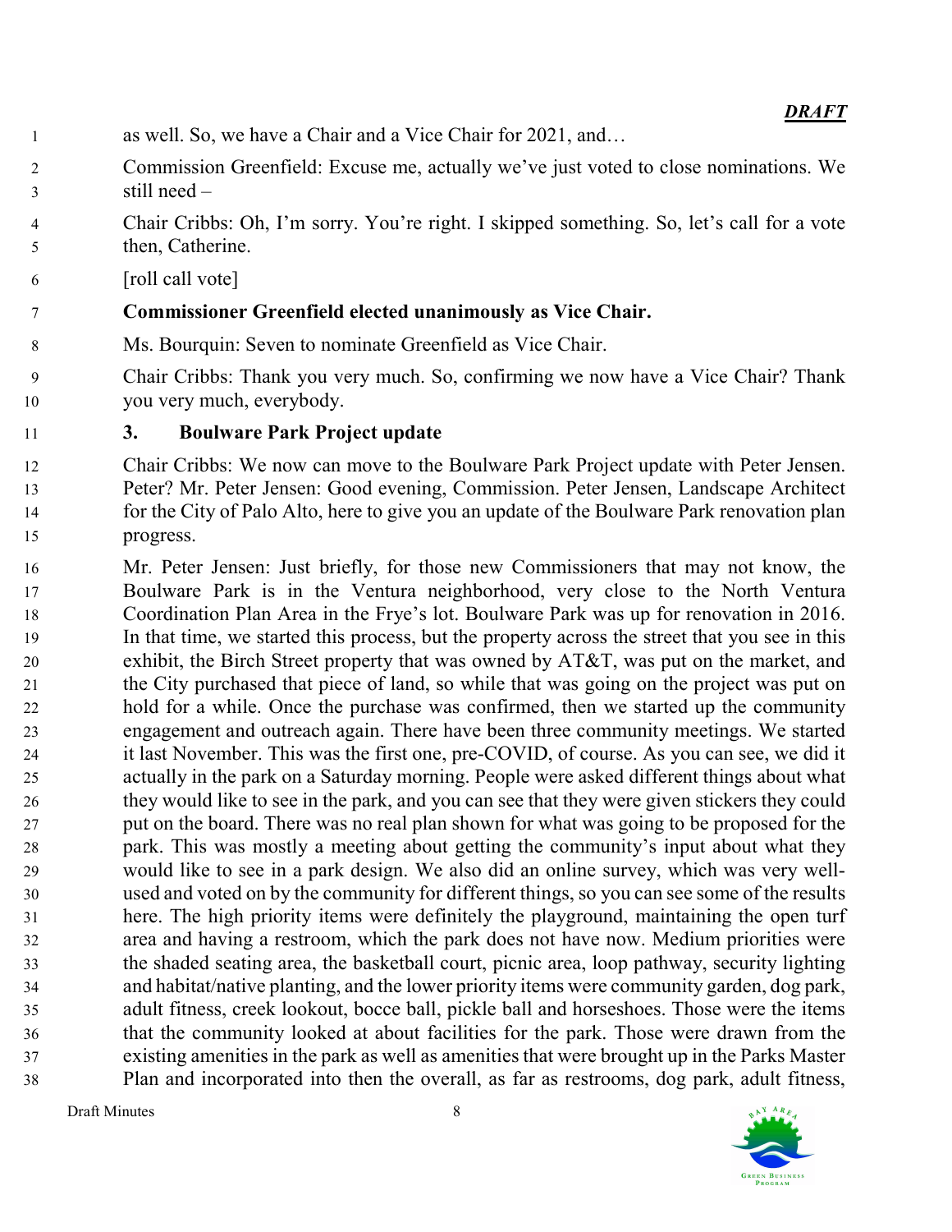*DRAFT*

as well. So, we have a Chair and a Vice Chair for 2021, and…

Commission Greenfield: Excuse me, actually we've just voted to close nominations. We still need –

Chair Cribbs: Oh, I'm sorry. You're right. I skipped something. So, let's call for a vote then, Catherine.

[roll call vote]

**Commissioner Greenfield elected unanimously as Vice Chair.**

Ms. Bourquin: Seven to nominate Greenfield as Vice Chair.

Chair Cribbs: Thank you very much. So, confirming we now have a Vice Chair? Thank you very much, everybody.

### 3. Boulware Park Project update

Chair Cribbs: We now can move to the Boulware Park Project update with Peter Jensen. Peter? Mr. Peter Jensen: Good evening, Commission. Peter Jensen, Landscape Architect for the City of Palo Alto, here to give you an update of the Boulware Park renovation plan progress.

Mr. Peter Jensen: Just briefly, for those new Commissioners that may not know, the Boulware Park is in the Ventura neighborhood, very close to the North Ventura Coordination Plan Area in the Frye's lot. Boulware Park was up for renovation in 2016. In that time, we started this process, but the property across the street that you see in this exhibit, the Birch Street property that was owned by AT&T, was put on the market, and the City purchased that piece of land, so while that was going on the project was put on hold for a while. Once the purchase was confirmed, then we started up the community engagement and outreach again. There have been three community meetings. We started it last November. This was the first one, pre-COVID, of course. As you can see, we did it actually in the park on a Saturday morning. People were asked different things about what they would like to see in the park, and you can see that they were given stickers they could put on the board. There was no real plan shown for what was going to be proposed for the park. This was mostly a meeting about getting the community's input about what they would like to see in a park design. We also did an online survey, which was very well-used and voted on by the community for different things, so you can see some of the results here. The high priority items were definitely the playground, maintaining the open turf area and having a restroom, which the park does not have now. Medium priorities were the shaded seating area, the basketball court, picnic area, loop pathway, security lighting and habitat/native planting, and the lower priority items were community garden, dog park, adult fitness, creek lookout, bocce ball, pickle ball and horseshoes. Those were the items that the community looked at about facilities for the park. Those were drawn from the existing amenities in the park as well as amenities that were brought up in the Parks Master Plan and incorporated into then the overall, as far as restrooms, dog park, adult fitness,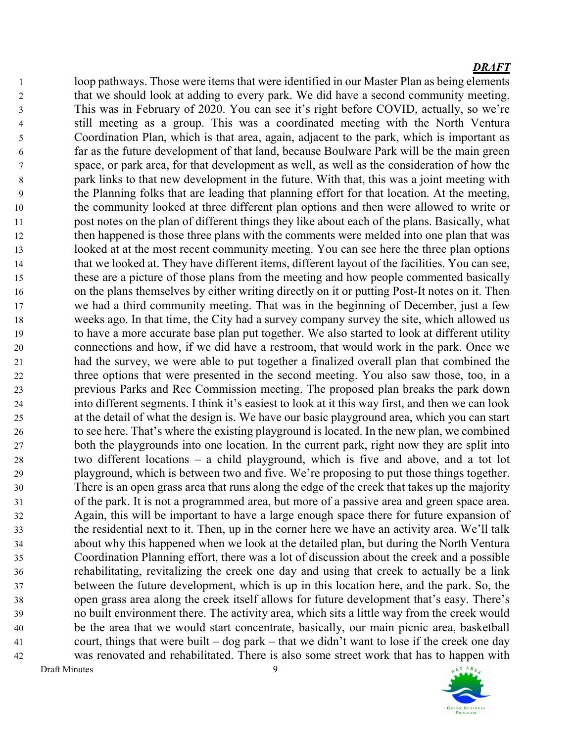loop pathways. Those were items that were identified in our Master Plan as being elements that we should look at adding to every park. We did have a second community meeting. This was in February of 2020. You can see it's right before COVID, actually, so we're still meeting as a group. This was a coordinated meeting with the North Ventura Coordination Plan, which is that area, again, adjacent to the park, which is important as far as the future development of that land, because Boulware Park will be the main green space, or park area, for that development as well, as well as the consideration of how the park links to that new development in the future. With that, this was a joint meeting with the Planning folks that are leading that planning effort for that location. At the meeting, the community looked at three different plan options and then were allowed to write or post notes on the plan of different things they like about each of the plans. Basically, what then happened is those three plans with the comments were melded into one plan that was looked at at the most recent community meeting. You can see here the three plan options that we looked at. They have different items, different layout of the facilities. You can see, these are a picture of those plans from the meeting and how people commented basically on the plans themselves by either writing directly on it or putting Post-It notes on it. Then we had a third community meeting. That was in the beginning of December, just a few weeks ago. In that time, the City had a survey company survey the site, which allowed us to have a more accurate base plan put together. We also started to look at different utility connections and how, if we did have a restroom, that would work in the park. Once we had the survey, we were able to put together a finalized overall plan that combined the three options that were presented in the second meeting. You also saw those, too, in a previous Parks and Rec Commission meeting. The proposed plan breaks the park down into different segments. I think it's easiest to look at it this way first, and then we can look at the detail of what the design is. We have our basic playground area, which you can start to see here. That's where the existing playground is located. In the new plan, we combined both the playgrounds into one location. In the current park, right now they are split into two different locations – a child playground, which is five and above, and a tot lot playground, which is between two and five. We're proposing to put those things together. There is an open grass area that runs along the edge of the creek that takes up the majority of the park. It is not a programmed area, but more of a passive area and green space area. Again, this will be important to have a large enough space there for future expansion of the residential next to it. Then, up in the corner here we have an activity area. We'll talk about why this happened when we look at the detailed plan, but during the North Ventura Coordination Planning effort, there was a lot of discussion about the creek and a possible rehabilitating, revitalizing the creek one day and using that creek to actually be a link between the future development, which is up in this location here, and the park. So, the open grass area along the creek itself allows for future development that's easy. There's no built environment there. The activity area, which sits a little way from the creek would be the area that we would start concentrate, basically, our main picnic area, basketball court, things that were built – dog park – that we didn't want to lose if the creek one day was renovated and rehabilitated. There is also some street work that has to happen with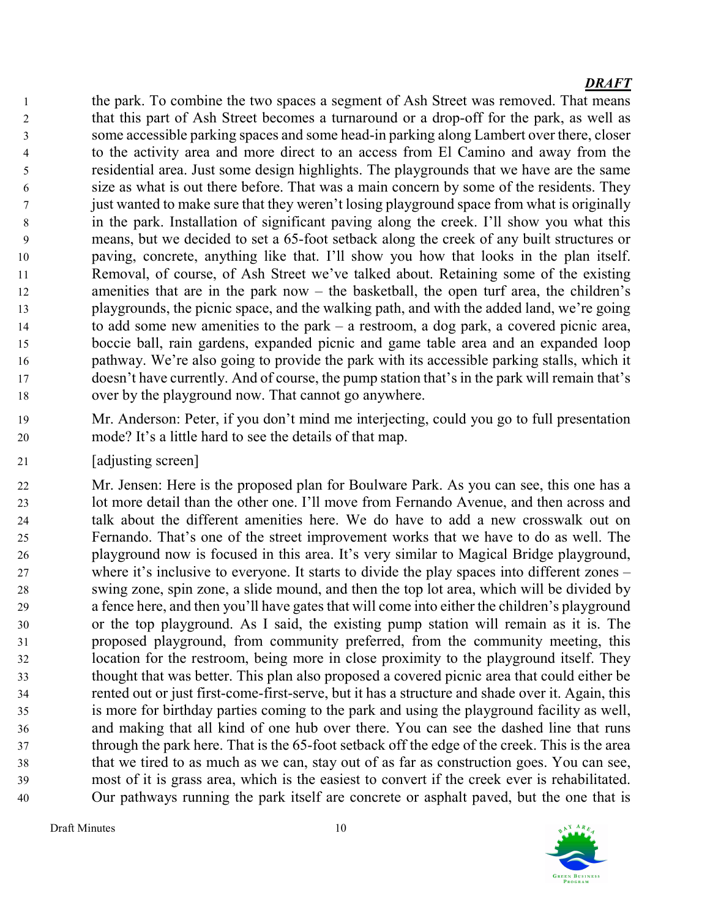***DRAFT***

the park. To combine the two spaces a segment of Ash Street was removed. That means that this part of Ash Street becomes a turnaround or a drop-off for the park, as well as some accessible parking spaces and some head-in parking along Lambert over there, closer to the activity area and more direct to an access from El Camino and away from the residential area. Just some design highlights. The playgrounds that we have are the same size as what is out there before. That was a main concern by some of the residents. They just wanted to make sure that they weren't losing playground space from what is originally in the park. Installation of significant paving along the creek. I'll show you what this means, but we decided to set a 65-foot setback along the creek of any built structures or paving, concrete, anything like that. I'll show you how that looks in the plan itself. Removal, of course, of Ash Street we've talked about. Retaining some of the existing amenities that are in the park now – the basketball, the open turf area, the children's playgrounds, the picnic space, and the walking path, and with the added land, we're going to add some new amenities to the park – a restroom, a dog park, a covered picnic area, boccie ball, rain gardens, expanded picnic and game table area and an expanded loop pathway. We're also going to provide the park with its accessible parking stalls, which it doesn't have currently. And of course, the pump station that's in the park will remain that's over by the playground now. That cannot go anywhere.

Mr. Anderson: Peter, if you don't mind me interjecting, could you go to full presentation mode? It's a little hard to see the details of that map.

[adjusting screen]

Mr. Jensen: Here is the proposed plan for Boulware Park. As you can see, this one has a lot more detail than the other one. I'll move from Fernando Avenue, and then across and talk about the different amenities here. We do have to add a new crosswalk out on Fernando. That's one of the street improvement works that we have to do as well. The playground now is focused in this area. It's very similar to Magical Bridge playground, where it's inclusive to everyone. It starts to divide the play spaces into different zones – swing zone, spin zone, a slide mound, and then the top lot area, which will be divided by a fence here, and then you'll have gates that will come into either the children's playground or the top playground. As I said, the existing pump station will remain as it is. The proposed playground, from community preferred, from the community meeting, this location for the restroom, being more in close proximity to the playground itself. They thought that was better. This plan also proposed a covered picnic area that could either be rented out or just first-come-first-serve, but it has a structure and shade over it. Again, this is more for birthday parties coming to the park and using the playground facility as well, and making that all kind of one hub over there. You can see the dashed line that runs through the park here. That is the 65-foot setback off the edge of the creek. This is the area that we tired to as much as we can, stay out of as far as construction goes. You can see, most of it is grass area, which is the easiest to convert if the creek ever is rehabilitated. Our pathways running the park itself are concrete or asphalt paved, but the one that is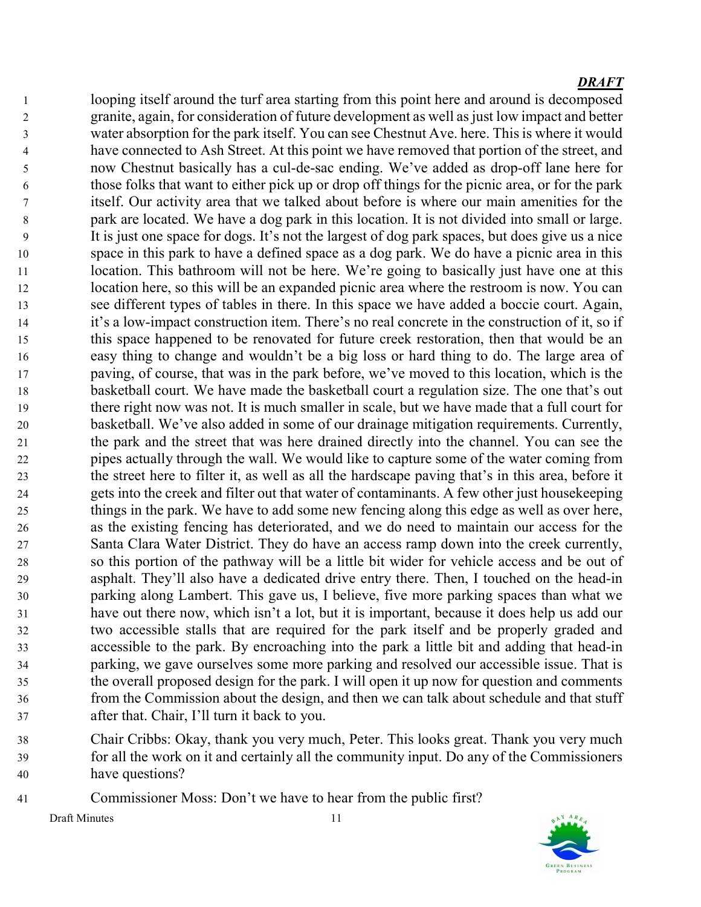looping itself around the turf area starting from this point here and around is decomposed granite, again, for consideration of future development as well as just low impact and better water absorption for the park itself. You can see Chestnut Ave. here. This is where it would have connected to Ash Street. At this point we have removed that portion of the street, and now Chestnut basically has a cul-de-sac ending. We've added as drop-off lane here for those folks that want to either pick up or drop off things for the picnic area, or for the park itself. Our activity area that we talked about before is where our main amenities for the park are located. We have a dog park in this location. It is not divided into small or large. It is just one space for dogs. It's not the largest of dog park spaces, but does give us a nice space in this park to have a defined space as a dog park. We do have a picnic area in this location. This bathroom will not be here. We're going to basically just have one at this location here, so this will be an expanded picnic area where the restroom is now. You can see different types of tables in there. In this space we have added a boccie court. Again, it's a low-impact construction item. There's no real concrete in the construction of it, so if this space happened to be renovated for future creek restoration, then that would be an easy thing to change and wouldn't be a big loss or hard thing to do. The large area of paving, of course, that was in the park before, we've moved to this location, which is the basketball court. We have made the basketball court a regulation size. The one that's out there right now was not. It is much smaller in scale, but we have made that a full court for basketball. We've also added in some of our drainage mitigation requirements. Currently, the park and the street that was here drained directly into the channel. You can see the pipes actually through the wall. We would like to capture some of the water coming from the street here to filter it, as well as all the hardscape paving that's in this area, before it gets into the creek and filter out that water of contaminants. A few other just housekeeping things in the park. We have to add some new fencing along this edge as well as over here, as the existing fencing has deteriorated, and we do need to maintain our access for the Santa Clara Water District. They do have an access ramp down into the creek currently, so this portion of the pathway will be a little bit wider for vehicle access and be out of asphalt. They'll also have a dedicated drive entry there. Then, I touched on the head-in parking along Lambert. This gave us, I believe, five more parking spaces than what we have out there now, which isn't a lot, but it is important, because it does help us add our two accessible stalls that are required for the park itself and be properly graded and accessible to the park. By encroaching into the park a little bit and adding that head-in parking, we gave ourselves some more parking and resolved our accessible issue. That is the overall proposed design for the park. I will open it up now for question and comments from the Commission about the design, and then we can talk about schedule and that stuff after that. Chair, I'll turn it back to you.

Chair Cribbs: Okay, thank you very much, Peter. This looks great. Thank you very much for all the work on it and certainly all the community input. Do any of the Commissioners have questions?

Commissioner Moss: Don't we have to hear from the public first?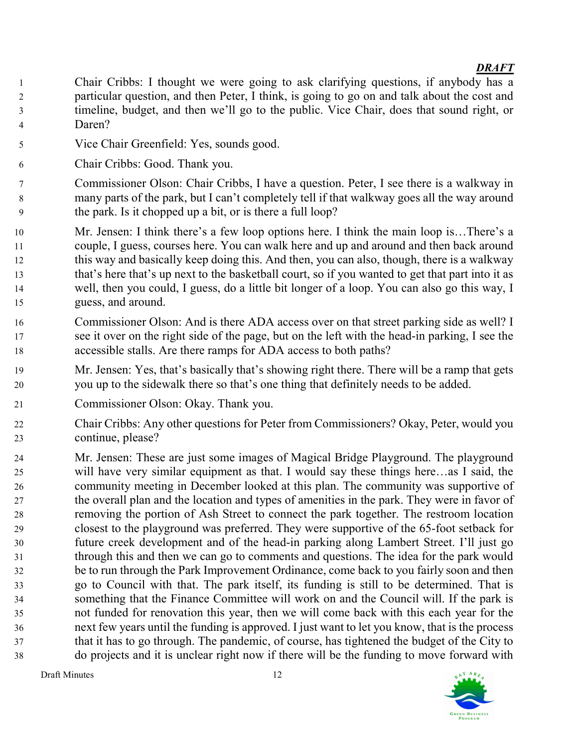*DRAFT*

Chair Cribbs: I thought we were going to ask clarifying questions, if anybody has a particular question, and then Peter, I think, is going to go on and talk about the cost and timeline, budget, and then we'll go to the public. Vice Chair, does that sound right, or Daren?

Vice Chair Greenfield: Yes, sounds good.

Chair Cribbs: Good. Thank you.

Commissioner Olson: Chair Cribbs, I have a question. Peter, I see there is a walkway in many parts of the park, but I can't completely tell if that walkway goes all the way around the park. Is it chopped up a bit, or is there a full loop?

Mr. Jensen: I think there's a few loop options here. I think the main loop is…There's a couple, I guess, courses here. You can walk here and up and around and then back around this way and basically keep doing this. And then, you can also, though, there is a walkway that's here that's up next to the basketball court, so if you wanted to get that part into it as well, then you could, I guess, do a little bit longer of a loop. You can also go this way, I guess, and around.

Commissioner Olson: And is there ADA access over on that street parking side as well? I see it over on the right side of the page, but on the left with the head-in parking, I see the accessible stalls. Are there ramps for ADA access to both paths?

Mr. Jensen: Yes, that's basically that's showing right there. There will be a ramp that gets you up to the sidewalk there so that's one thing that definitely needs to be added.

Commissioner Olson: Okay. Thank you.

Chair Cribbs: Any other questions for Peter from Commissioners? Okay, Peter, would you continue, please?

Mr. Jensen: These are just some images of Magical Bridge Playground. The playground will have very similar equipment as that. I would say these things here…as I said, the community meeting in December looked at this plan. The community was supportive of the overall plan and the location and types of amenities in the park. They were in favor of removing the portion of Ash Street to connect the park together. The restroom location closest to the playground was preferred. They were supportive of the 65-foot setback for future creek development and of the head-in parking along Lambert Street. I'll just go through this and then we can go to comments and questions. The idea for the park would be to run through the Park Improvement Ordinance, come back to you fairly soon and then go to Council with that. The park itself, its funding is still to be determined. That is something that the Finance Committee will work on and the Council will. If the park is not funded for renovation this year, then we will come back with this each year for the next few years until the funding is approved. I just want to let you know, that is the process that it has to go through. The pandemic, of course, has tightened the budget of the City to do projects and it is unclear right now if there will be the funding to move forward with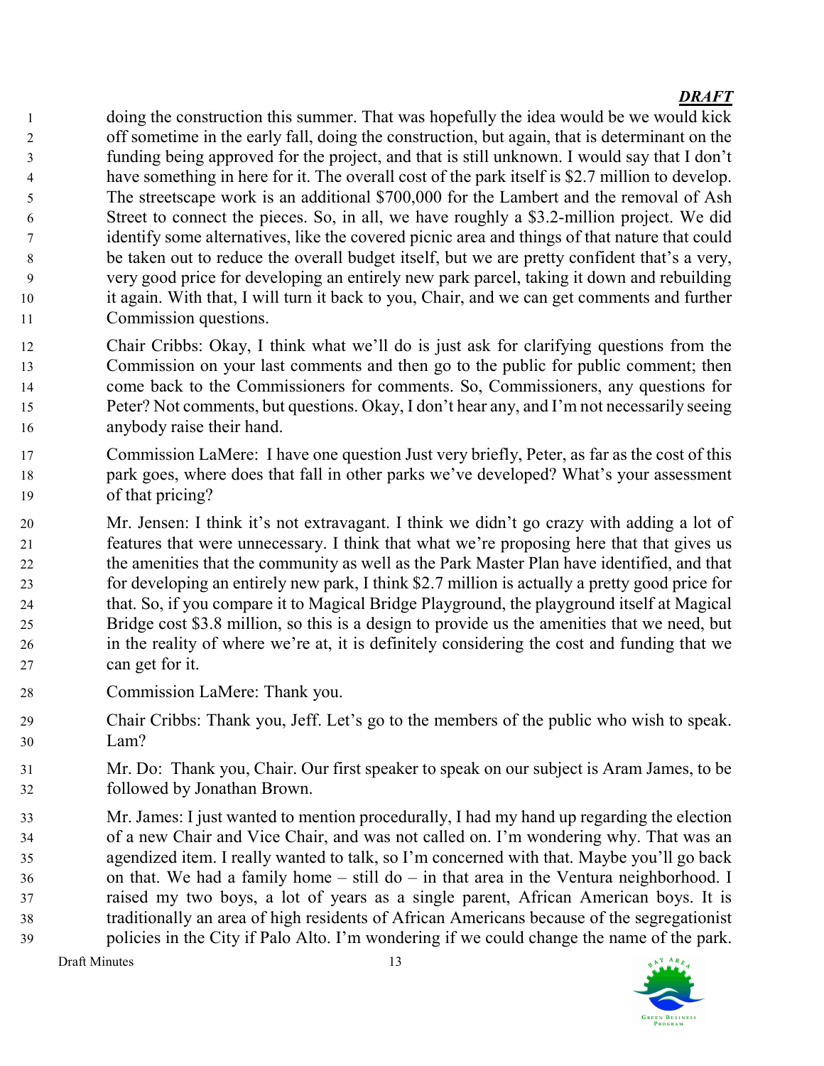doing the construction this summer. That was hopefully the idea would be we would kick off sometime in the early fall, doing the construction, but again, that is determinant on the funding being approved for the project, and that is still unknown. I would say that I don't have something in here for it. The overall cost of the park itself is $2.7 million to develop. The streetscape work is an additional $700,000 for the Lambert and the removal of Ash Street to connect the pieces. So, in all, we have roughly a $3.2-million project. We did identify some alternatives, like the covered picnic area and things of that nature that could be taken out to reduce the overall budget itself, but we are pretty confident that's a very, very good price for developing an entirely new park parcel, taking it down and rebuilding it again. With that, I will turn it back to you, Chair, and we can get comments and further Commission questions.

Chair Cribbs: Okay, I think what we'll do is just ask for clarifying questions from the Commission on your last comments and then go to the public for public comment; then come back to the Commissioners for comments. So, Commissioners, any questions for Peter? Not comments, but questions. Okay, I don't hear any, and I'm not necessarily seeing anybody raise their hand.

Commission LaMere: I have one question Just very briefly, Peter, as far as the cost of this park goes, where does that fall in other parks we've developed? What's your assessment of that pricing?

Mr. Jensen: I think it's not extravagant. I think we didn't go crazy with adding a lot of features that were unnecessary. I think that what we're proposing here that that gives us the amenities that the community as well as the Park Master Plan have identified, and that for developing an entirely new park, I think $2.7 million is actually a pretty good price for that. So, if you compare it to Magical Bridge Playground, the playground itself at Magical Bridge cost $3.8 million, so this is a design to provide us the amenities that we need, but in the reality of where we're at, it is definitely considering the cost and funding that we can get for it.

Commission LaMere: Thank you.

Chair Cribbs: Thank you, Jeff. Let's go to the members of the public who wish to speak. Lam?

Mr. Do: Thank you, Chair. Our first speaker to speak on our subject is Aram James, to be followed by Jonathan Brown.

Mr. James: I just wanted to mention procedurally, I had my hand up regarding the election of a new Chair and Vice Chair, and was not called on. I'm wondering why. That was an agendized item. I really wanted to talk, so I'm concerned with that. Maybe you'll go back on that. We had a family home – still do – in that area in the Ventura neighborhood. I raised my two boys, a lot of years as a single parent, African American boys. It is traditionally an area of high residents of African Americans because of the segregationist policies in the City if Palo Alto. I'm wondering if we could change the name of the park.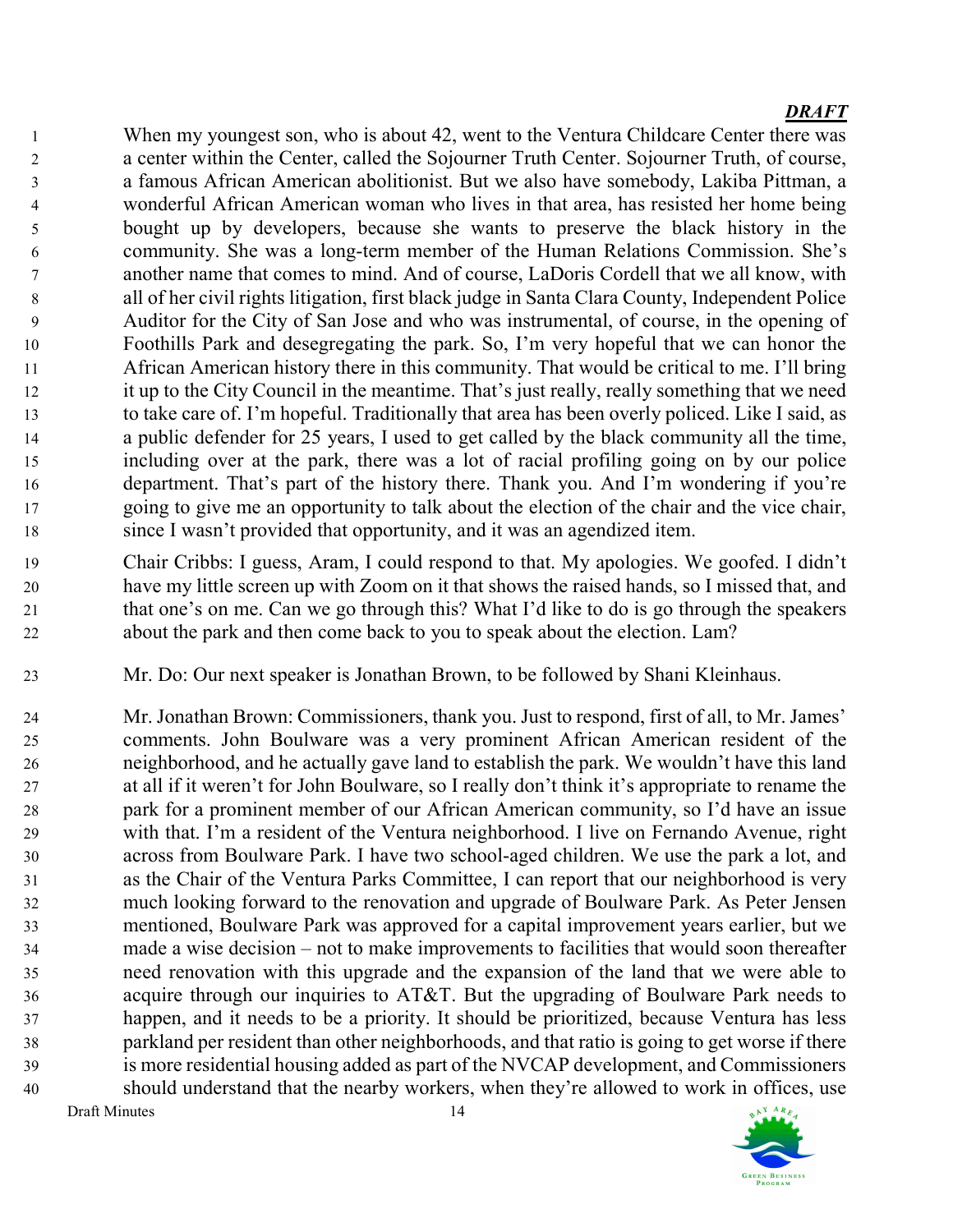When my youngest son, who is about 42, went to the Ventura Childcare Center there was a center within the Center, called the Sojourner Truth Center. Sojourner Truth, of course, a famous African American abolitionist. But we also have somebody, Lakiba Pittman, a wonderful African American woman who lives in that area, has resisted her home being bought up by developers, because she wants to preserve the black history in the community. She was a long-term member of the Human Relations Commission. She's another name that comes to mind. And of course, LaDoris Cordell that we all know, with all of her civil rights litigation, first black judge in Santa Clara County, Independent Police Auditor for the City of San Jose and who was instrumental, of course, in the opening of Foothills Park and desegregating the park. So, I'm very hopeful that we can honor the African American history there in this community. That would be critical to me. I'll bring it up to the City Council in the meantime. That's just really, really something that we need to take care of. I'm hopeful. Traditionally that area has been overly policed. Like I said, as a public defender for 25 years, I used to get called by the black community all the time, including over at the park, there was a lot of racial profiling going on by our police department. That's part of the history there. Thank you. And I'm wondering if you're going to give me an opportunity to talk about the election of the chair and the vice chair, since I wasn't provided that opportunity, and it was an agendized item.

Chair Cribbs: I guess, Aram, I could respond to that. My apologies. We goofed. I didn't have my little screen up with Zoom on it that shows the raised hands, so I missed that, and that one's on me. Can we go through this? What I'd like to do is go through the speakers about the park and then come back to you to speak about the election. Lam?

Mr. Do: Our next speaker is Jonathan Brown, to be followed by Shani Kleinhaus.

Mr. Jonathan Brown: Commissioners, thank you. Just to respond, first of all, to Mr. James' comments. John Boulware was a very prominent African American resident of the neighborhood, and he actually gave land to establish the park. We wouldn't have this land at all if it weren't for John Boulware, so I really don't think it's appropriate to rename the park for a prominent member of our African American community, so I'd have an issue with that. I'm a resident of the Ventura neighborhood. I live on Fernando Avenue, right across from Boulware Park. I have two school-aged children. We use the park a lot, and as the Chair of the Ventura Parks Committee, I can report that our neighborhood is very much looking forward to the renovation and upgrade of Boulware Park. As Peter Jensen mentioned, Boulware Park was approved for a capital improvement years earlier, but we made a wise decision – not to make improvements to facilities that would soon thereafter need renovation with this upgrade and the expansion of the land that we were able to acquire through our inquiries to AT&T. But the upgrading of Boulware Park needs to happen, and it needs to be a priority. It should be prioritized, because Ventura has less parkland per resident than other neighborhoods, and that ratio is going to get worse if there is more residential housing added as part of the NVCAP development, and Commissioners should understand that the nearby workers, when they're allowed to work in offices, use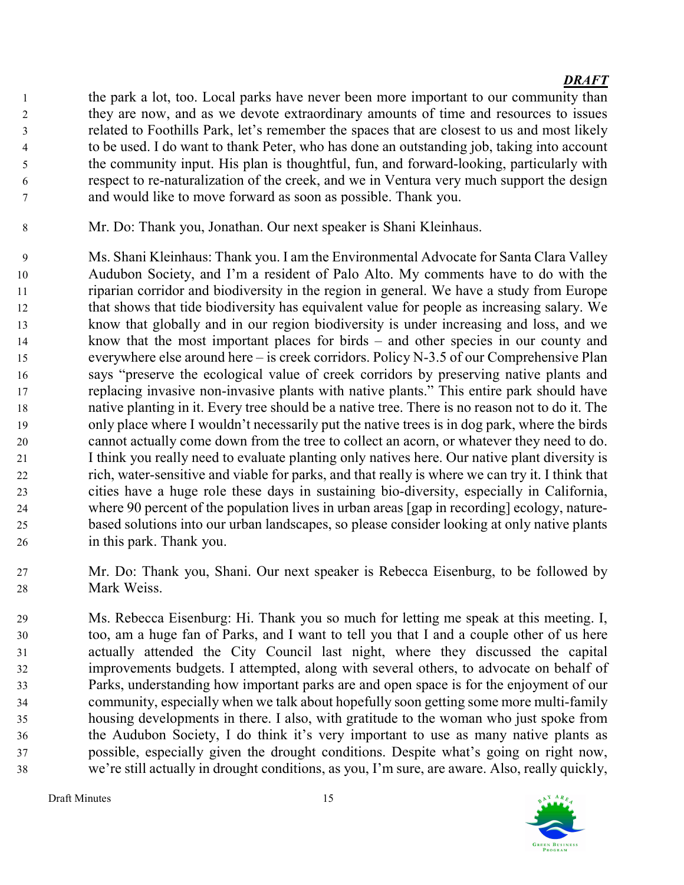the park a lot, too. Local parks have never been more important to our community than they are now, and as we devote extraordinary amounts of time and resources to issues related to Foothills Park, let's remember the spaces that are closest to us and most likely to be used. I do want to thank Peter, who has done an outstanding job, taking into account the community input. His plan is thoughtful, fun, and forward-looking, particularly with respect to re-naturalization of the creek, and we in Ventura very much support the design and would like to move forward as soon as possible. Thank you.

Mr. Do: Thank you, Jonathan. Our next speaker is Shani Kleinhaus.

Ms. Shani Kleinhaus: Thank you. I am the Environmental Advocate for Santa Clara Valley Audubon Society, and I'm a resident of Palo Alto. My comments have to do with the riparian corridor and biodiversity in the region in general. We have a study from Europe that shows that tide biodiversity has equivalent value for people as increasing salary. We know that globally and in our region biodiversity is under increasing and loss, and we know that the most important places for birds – and other species in our county and everywhere else around here – is creek corridors. Policy N-3.5 of our Comprehensive Plan says "preserve the ecological value of creek corridors by preserving native plants and replacing invasive non-invasive plants with native plants." This entire park should have native planting in it. Every tree should be a native tree. There is no reason not to do it. The only place where I wouldn't necessarily put the native trees is in dog park, where the birds cannot actually come down from the tree to collect an acorn, or whatever they need to do. I think you really need to evaluate planting only natives here. Our native plant diversity is rich, water-sensitive and viable for parks, and that really is where we can try it. I think that cities have a huge role these days in sustaining bio-diversity, especially in California, where 90 percent of the population lives in urban areas [gap in recording] ecology, nature-based solutions into our urban landscapes, so please consider looking at only native plants in this park. Thank you.

Mr. Do: Thank you, Shani. Our next speaker is Rebecca Eisenburg, to be followed by Mark Weiss.

Ms. Rebecca Eisenburg: Hi. Thank you so much for letting me speak at this meeting. I, too, am a huge fan of Parks, and I want to tell you that I and a couple other of us here actually attended the City Council last night, where they discussed the capital improvements budgets. I attempted, along with several others, to advocate on behalf of Parks, understanding how important parks are and open space is for the enjoyment of our community, especially when we talk about hopefully soon getting some more multi-family housing developments in there. I also, with gratitude to the woman who just spoke from the Audubon Society, I do think it's very important to use as many native plants as possible, especially given the drought conditions. Despite what's going on right now, we're still actually in drought conditions, as you, I'm sure, are aware. Also, really quickly,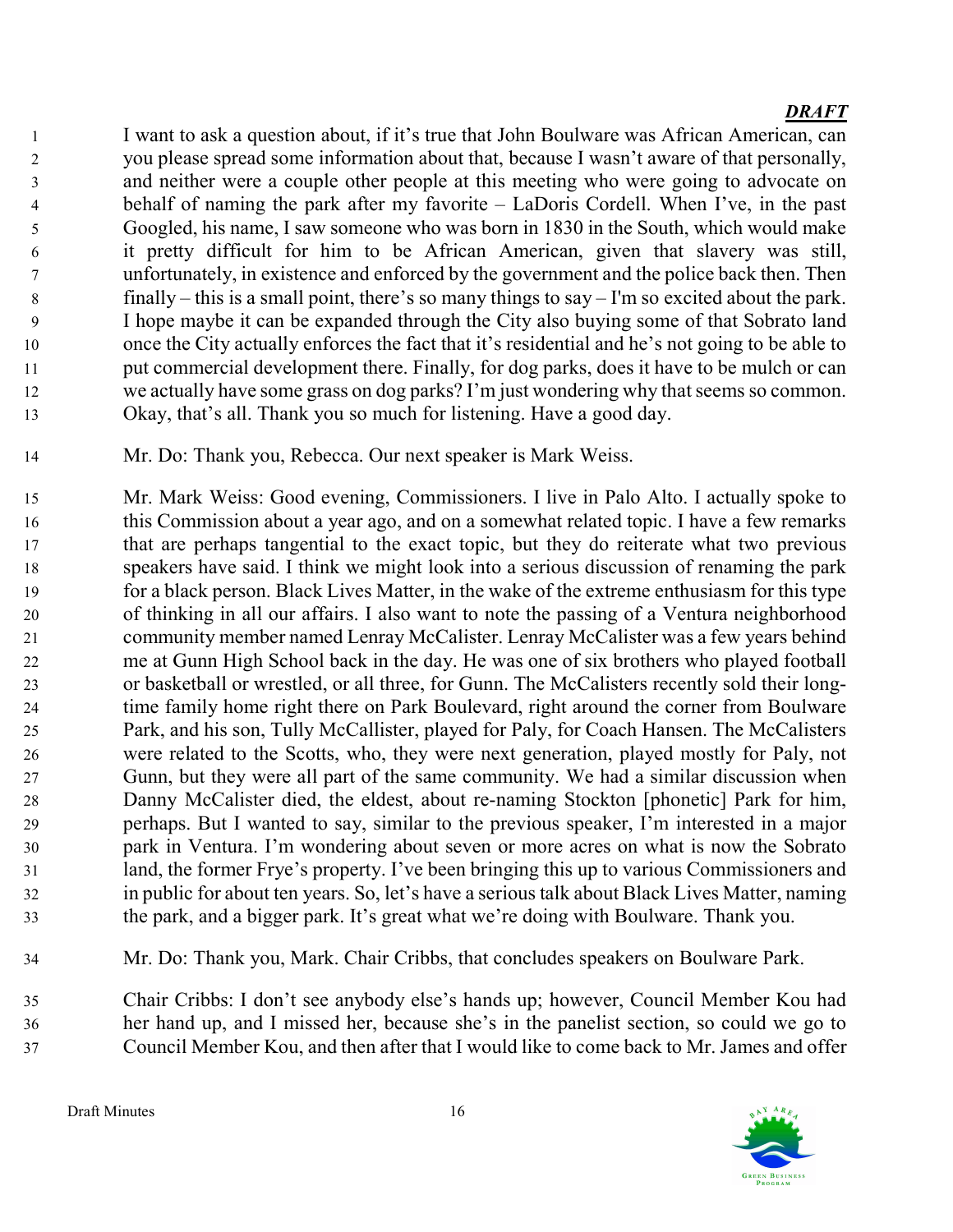***DRAFT***

I want to ask a question about, if it's true that John Boulware was African American, can you please spread some information about that, because I wasn't aware of that personally, and neither were a couple other people at this meeting who were going to advocate on behalf of naming the park after my favorite – LaDoris Cordell. When I've, in the past Googled, his name, I saw someone who was born in 1830 in the South, which would make it pretty difficult for him to be African American, given that slavery was still, unfortunately, in existence and enforced by the government and the police back then. Then finally – this is a small point, there's so many things to say – I'm so excited about the park. I hope maybe it can be expanded through the City also buying some of that Sobrato land once the City actually enforces the fact that it's residential and he's not going to be able to put commercial development there. Finally, for dog parks, does it have to be mulch or can we actually have some grass on dog parks? I'm just wondering why that seems so common. Okay, that's all. Thank you so much for listening. Have a good day.

Mr. Do: Thank you, Rebecca. Our next speaker is Mark Weiss.

Mr. Mark Weiss: Good evening, Commissioners. I live in Palo Alto. I actually spoke to this Commission about a year ago, and on a somewhat related topic. I have a few remarks that are perhaps tangential to the exact topic, but they do reiterate what two previous speakers have said. I think we might look into a serious discussion of renaming the park for a black person. Black Lives Matter, in the wake of the extreme enthusiasm for this type of thinking in all our affairs. I also want to note the passing of a Ventura neighborhood community member named Lenray McCalister. Lenray McCalister was a few years behind me at Gunn High School back in the day. He was one of six brothers who played football or basketball or wrestled, or all three, for Gunn. The McCalisters recently sold their long-time family home right there on Park Boulevard, right around the corner from Boulware Park, and his son, Tully McCallister, played for Paly, for Coach Hansen. The McCalisters were related to the Scotts, who, they were next generation, played mostly for Paly, not Gunn, but they were all part of the same community. We had a similar discussion when Danny McCalister died, the eldest, about re-naming Stockton [phonetic] Park for him, perhaps. But I wanted to say, similar to the previous speaker, I'm interested in a major park in Ventura. I'm wondering about seven or more acres on what is now the Sobrato land, the former Frye's property. I've been bringing this up to various Commissioners and in public for about ten years. So, let's have a serious talk about Black Lives Matter, naming the park, and a bigger park. It's great what we're doing with Boulware. Thank you.

Mr. Do: Thank you, Mark. Chair Cribbs, that concludes speakers on Boulware Park.

Chair Cribbs: I don't see anybody else's hands up; however, Council Member Kou had her hand up, and I missed her, because she's in the panelist section, so could we go to Council Member Kou, and then after that I would like to come back to Mr. James and offer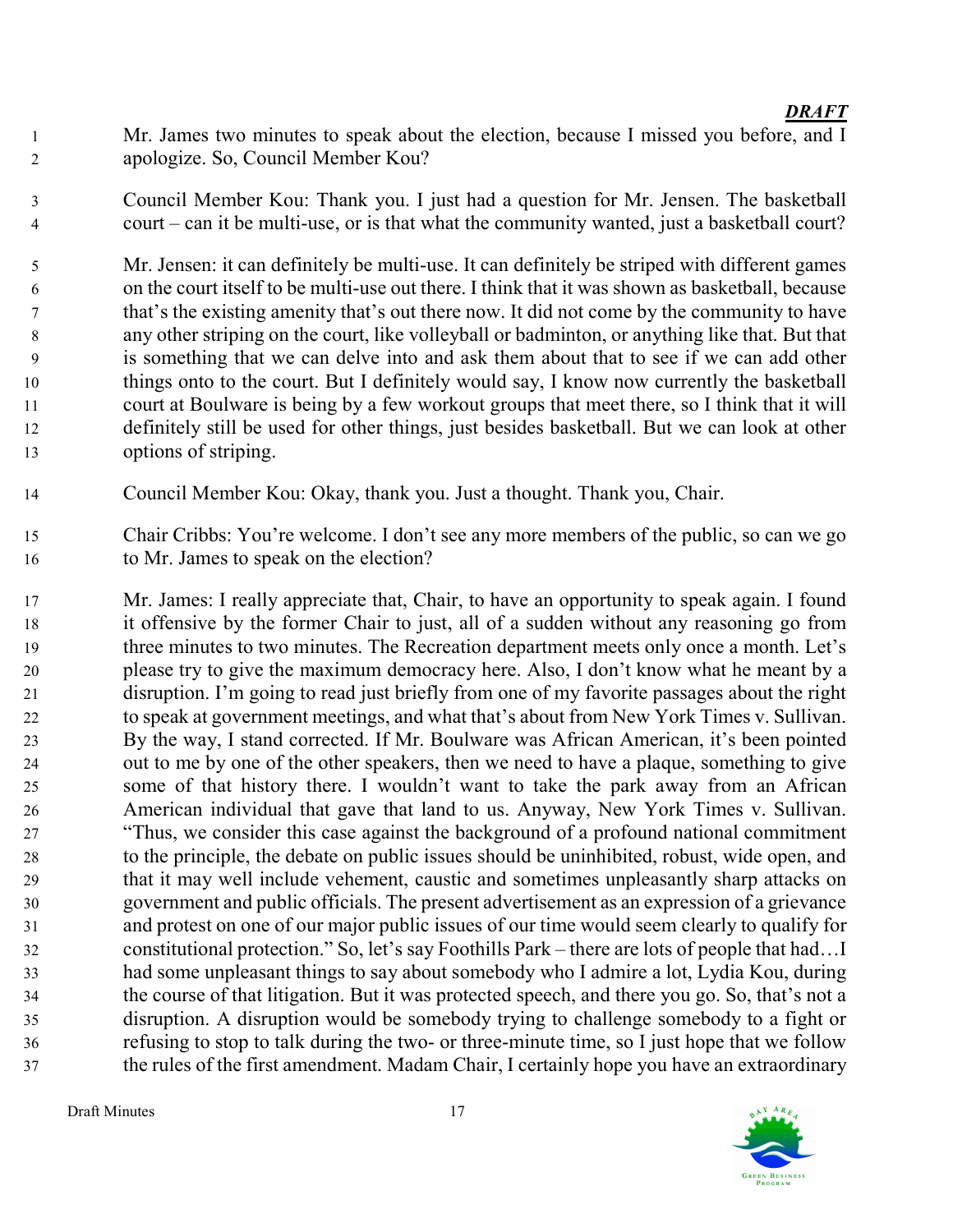***DRAFT***

Mr. James two minutes to speak about the election, because I missed you before, and I apologize. So, Council Member Kou?

Council Member Kou: Thank you. I just had a question for Mr. Jensen. The basketball court – can it be multi-use, or is that what the community wanted, just a basketball court?

Mr. Jensen: it can definitely be multi-use. It can definitely be striped with different games on the court itself to be multi-use out there. I think that it was shown as basketball, because that's the existing amenity that's out there now. It did not come by the community to have any other striping on the court, like volleyball or badminton, or anything like that. But that is something that we can delve into and ask them about that to see if we can add other things onto to the court. But I definitely would say, I know now currently the basketball court at Boulware is being by a few workout groups that meet there, so I think that it will definitely still be used for other things, just besides basketball. But we can look at other options of striping.

Council Member Kou: Okay, thank you. Just a thought. Thank you, Chair.

Chair Cribbs: You're welcome. I don't see any more members of the public, so can we go to Mr. James to speak on the election?

Mr. James: I really appreciate that, Chair, to have an opportunity to speak again. I found it offensive by the former Chair to just, all of a sudden without any reasoning go from three minutes to two minutes. The Recreation department meets only once a month. Let's please try to give the maximum democracy here. Also, I don't know what he meant by a disruption. I'm going to read just briefly from one of my favorite passages about the right to speak at government meetings, and what that's about from New York Times v. Sullivan. By the way, I stand corrected. If Mr. Boulware was African American, it's been pointed out to me by one of the other speakers, then we need to have a plaque, something to give some of that history there. I wouldn't want to take the park away from an African American individual that gave that land to us. Anyway, New York Times v. Sullivan. "Thus, we consider this case against the background of a profound national commitment to the principle, the debate on public issues should be uninhibited, robust, wide open, and that it may well include vehement, caustic and sometimes unpleasantly sharp attacks on government and public officials. The present advertisement as an expression of a grievance and protest on one of our major public issues of our time would seem clearly to qualify for constitutional protection." So, let's say Foothills Park – there are lots of people that had…I had some unpleasant things to say about somebody who I admire a lot, Lydia Kou, during the course of that litigation. But it was protected speech, and there you go. So, that's not a disruption. A disruption would be somebody trying to challenge somebody to a fight or refusing to stop to talk during the two- or three-minute time, so I just hope that we follow the rules of the first amendment. Madam Chair, I certainly hope you have an extraordinary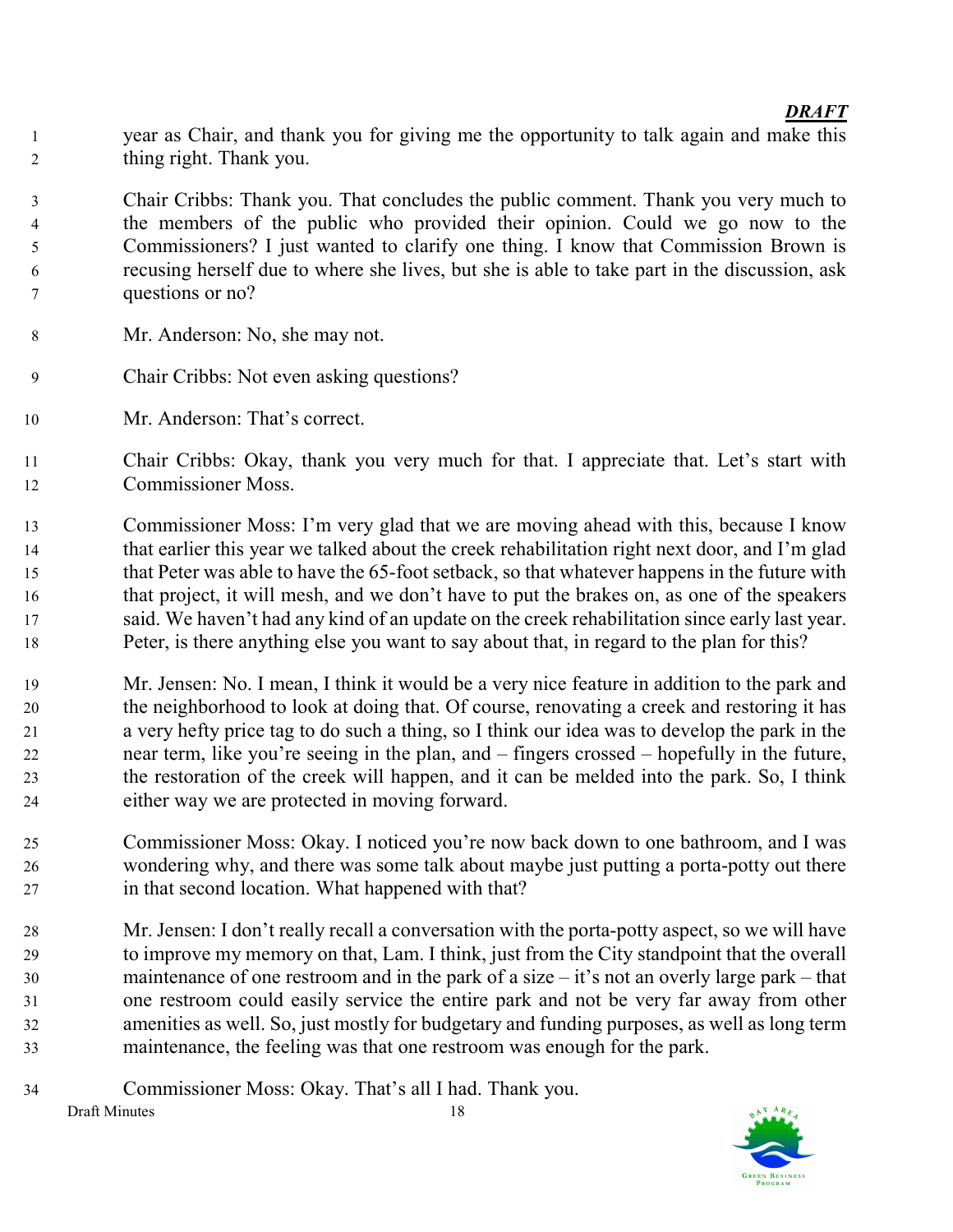year as Chair, and thank you for giving me the opportunity to talk again and make this thing right. Thank you.

Chair Cribbs: Thank you. That concludes the public comment. Thank you very much to the members of the public who provided their opinion. Could we go now to the Commissioners? I just wanted to clarify one thing. I know that Commission Brown is recusing herself due to where she lives, but she is able to take part in the discussion, ask questions or no?

Mr. Anderson: No, she may not.

Chair Cribbs: Not even asking questions?

Mr. Anderson: That's correct.

Chair Cribbs: Okay, thank you very much for that. I appreciate that. Let's start with Commissioner Moss.

Commissioner Moss: I'm very glad that we are moving ahead with this, because I know that earlier this year we talked about the creek rehabilitation right next door, and I'm glad that Peter was able to have the 65-foot setback, so that whatever happens in the future with that project, it will mesh, and we don't have to put the brakes on, as one of the speakers said. We haven't had any kind of an update on the creek rehabilitation since early last year. Peter, is there anything else you want to say about that, in regard to the plan for this?

Mr. Jensen: No. I mean, I think it would be a very nice feature in addition to the park and the neighborhood to look at doing that. Of course, renovating a creek and restoring it has a very hefty price tag to do such a thing, so I think our idea was to develop the park in the near term, like you're seeing in the plan, and – fingers crossed – hopefully in the future, the restoration of the creek will happen, and it can be melded into the park. So, I think either way we are protected in moving forward.

Commissioner Moss: Okay. I noticed you're now back down to one bathroom, and I was wondering why, and there was some talk about maybe just putting a porta-potty out there in that second location. What happened with that?

Mr. Jensen: I don't really recall a conversation with the porta-potty aspect, so we will have to improve my memory on that, Lam. I think, just from the City standpoint that the overall maintenance of one restroom and in the park of a size – it's not an overly large park – that one restroom could easily service the entire park and not be very far away from other amenities as well. So, just mostly for budgetary and funding purposes, as well as long term maintenance, the feeling was that one restroom was enough for the park.

Commissioner Moss: Okay. That's all I had. Thank you.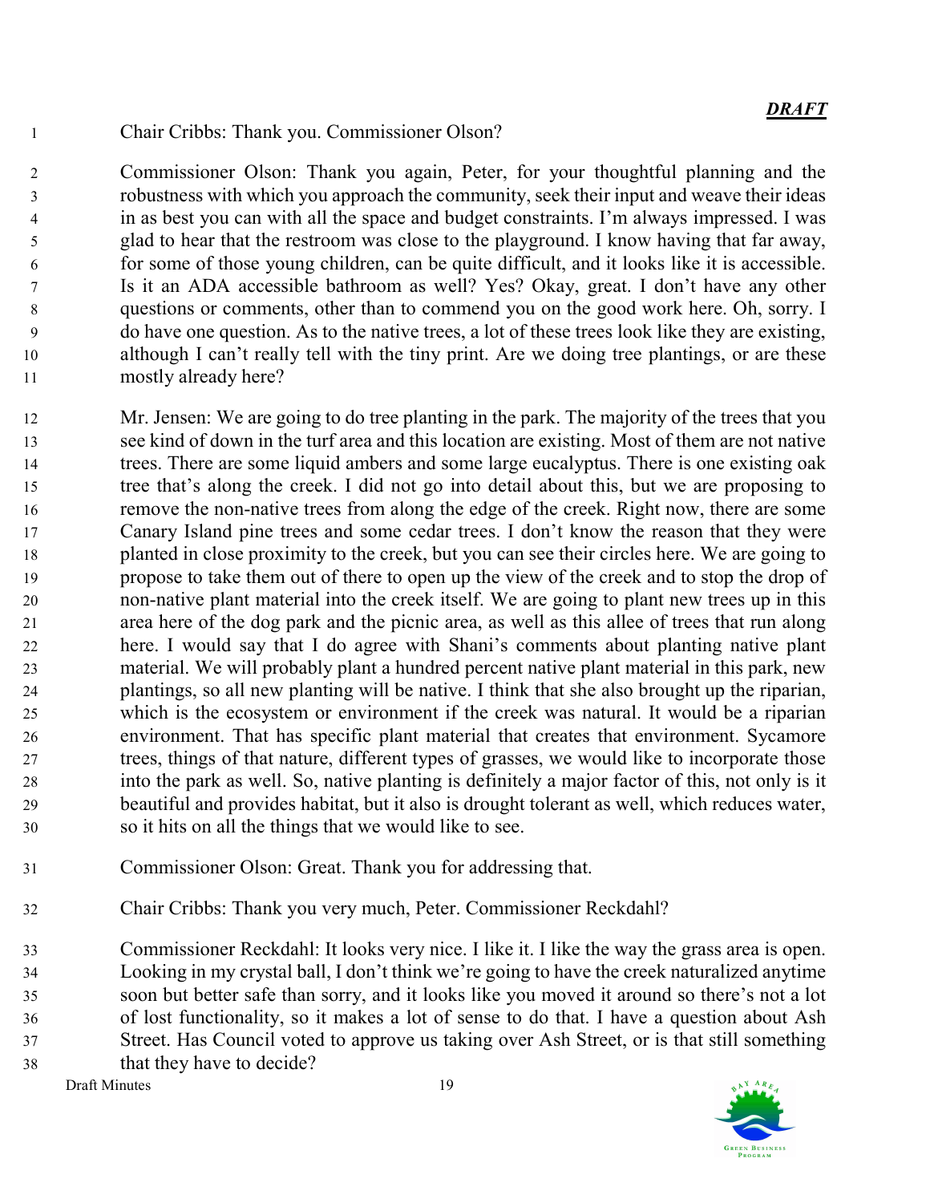***DRAFT***

Chair Cribbs: Thank you. Commissioner Olson?

Commissioner Olson: Thank you again, Peter, for your thoughtful planning and the robustness with which you approach the community, seek their input and weave their ideas in as best you can with all the space and budget constraints. I'm always impressed. I was glad to hear that the restroom was close to the playground. I know having that far away, for some of those young children, can be quite difficult, and it looks like it is accessible. Is it an ADA accessible bathroom as well? Yes? Okay, great. I don't have any other questions or comments, other than to commend you on the good work here. Oh, sorry. I do have one question. As to the native trees, a lot of these trees look like they are existing, although I can't really tell with the tiny print. Are we doing tree plantings, or are these mostly already here?

Mr. Jensen: We are going to do tree planting in the park. The majority of the trees that you see kind of down in the turf area and this location are existing. Most of them are not native trees. There are some liquid ambers and some large eucalyptus. There is one existing oak tree that's along the creek. I did not go into detail about this, but we are proposing to remove the non-native trees from along the edge of the creek. Right now, there are some Canary Island pine trees and some cedar trees. I don't know the reason that they were planted in close proximity to the creek, but you can see their circles here. We are going to propose to take them out of there to open up the view of the creek and to stop the drop of non-native plant material into the creek itself. We are going to plant new trees up in this area here of the dog park and the picnic area, as well as this allee of trees that run along here. I would say that I do agree with Shani's comments about planting native plant material. We will probably plant a hundred percent native plant material in this park, new plantings, so all new planting will be native. I think that she also brought up the riparian, which is the ecosystem or environment if the creek was natural. It would be a riparian environment. That has specific plant material that creates that environment. Sycamore trees, things of that nature, different types of grasses, we would like to incorporate those into the park as well. So, native planting is definitely a major factor of this, not only is it beautiful and provides habitat, but it also is drought tolerant as well, which reduces water, so it hits on all the things that we would like to see.

Commissioner Olson: Great. Thank you for addressing that.

Chair Cribbs: Thank you very much, Peter. Commissioner Reckdahl?

Commissioner Reckdahl: It looks very nice. I like it. I like the way the grass area is open. Looking in my crystal ball, I don't think we're going to have the creek naturalized anytime soon but better safe than sorry, and it looks like you moved it around so there's not a lot of lost functionality, so it makes a lot of sense to do that. I have a question about Ash Street. Has Council voted to approve us taking over Ash Street, or is that still something that they have to decide?

Draft Minutes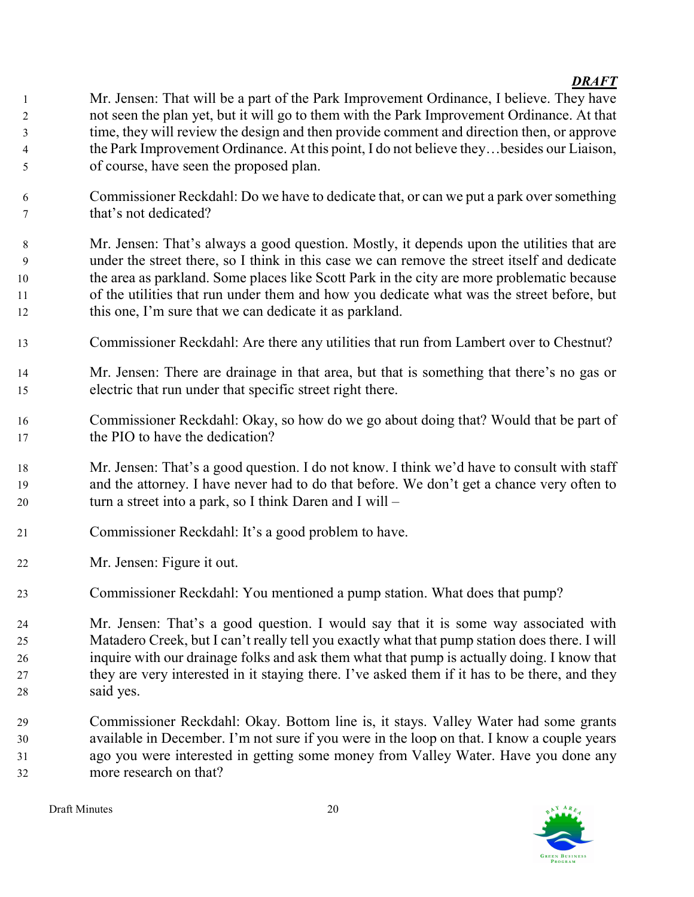Mr. Jensen: That will be a part of the Park Improvement Ordinance, I believe. They have not seen the plan yet, but it will go to them with the Park Improvement Ordinance. At that time, they will review the design and then provide comment and direction then, or approve the Park Improvement Ordinance. At this point, I do not believe they…besides our Liaison, of course, have seen the proposed plan.

Commissioner Reckdahl: Do we have to dedicate that, or can we put a park over something that's not dedicated?

Mr. Jensen: That's always a good question. Mostly, it depends upon the utilities that are under the street there, so I think in this case we can remove the street itself and dedicate the area as parkland. Some places like Scott Park in the city are more problematic because of the utilities that run under them and how you dedicate what was the street before, but this one, I'm sure that we can dedicate it as parkland.

Commissioner Reckdahl: Are there any utilities that run from Lambert over to Chestnut?

Mr. Jensen: There are drainage in that area, but that is something that there's no gas or electric that run under that specific street right there.

Commissioner Reckdahl: Okay, so how do we go about doing that? Would that be part of the PIO to have the dedication?

Mr. Jensen: That's a good question. I do not know. I think we'd have to consult with staff and the attorney. I have never had to do that before. We don't get a chance very often to turn a street into a park, so I think Daren and I will –

Commissioner Reckdahl: It's a good problem to have.

Mr. Jensen: Figure it out.

Commissioner Reckdahl: You mentioned a pump station. What does that pump?

Mr. Jensen: That's a good question. I would say that it is some way associated with Matadero Creek, but I can't really tell you exactly what that pump station does there. I will inquire with our drainage folks and ask them what that pump is actually doing. I know that they are very interested in it staying there. I've asked them if it has to be there, and they said yes.

Commissioner Reckdahl: Okay. Bottom line is, it stays. Valley Water had some grants available in December. I'm not sure if you were in the loop on that. I know a couple years ago you were interested in getting some money from Valley Water. Have you done any more research on that?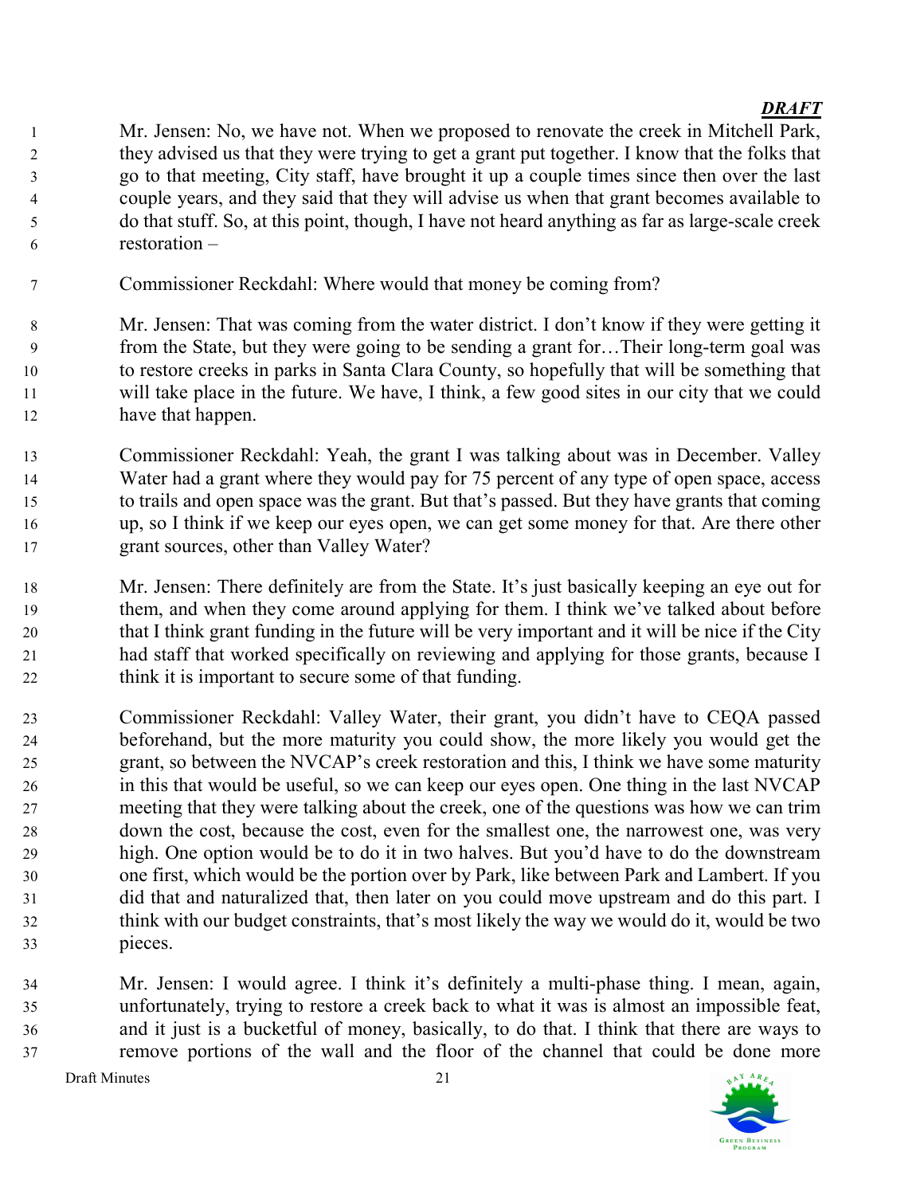Mr. Jensen: No, we have not. When we proposed to renovate the creek in Mitchell Park, they advised us that they were trying to get a grant put together. I know that the folks that go to that meeting, City staff, have brought it up a couple times since then over the last couple years, and they said that they will advise us when that grant becomes available to do that stuff. So, at this point, though, I have not heard anything as far as large-scale creek restoration –

Commissioner Reckdahl: Where would that money be coming from?

Mr. Jensen: That was coming from the water district. I don't know if they were getting it from the State, but they were going to be sending a grant for…Their long-term goal was to restore creeks in parks in Santa Clara County, so hopefully that will be something that will take place in the future. We have, I think, a few good sites in our city that we could have that happen.

Commissioner Reckdahl: Yeah, the grant I was talking about was in December. Valley Water had a grant where they would pay for 75 percent of any type of open space, access to trails and open space was the grant. But that's passed. But they have grants that coming up, so I think if we keep our eyes open, we can get some money for that. Are there other grant sources, other than Valley Water?

Mr. Jensen: There definitely are from the State. It's just basically keeping an eye out for them, and when they come around applying for them. I think we've talked about before that I think grant funding in the future will be very important and it will be nice if the City had staff that worked specifically on reviewing and applying for those grants, because I think it is important to secure some of that funding.

Commissioner Reckdahl: Valley Water, their grant, you didn't have to CEQA passed beforehand, but the more maturity you could show, the more likely you would get the grant, so between the NVCAP's creek restoration and this, I think we have some maturity in this that would be useful, so we can keep our eyes open. One thing in the last NVCAP meeting that they were talking about the creek, one of the questions was how we can trim down the cost, because the cost, even for the smallest one, the narrowest one, was very high. One option would be to do it in two halves. But you'd have to do the downstream one first, which would be the portion over by Park, like between Park and Lambert. If you did that and naturalized that, then later on you could move upstream and do this part. I think with our budget constraints, that's most likely the way we would do it, would be two pieces.

Mr. Jensen: I would agree. I think it's definitely a multi-phase thing. I mean, again, unfortunately, trying to restore a creek back to what it was is almost an impossible feat, and it just is a bucketful of money, basically, to do that. I think that there are ways to remove portions of the wall and the floor of the channel that could be done more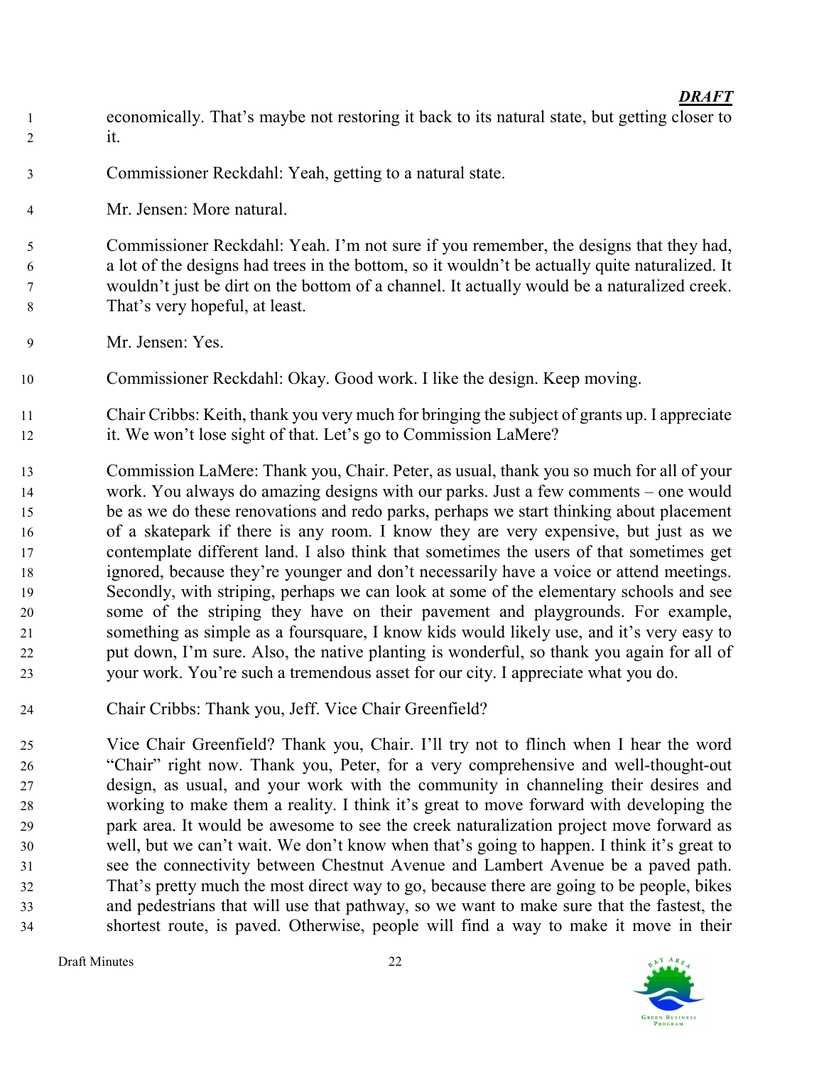***DRAFT***

economically. That's maybe not restoring it back to its natural state, but getting closer to it.

Commissioner Reckdahl: Yeah, getting to a natural state.

Mr. Jensen: More natural.

Commissioner Reckdahl: Yeah. I'm not sure if you remember, the designs that they had, a lot of the designs had trees in the bottom, so it wouldn't be actually quite naturalized. It wouldn't just be dirt on the bottom of a channel. It actually would be a naturalized creek. That's very hopeful, at least.

Mr. Jensen: Yes.

Commissioner Reckdahl: Okay. Good work. I like the design. Keep moving.

Chair Cribbs: Keith, thank you very much for bringing the subject of grants up. I appreciate it. We won't lose sight of that. Let's go to Commission LaMere?

Commission LaMere: Thank you, Chair. Peter, as usual, thank you so much for all of your work. You always do amazing designs with our parks. Just a few comments – one would be as we do these renovations and redo parks, perhaps we start thinking about placement of a skatepark if there is any room. I know they are very expensive, but just as we contemplate different land. I also think that sometimes the users of that sometimes get ignored, because they're younger and don't necessarily have a voice or attend meetings. Secondly, with striping, perhaps we can look at some of the elementary schools and see some of the striping they have on their pavement and playgrounds. For example, something as simple as a foursquare, I know kids would likely use, and it's very easy to put down, I'm sure. Also, the native planting is wonderful, so thank you again for all of your work. You're such a tremendous asset for our city. I appreciate what you do.

Chair Cribbs: Thank you, Jeff. Vice Chair Greenfield?

Vice Chair Greenfield? Thank you, Chair. I'll try not to flinch when I hear the word "Chair" right now. Thank you, Peter, for a very comprehensive and well-thought-out design, as usual, and your work with the community in channeling their desires and working to make them a reality. I think it's great to move forward with developing the park area. It would be awesome to see the creek naturalization project move forward as well, but we can't wait. We don't know when that's going to happen. I think it's great to see the connectivity between Chestnut Avenue and Lambert Avenue be a paved path. That's pretty much the most direct way to go, because there are going to be people, bikes and pedestrians that will use that pathway, so we want to make sure that the fastest, the shortest route, is paved. Otherwise, people will find a way to make it move in their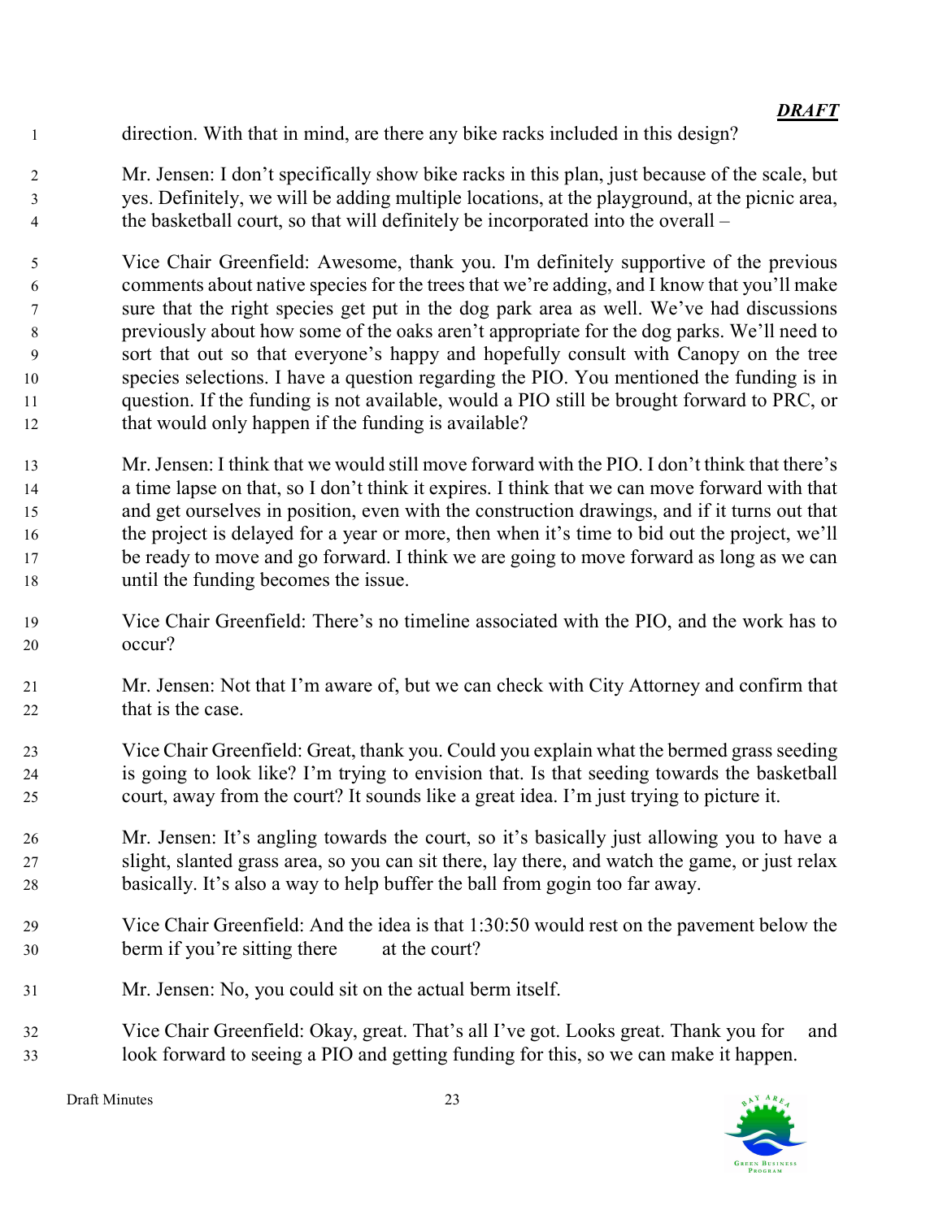*DRAFT*

direction. With that in mind, are there any bike racks included in this design?

Mr. Jensen: I don't specifically show bike racks in this plan, just because of the scale, but yes. Definitely, we will be adding multiple locations, at the playground, at the picnic area, the basketball court, so that will definitely be incorporated into the overall –

Vice Chair Greenfield: Awesome, thank you. I'm definitely supportive of the previous comments about native species for the trees that we're adding, and I know that you'll make sure that the right species get put in the dog park area as well. We've had discussions previously about how some of the oaks aren't appropriate for the dog parks. We'll need to sort that out so that everyone's happy and hopefully consult with Canopy on the tree species selections. I have a question regarding the PIO. You mentioned the funding is in question. If the funding is not available, would a PIO still be brought forward to PRC, or that would only happen if the funding is available?

Mr. Jensen: I think that we would still move forward with the PIO. I don't think that there's a time lapse on that, so I don't think it expires. I think that we can move forward with that and get ourselves in position, even with the construction drawings, and if it turns out that the project is delayed for a year or more, then when it's time to bid out the project, we'll be ready to move and go forward. I think we are going to move forward as long as we can until the funding becomes the issue.

Vice Chair Greenfield: There's no timeline associated with the PIO, and the work has to occur?

Mr. Jensen: Not that I'm aware of, but we can check with City Attorney and confirm that that is the case.

Vice Chair Greenfield: Great, thank you. Could you explain what the bermed grass seeding is going to look like? I'm trying to envision that. Is that seeding towards the basketball court, away from the court? It sounds like a great idea. I'm just trying to picture it.

Mr. Jensen: It's angling towards the court, so it's basically just allowing you to have a slight, slanted grass area, so you can sit there, lay there, and watch the game, or just relax basically. It's also a way to help buffer the ball from gogin too far away.

Vice Chair Greenfield: And the idea is that 1:30:50 would rest on the pavement below the berm if you're sitting there at the court?

Mr. Jensen: No, you could sit on the actual berm itself.

Vice Chair Greenfield: Okay, great. That's all I've got. Looks great. Thank you for and look forward to seeing a PIO and getting funding for this, so we can make it happen.

Draft Minutes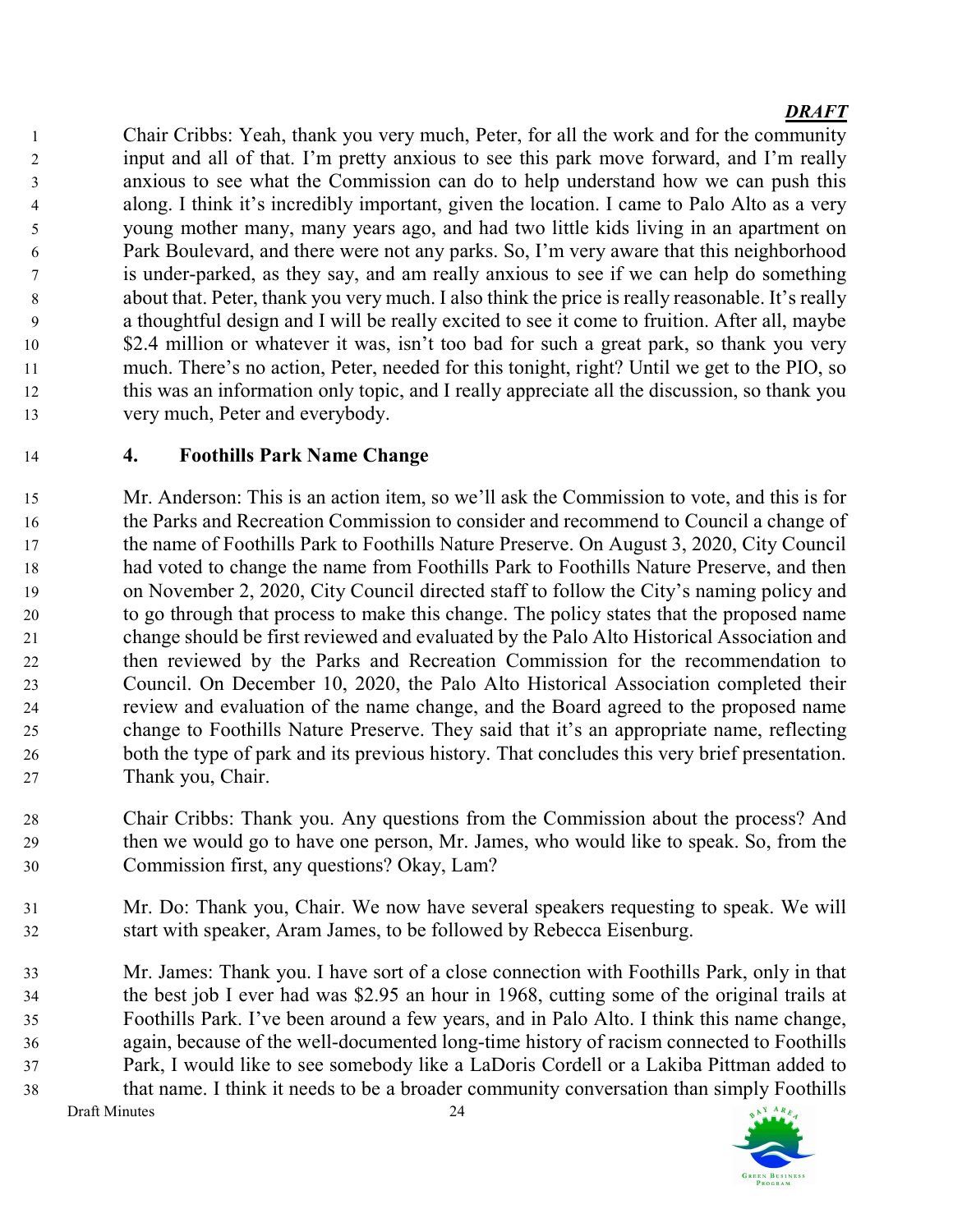Chair Cribbs: Yeah, thank you very much, Peter, for all the work and for the community input and all of that. I'm pretty anxious to see this park move forward, and I'm really anxious to see what the Commission can do to help understand how we can push this along. I think it's incredibly important, given the location. I came to Palo Alto as a very young mother many, many years ago, and had two little kids living in an apartment on Park Boulevard, and there were not any parks. So, I'm very aware that this neighborhood is under-parked, as they say, and am really anxious to see if we can help do something about that. Peter, thank you very much. I also think the price is really reasonable. It's really a thoughtful design and I will be really excited to see it come to fruition. After all, maybe $2.4 million or whatever it was, isn't too bad for such a great park, so thank you very much. There's no action, Peter, needed for this tonight, right? Until we get to the PIO, so this was an information only topic, and I really appreciate all the discussion, so thank you very much, Peter and everybody.

### 4. Foothills Park Name Change

Mr. Anderson: This is an action item, so we'll ask the Commission to vote, and this is for the Parks and Recreation Commission to consider and recommend to Council a change of the name of Foothills Park to Foothills Nature Preserve. On August 3, 2020, City Council had voted to change the name from Foothills Park to Foothills Nature Preserve, and then on November 2, 2020, City Council directed staff to follow the City's naming policy and to go through that process to make this change. The policy states that the proposed name change should be first reviewed and evaluated by the Palo Alto Historical Association and then reviewed by the Parks and Recreation Commission for the recommendation to Council. On December 10, 2020, the Palo Alto Historical Association completed their review and evaluation of the name change, and the Board agreed to the proposed name change to Foothills Nature Preserve. They said that it's an appropriate name, reflecting both the type of park and its previous history. That concludes this very brief presentation. Thank you, Chair.

Chair Cribbs: Thank you. Any questions from the Commission about the process? And then we would go to have one person, Mr. James, who would like to speak. So, from the Commission first, any questions? Okay, Lam?

Mr. Do: Thank you, Chair. We now have several speakers requesting to speak. We will start with speaker, Aram James, to be followed by Rebecca Eisenburg.

Mr. James: Thank you. I have sort of a close connection with Foothills Park, only in that the best job I ever had was $2.95 an hour in 1968, cutting some of the original trails at Foothills Park. I've been around a few years, and in Palo Alto. I think this name change, again, because of the well-documented long-time history of racism connected to Foothills Park, I would like to see somebody like a LaDoris Cordell or a Lakiba Pittman added to that name. I think it needs to be a broader community conversation than simply Foothills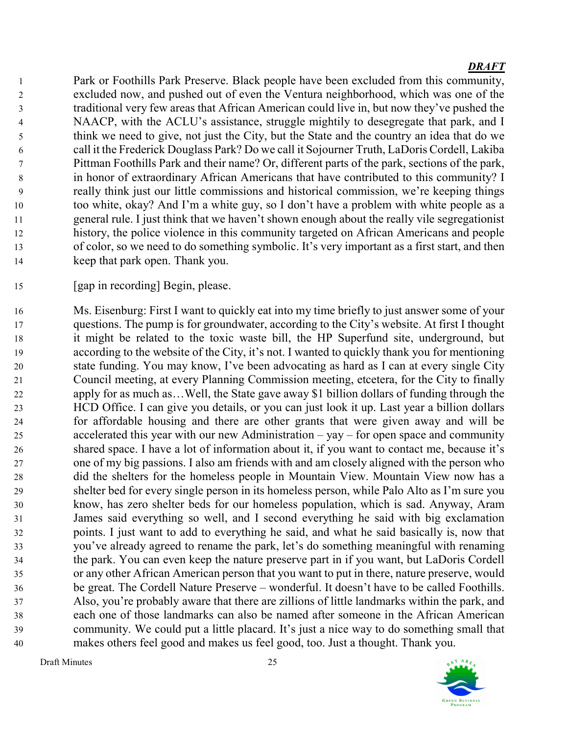***DRAFT***

Park or Foothills Park Preserve. Black people have been excluded from this community, excluded now, and pushed out of even the Ventura neighborhood, which was one of the traditional very few areas that African American could live in, but now they've pushed the NAACP, with the ACLU's assistance, struggle mightily to desegregate that park, and I think we need to give, not just the City, but the State and the country an idea that do we call it the Frederick Douglass Park? Do we call it Sojourner Truth, LaDoris Cordell, Lakiba Pittman Foothills Park and their name? Or, different parts of the park, sections of the park, in honor of extraordinary African Americans that have contributed to this community? I really think just our little commissions and historical commission, we're keeping things too white, okay? And I'm a white guy, so I don't have a problem with white people as a general rule. I just think that we haven't shown enough about the really vile segregationist history, the police violence in this community targeted on African Americans and people of color, so we need to do something symbolic. It's very important as a first start, and then keep that park open. Thank you.

[gap in recording] Begin, please.

Ms. Eisenburg: First I want to quickly eat into my time briefly to just answer some of your questions. The pump is for groundwater, according to the City's website. At first I thought it might be related to the toxic waste bill, the HP Superfund site, underground, but according to the website of the City, it's not. I wanted to quickly thank you for mentioning state funding. You may know, I've been advocating as hard as I can at every single City Council meeting, at every Planning Commission meeting, etcetera, for the City to finally apply for as much as…Well, the State gave away $1 billion dollars of funding through the HCD Office. I can give you details, or you can just look it up. Last year a billion dollars for affordable housing and there are other grants that were given away and will be accelerated this year with our new Administration – yay – for open space and community shared space. I have a lot of information about it, if you want to contact me, because it's one of my big passions. I also am friends with and am closely aligned with the person who did the shelters for the homeless people in Mountain View. Mountain View now has a shelter bed for every single person in its homeless person, while Palo Alto as I'm sure you know, has zero shelter beds for our homeless population, which is sad. Anyway, Aram James said everything so well, and I second everything he said with big exclamation points. I just want to add to everything he said, and what he said basically is, now that you've already agreed to rename the park, let's do something meaningful with renaming the park. You can even keep the nature preserve part in if you want, but LaDoris Cordell or any other African American person that you want to put in there, nature preserve, would be great. The Cordell Nature Preserve – wonderful. It doesn't have to be called Foothills. Also, you're probably aware that there are zillions of little landmarks within the park, and each one of those landmarks can also be named after someone in the African American community. We could put a little placard. It's just a nice way to do something small that makes others feel good and makes us feel good, too. Just a thought. Thank you.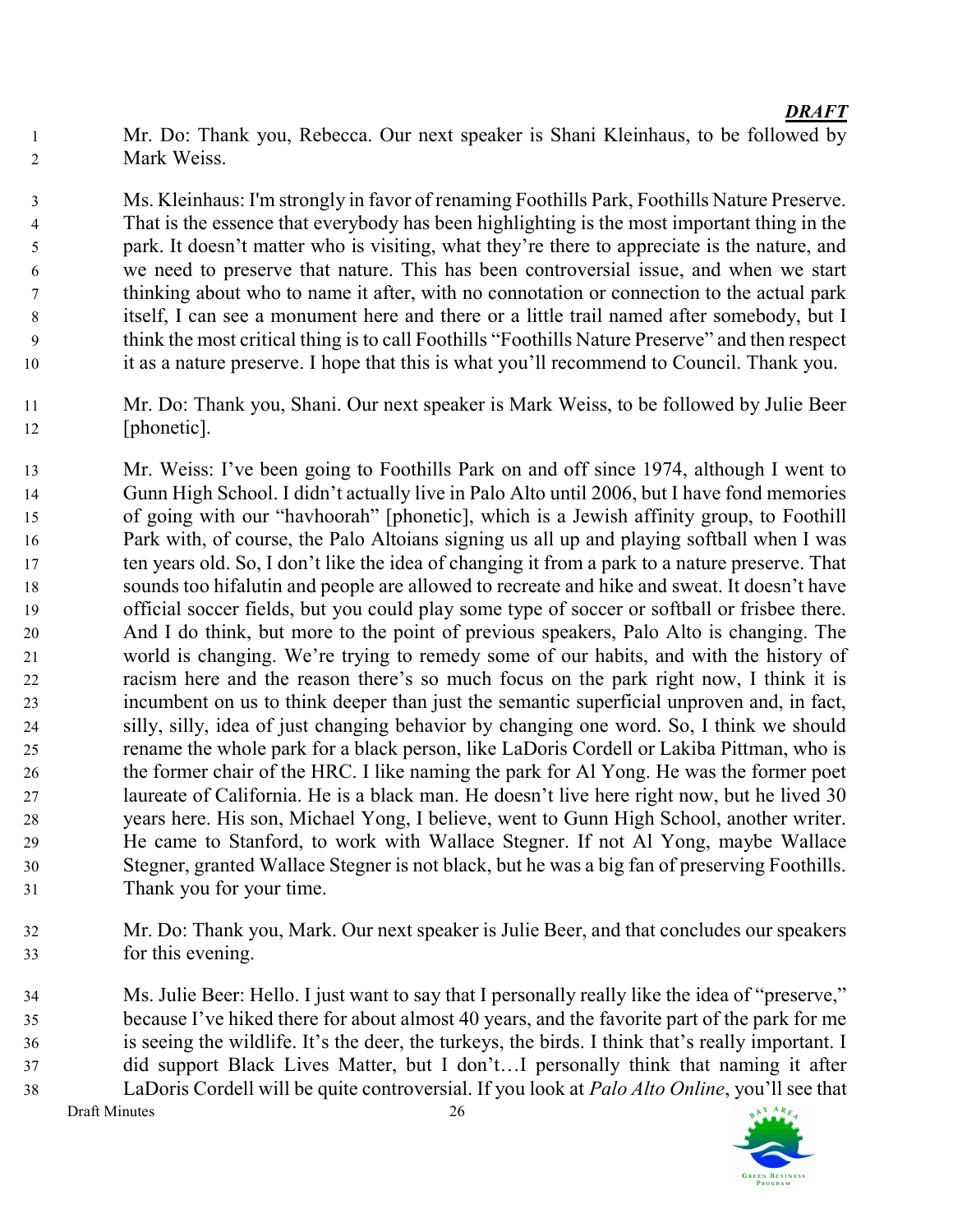***DRAFT***

Mr. Do: Thank you, Rebecca. Our next speaker is Shani Kleinhaus, to be followed by Mark Weiss.

Ms. Kleinhaus: I'm strongly in favor of renaming Foothills Park, Foothills Nature Preserve. That is the essence that everybody has been highlighting is the most important thing in the park. It doesn't matter who is visiting, what they're there to appreciate is the nature, and we need to preserve that nature. This has been controversial issue, and when we start thinking about who to name it after, with no connotation or connection to the actual park itself, I can see a monument here and there or a little trail named after somebody, but I think the most critical thing is to call Foothills "Foothills Nature Preserve" and then respect it as a nature preserve. I hope that this is what you'll recommend to Council. Thank you.

Mr. Do: Thank you, Shani. Our next speaker is Mark Weiss, to be followed by Julie Beer [phonetic].

Mr. Weiss: I've been going to Foothills Park on and off since 1974, although I went to Gunn High School. I didn't actually live in Palo Alto until 2006, but I have fond memories of going with our "havhoorah" [phonetic], which is a Jewish affinity group, to Foothill Park with, of course, the Palo Altoians signing us all up and playing softball when I was ten years old. So, I don't like the idea of changing it from a park to a nature preserve. That sounds too hifalutin and people are allowed to recreate and hike and sweat. It doesn't have official soccer fields, but you could play some type of soccer or softball or frisbee there. And I do think, but more to the point of previous speakers, Palo Alto is changing. The world is changing. We're trying to remedy some of our habits, and with the history of racism here and the reason there's so much focus on the park right now, I think it is incumbent on us to think deeper than just the semantic superficial unproven and, in fact, silly, silly, idea of just changing behavior by changing one word. So, I think we should rename the whole park for a black person, like LaDoris Cordell or Lakiba Pittman, who is the former chair of the HRC. I like naming the park for Al Yong. He was the former poet laureate of California. He is a black man. He doesn't live here right now, but he lived 30 years here. His son, Michael Yong, I believe, went to Gunn High School, another writer. He came to Stanford, to work with Wallace Stegner. If not Al Yong, maybe Wallace Stegner, granted Wallace Stegner is not black, but he was a big fan of preserving Foothills. Thank you for your time.

Mr. Do: Thank you, Mark. Our next speaker is Julie Beer, and that concludes our speakers for this evening.

Ms. Julie Beer: Hello. I just want to say that I personally really like the idea of "preserve," because I've hiked there for about almost 40 years, and the favorite part of the park for me is seeing the wildlife. It's the deer, the turkeys, the birds. I think that's really important. I did support Black Lives Matter, but I don't…I personally think that naming it after LaDoris Cordell will be quite controversial. If you look at *Palo Alto Online*, you'll see that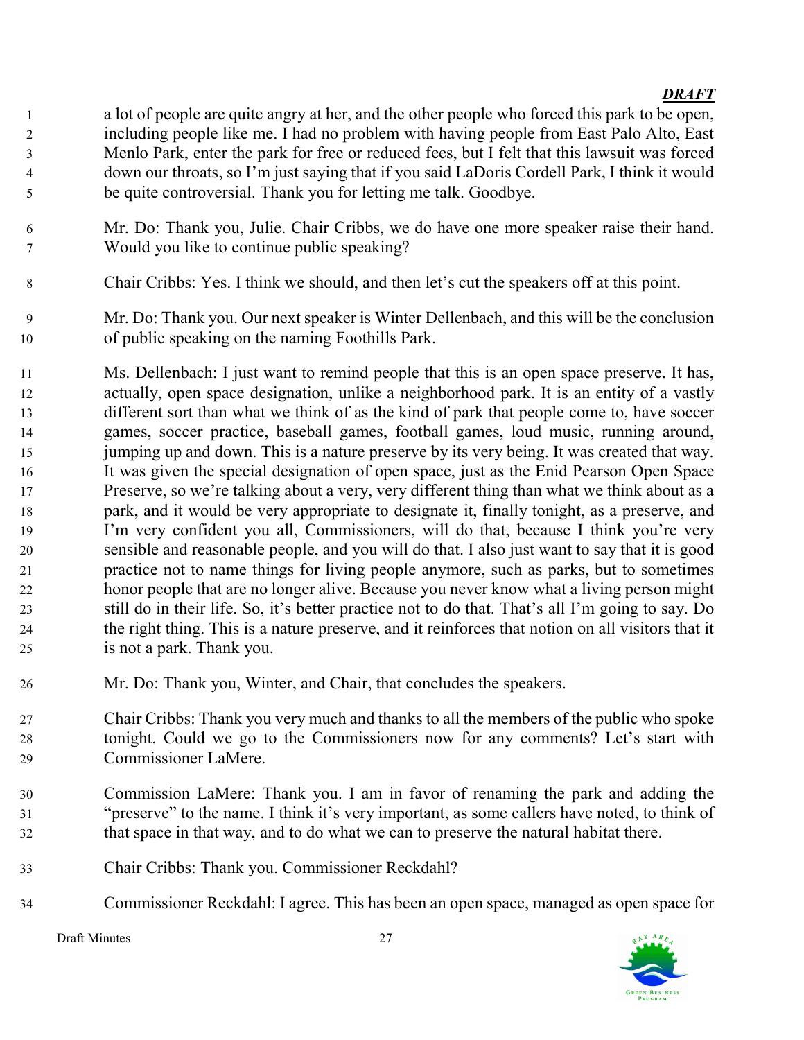a lot of people are quite angry at her, and the other people who forced this park to be open, including people like me. I had no problem with having people from East Palo Alto, East Menlo Park, enter the park for free or reduced fees, but I felt that this lawsuit was forced down our throats, so I'm just saying that if you said LaDoris Cordell Park, I think it would be quite controversial. Thank you for letting me talk. Goodbye.

Mr. Do: Thank you, Julie. Chair Cribbs, we do have one more speaker raise their hand. Would you like to continue public speaking?

Chair Cribbs: Yes. I think we should, and then let's cut the speakers off at this point.

Mr. Do: Thank you. Our next speaker is Winter Dellenbach, and this will be the conclusion of public speaking on the naming Foothills Park.

Ms. Dellenbach: I just want to remind people that this is an open space preserve. It has, actually, open space designation, unlike a neighborhood park. It is an entity of a vastly different sort than what we think of as the kind of park that people come to, have soccer games, soccer practice, baseball games, football games, loud music, running around, jumping up and down. This is a nature preserve by its very being. It was created that way. It was given the special designation of open space, just as the Enid Pearson Open Space Preserve, so we're talking about a very, very different thing than what we think about as a park, and it would be very appropriate to designate it, finally tonight, as a preserve, and I'm very confident you all, Commissioners, will do that, because I think you're very sensible and reasonable people, and you will do that. I also just want to say that it is good practice not to name things for living people anymore, such as parks, but to sometimes honor people that are no longer alive. Because you never know what a living person might still do in their life. So, it's better practice not to do that. That's all I'm going to say. Do the right thing. This is a nature preserve, and it reinforces that notion on all visitors that it is not a park. Thank you.

Mr. Do: Thank you, Winter, and Chair, that concludes the speakers.

Chair Cribbs: Thank you very much and thanks to all the members of the public who spoke tonight. Could we go to the Commissioners now for any comments? Let's start with Commissioner LaMere.

Commission LaMere: Thank you. I am in favor of renaming the park and adding the "preserve" to the name. I think it's very important, as some callers have noted, to think of that space in that way, and to do what we can to preserve the natural habitat there.

Chair Cribbs: Thank you. Commissioner Reckdahl?

Commissioner Reckdahl: I agree. This has been an open space, managed as open space for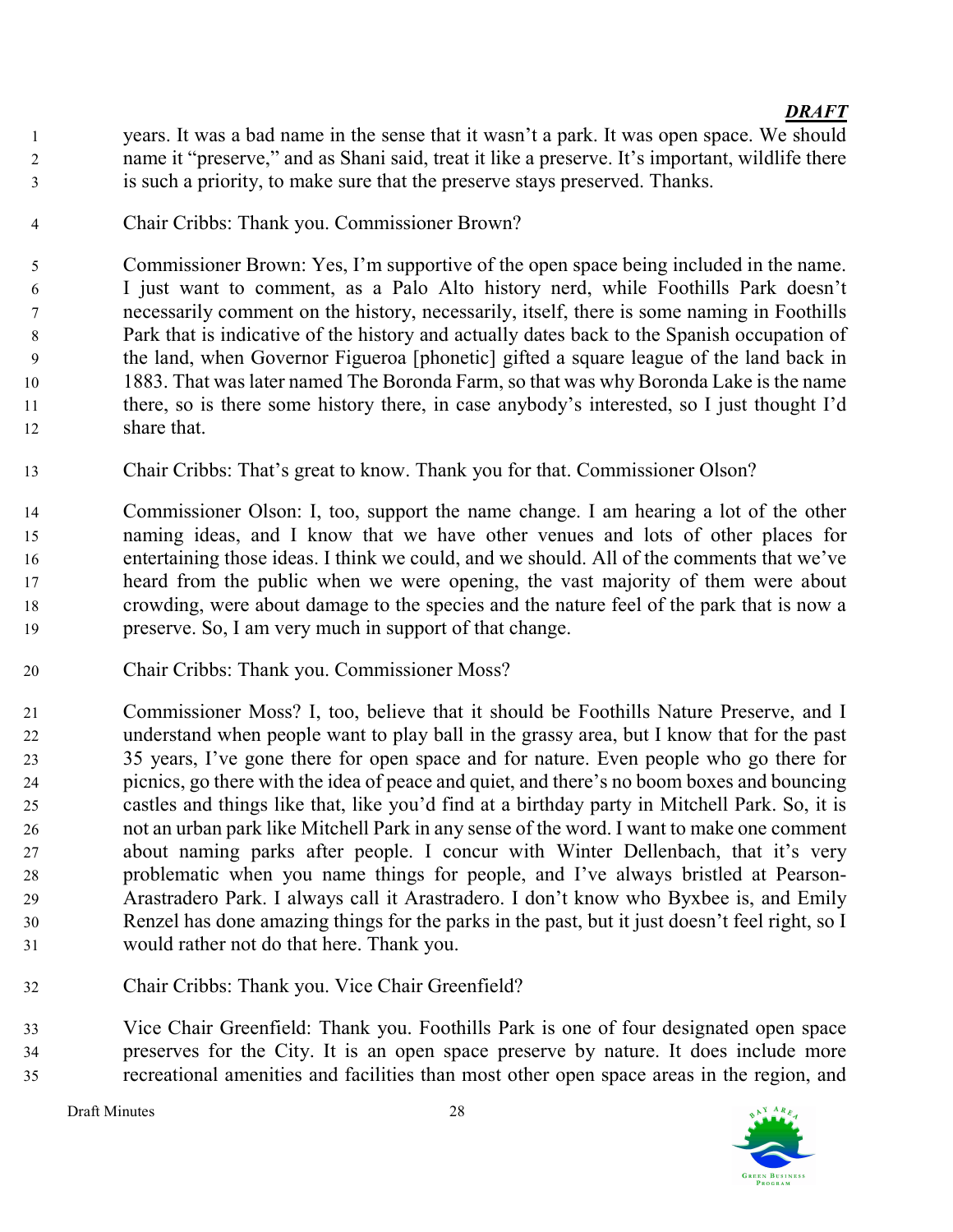*DRAFT*

years. It was a bad name in the sense that it wasn't a park. It was open space. We should name it "preserve," and as Shani said, treat it like a preserve. It's important, wildlife there is such a priority, to make sure that the preserve stays preserved. Thanks.

Chair Cribbs: Thank you. Commissioner Brown?

Commissioner Brown: Yes, I'm supportive of the open space being included in the name. I just want to comment, as a Palo Alto history nerd, while Foothills Park doesn't necessarily comment on the history, necessarily, itself, there is some naming in Foothills Park that is indicative of the history and actually dates back to the Spanish occupation of the land, when Governor Figueroa [phonetic] gifted a square league of the land back in 1883. That was later named The Boronda Farm, so that was why Boronda Lake is the name there, so is there some history there, in case anybody's interested, so I just thought I'd share that.

Chair Cribbs: That's great to know. Thank you for that. Commissioner Olson?

Commissioner Olson: I, too, support the name change. I am hearing a lot of the other naming ideas, and I know that we have other venues and lots of other places for entertaining those ideas. I think we could, and we should. All of the comments that we've heard from the public when we were opening, the vast majority of them were about crowding, were about damage to the species and the nature feel of the park that is now a preserve. So, I am very much in support of that change.

Chair Cribbs: Thank you. Commissioner Moss?

Commissioner Moss? I, too, believe that it should be Foothills Nature Preserve, and I understand when people want to play ball in the grassy area, but I know that for the past 35 years, I've gone there for open space and for nature. Even people who go there for picnics, go there with the idea of peace and quiet, and there's no boom boxes and bouncing castles and things like that, like you'd find at a birthday party in Mitchell Park. So, it is not an urban park like Mitchell Park in any sense of the word. I want to make one comment about naming parks after people. I concur with Winter Dellenbach, that it's very problematic when you name things for people, and I've always bristled at Pearson-Arastradero Park. I always call it Arastradero. I don't know who Byxbee is, and Emily Renzel has done amazing things for the parks in the past, but it just doesn't feel right, so I would rather not do that here. Thank you.

Chair Cribbs: Thank you. Vice Chair Greenfield?

Vice Chair Greenfield: Thank you. Foothills Park is one of four designated open space preserves for the City. It is an open space preserve by nature. It does include more recreational amenities and facilities than most other open space areas in the region, and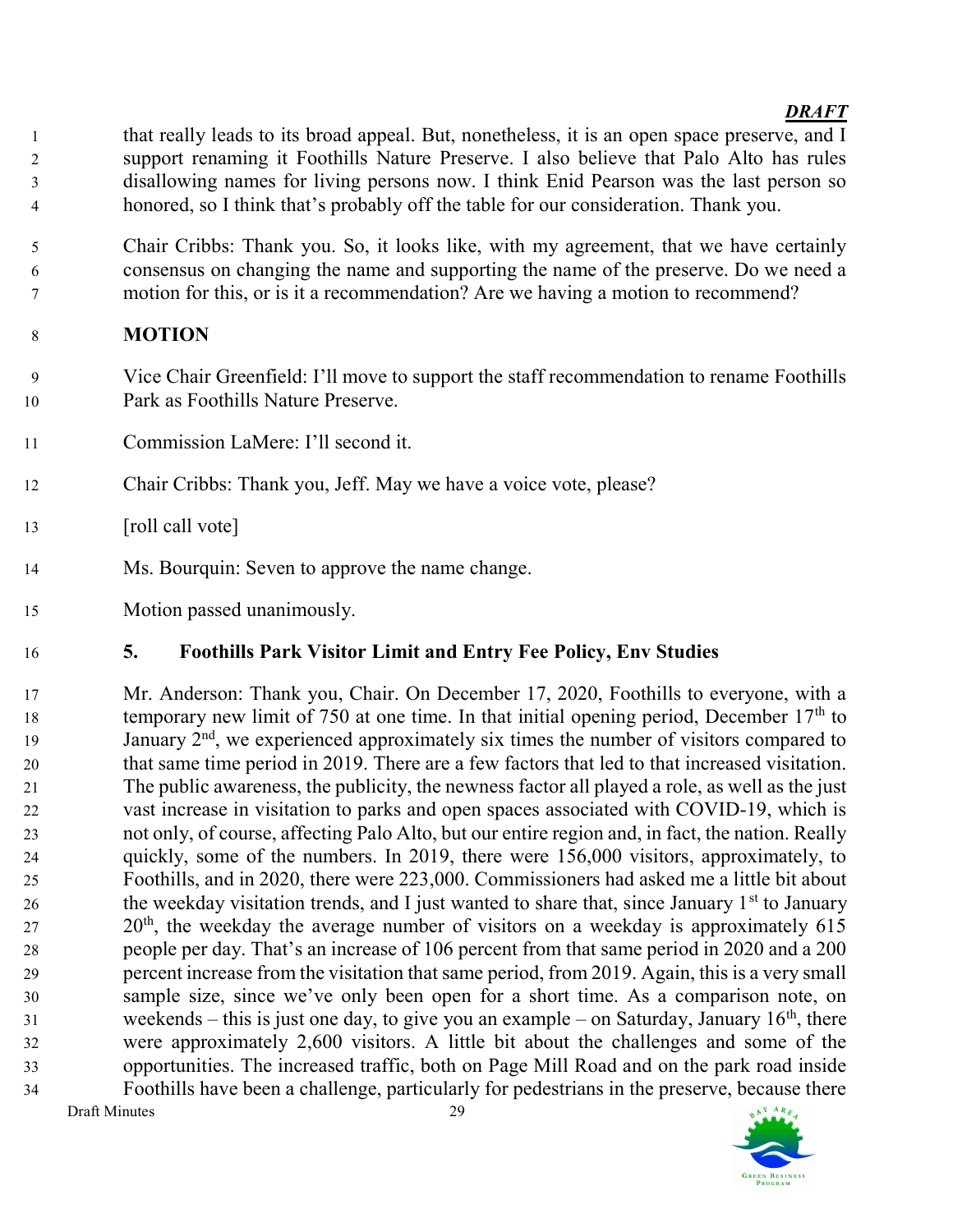*DRAFT*

that really leads to its broad appeal. But, nonetheless, it is an open space preserve, and I support renaming it Foothills Nature Preserve. I also believe that Palo Alto has rules disallowing names for living persons now. I think Enid Pearson was the last person so honored, so I think that's probably off the table for our consideration. Thank you.

Chair Cribbs: Thank you. So, it looks like, with my agreement, that we have certainly consensus on changing the name and supporting the name of the preserve. Do we need a motion for this, or is it a recommendation? Are we having a motion to recommend?

**MOTION**

Vice Chair Greenfield: I'll move to support the staff recommendation to rename Foothills Park as Foothills Nature Preserve.

Commission LaMere: I'll second it.

Chair Cribbs: Thank you, Jeff. May we have a voice vote, please?

[roll call vote]

Ms. Bourquin: Seven to approve the name change.

Motion passed unanimously.

**5. Foothills Park Visitor Limit and Entry Fee Policy, Env Studies**

Mr. Anderson: Thank you, Chair. On December 17, 2020, Foothills to everyone, with a temporary new limit of 750 at one time. In that initial opening period, December 17th to January 2nd, we experienced approximately six times the number of visitors compared to that same time period in 2019. There are a few factors that led to that increased visitation. The public awareness, the publicity, the newness factor all played a role, as well as the just vast increase in visitation to parks and open spaces associated with COVID-19, which is not only, of course, affecting Palo Alto, but our entire region and, in fact, the nation. Really quickly, some of the numbers. In 2019, there were 156,000 visitors, approximately, to Foothills, and in 2020, there were 223,000. Commissioners had asked me a little bit about the weekday visitation trends, and I just wanted to share that, since January 1st to January 20th, the weekday the average number of visitors on a weekday is approximately 615 people per day. That's an increase of 106 percent from that same period in 2020 and a 200 percent increase from the visitation that same period, from 2019. Again, this is a very small sample size, since we've only been open for a short time. As a comparison note, on weekends – this is just one day, to give you an example – on Saturday, January 16th, there were approximately 2,600 visitors. A little bit about the challenges and some of the opportunities. The increased traffic, both on Page Mill Road and on the park road inside Foothills have been a challenge, particularly for pedestrians in the preserve, because there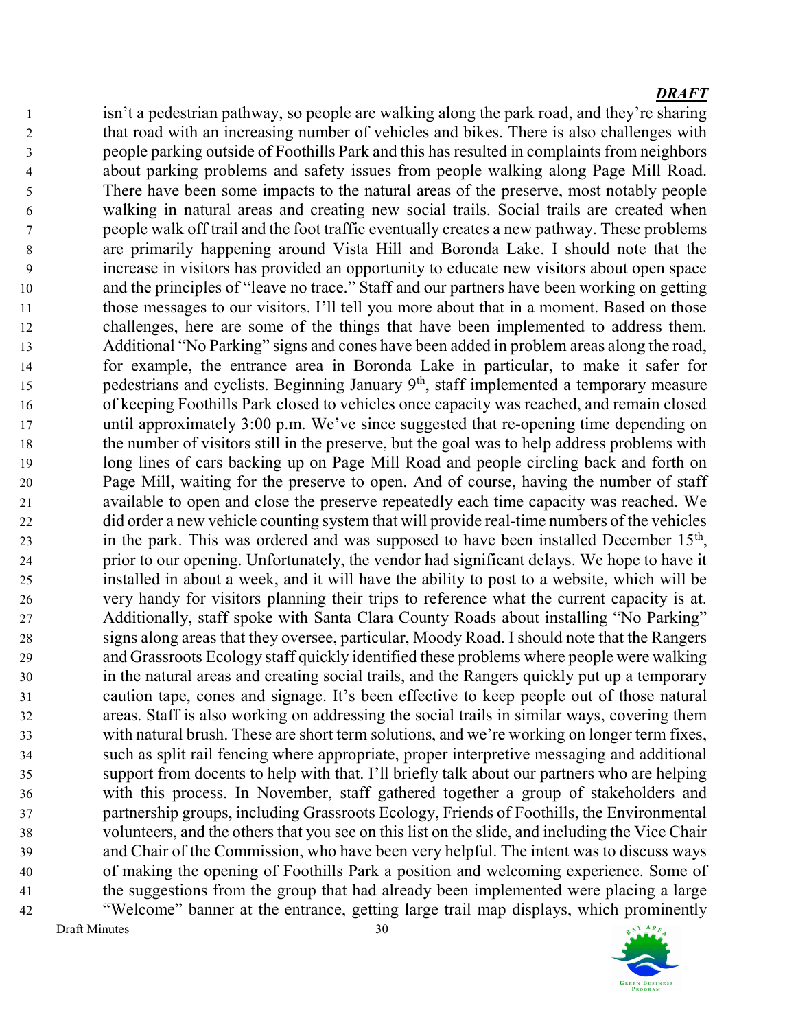*DRAFT*

isn't a pedestrian pathway, so people are walking along the park road, and they're sharing that road with an increasing number of vehicles and bikes. There is also challenges with people parking outside of Foothills Park and this has resulted in complaints from neighbors about parking problems and safety issues from people walking along Page Mill Road. There have been some impacts to the natural areas of the preserve, most notably people walking in natural areas and creating new social trails. Social trails are created when people walk off trail and the foot traffic eventually creates a new pathway. These problems are primarily happening around Vista Hill and Boronda Lake. I should note that the increase in visitors has provided an opportunity to educate new visitors about open space and the principles of "leave no trace." Staff and our partners have been working on getting those messages to our visitors. I'll tell you more about that in a moment. Based on those challenges, here are some of the things that have been implemented to address them. Additional "No Parking" signs and cones have been added in problem areas along the road, for example, the entrance area in Boronda Lake in particular, to make it safer for pedestrians and cyclists. Beginning January 9th, staff implemented a temporary measure of keeping Foothills Park closed to vehicles once capacity was reached, and remain closed until approximately 3:00 p.m. We've since suggested that re-opening time depending on the number of visitors still in the preserve, but the goal was to help address problems with long lines of cars backing up on Page Mill Road and people circling back and forth on Page Mill, waiting for the preserve to open. And of course, having the number of staff available to open and close the preserve repeatedly each time capacity was reached. We did order a new vehicle counting system that will provide real-time numbers of the vehicles in the park. This was ordered and was supposed to have been installed December 15th, prior to our opening. Unfortunately, the vendor had significant delays. We hope to have it installed in about a week, and it will have the ability to post to a website, which will be very handy for visitors planning their trips to reference what the current capacity is at. Additionally, staff spoke with Santa Clara County Roads about installing "No Parking" signs along areas that they oversee, particular, Moody Road. I should note that the Rangers and Grassroots Ecology staff quickly identified these problems where people were walking in the natural areas and creating social trails, and the Rangers quickly put up a temporary caution tape, cones and signage. It's been effective to keep people out of those natural areas. Staff is also working on addressing the social trails in similar ways, covering them with natural brush. These are short term solutions, and we're working on longer term fixes, such as split rail fencing where appropriate, proper interpretive messaging and additional support from docents to help with that. I'll briefly talk about our partners who are helping with this process. In November, staff gathered together a group of stakeholders and partnership groups, including Grassroots Ecology, Friends of Foothills, the Environmental volunteers, and the others that you see on this list on the slide, and including the Vice Chair and Chair of the Commission, who have been very helpful. The intent was to discuss ways of making the opening of Foothills Park a position and welcoming experience. Some of the suggestions from the group that had already been implemented were placing a large "Welcome" banner at the entrance, getting large trail map displays, which prominently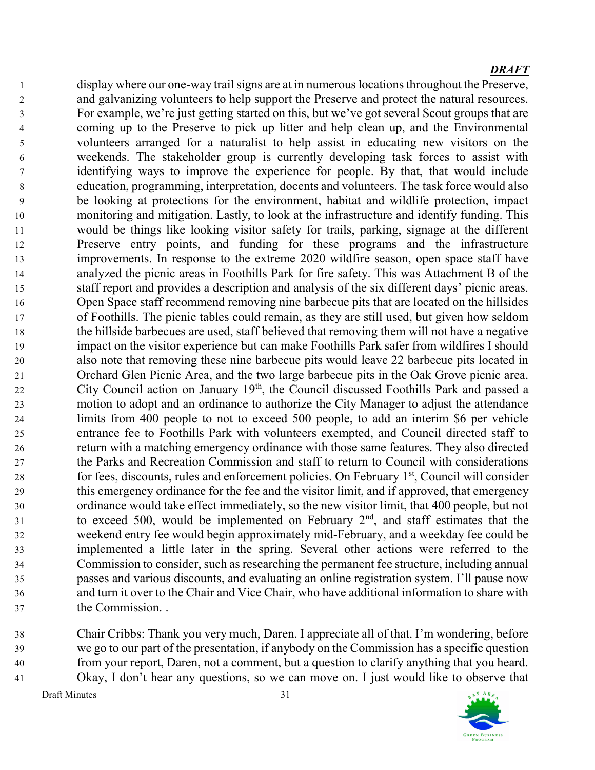***DRAFT***

display where our one-way trail signs are at in numerous locations throughout the Preserve, and galvanizing volunteers to help support the Preserve and protect the natural resources. For example, we're just getting started on this, but we've got several Scout groups that are coming up to the Preserve to pick up litter and help clean up, and the Environmental volunteers arranged for a naturalist to help assist in educating new visitors on the weekends. The stakeholder group is currently developing task forces to assist with identifying ways to improve the experience for people. By that, that would include education, programming, interpretation, docents and volunteers. The task force would also be looking at protections for the environment, habitat and wildlife protection, impact monitoring and mitigation. Lastly, to look at the infrastructure and identify funding. This would be things like looking visitor safety for trails, parking, signage at the different Preserve entry points, and funding for these programs and the infrastructure improvements. In response to the extreme 2020 wildfire season, open space staff have analyzed the picnic areas in Foothills Park for fire safety. This was Attachment B of the staff report and provides a description and analysis of the six different days' picnic areas. Open Space staff recommend removing nine barbecue pits that are located on the hillsides of Foothills. The picnic tables could remain, as they are still used, but given how seldom the hillside barbecues are used, staff believed that removing them will not have a negative impact on the visitor experience but can make Foothills Park safer from wildfires I should also note that removing these nine barbecue pits would leave 22 barbecue pits located in Orchard Glen Picnic Area, and the two large barbecue pits in the Oak Grove picnic area. City Council action on January 19th, the Council discussed Foothills Park and passed a motion to adopt and an ordinance to authorize the City Manager to adjust the attendance limits from 400 people to not to exceed 500 people, to add an interim $6 per vehicle entrance fee to Foothills Park with volunteers exempted, and Council directed staff to return with a matching emergency ordinance with those same features. They also directed the Parks and Recreation Commission and staff to return to Council with considerations for fees, discounts, rules and enforcement policies. On February 1st, Council will consider this emergency ordinance for the fee and the visitor limit, and if approved, that emergency ordinance would take effect immediately, so the new visitor limit, that 400 people, but not to exceed 500, would be implemented on February 2nd, and staff estimates that the weekend entry fee would begin approximately mid-February, and a weekday fee could be implemented a little later in the spring. Several other actions were referred to the Commission to consider, such as researching the permanent fee structure, including annual passes and various discounts, and evaluating an online registration system. I'll pause now and turn it over to the Chair and Vice Chair, who have additional information to share with the Commission. .

Chair Cribbs: Thank you very much, Daren. I appreciate all of that. I'm wondering, before we go to our part of the presentation, if anybody on the Commission has a specific question from your report, Daren, not a comment, but a question to clarify anything that you heard. Okay, I don't hear any questions, so we can move on. I just would like to observe that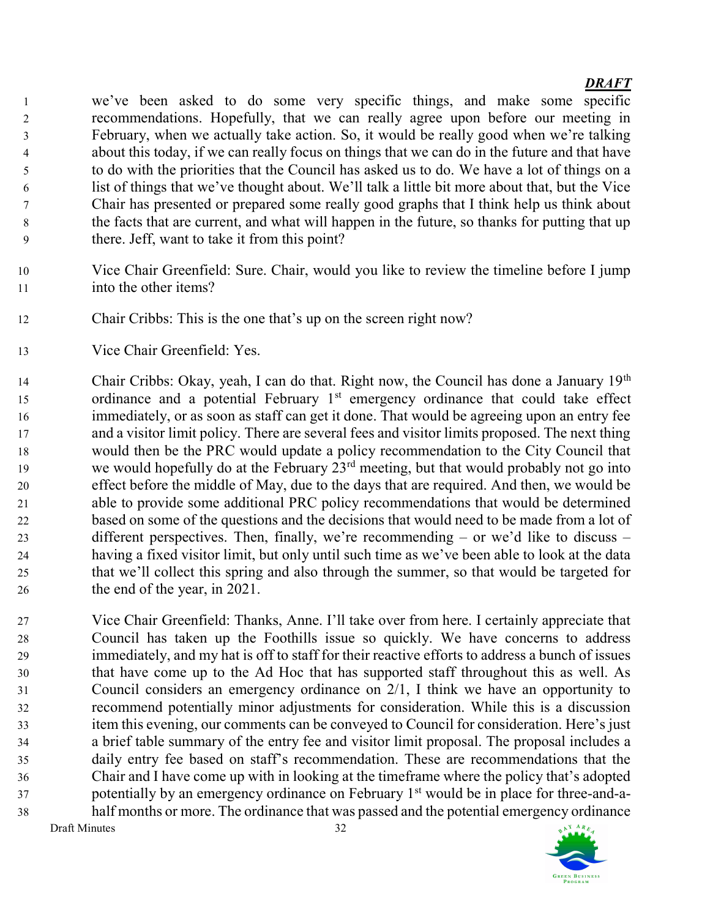we've been asked to do some very specific things, and make some specific recommendations. Hopefully, that we can really agree upon before our meeting in February, when we actually take action. So, it would be really good when we're talking about this today, if we can really focus on things that we can do in the future and that have to do with the priorities that the Council has asked us to do. We have a lot of things on a list of things that we've thought about. We'll talk a little bit more about that, but the Vice Chair has presented or prepared some really good graphs that I think help us think about the facts that are current, and what will happen in the future, so thanks for putting that up there. Jeff, want to take it from this point?

Vice Chair Greenfield: Sure. Chair, would you like to review the timeline before I jump into the other items?

Chair Cribbs: This is the one that's up on the screen right now?

Vice Chair Greenfield: Yes.

Chair Cribbs: Okay, yeah, I can do that. Right now, the Council has done a January 19th ordinance and a potential February 1st emergency ordinance that could take effect immediately, or as soon as staff can get it done. That would be agreeing upon an entry fee and a visitor limit policy. There are several fees and visitor limits proposed. The next thing would then be the PRC would update a policy recommendation to the City Council that we would hopefully do at the February 23rd meeting, but that would probably not go into effect before the middle of May, due to the days that are required. And then, we would be able to provide some additional PRC policy recommendations that would be determined based on some of the questions and the decisions that would need to be made from a lot of different perspectives. Then, finally, we're recommending – or we'd like to discuss – having a fixed visitor limit, but only until such time as we've been able to look at the data that we'll collect this spring and also through the summer, so that would be targeted for the end of the year, in 2021.

Vice Chair Greenfield: Thanks, Anne. I'll take over from here. I certainly appreciate that Council has taken up the Foothills issue so quickly. We have concerns to address immediately, and my hat is off to staff for their reactive efforts to address a bunch of issues that have come up to the Ad Hoc that has supported staff throughout this as well. As Council considers an emergency ordinance on 2/1, I think we have an opportunity to recommend potentially minor adjustments for consideration. While this is a discussion item this evening, our comments can be conveyed to Council for consideration. Here's just a brief table summary of the entry fee and visitor limit proposal. The proposal includes a daily entry fee based on staff's recommendation. These are recommendations that the Chair and I have come up with in looking at the timeframe where the policy that's adopted potentially by an emergency ordinance on February 1st would be in place for three-and-a-half months or more. The ordinance that was passed and the potential emergency ordinance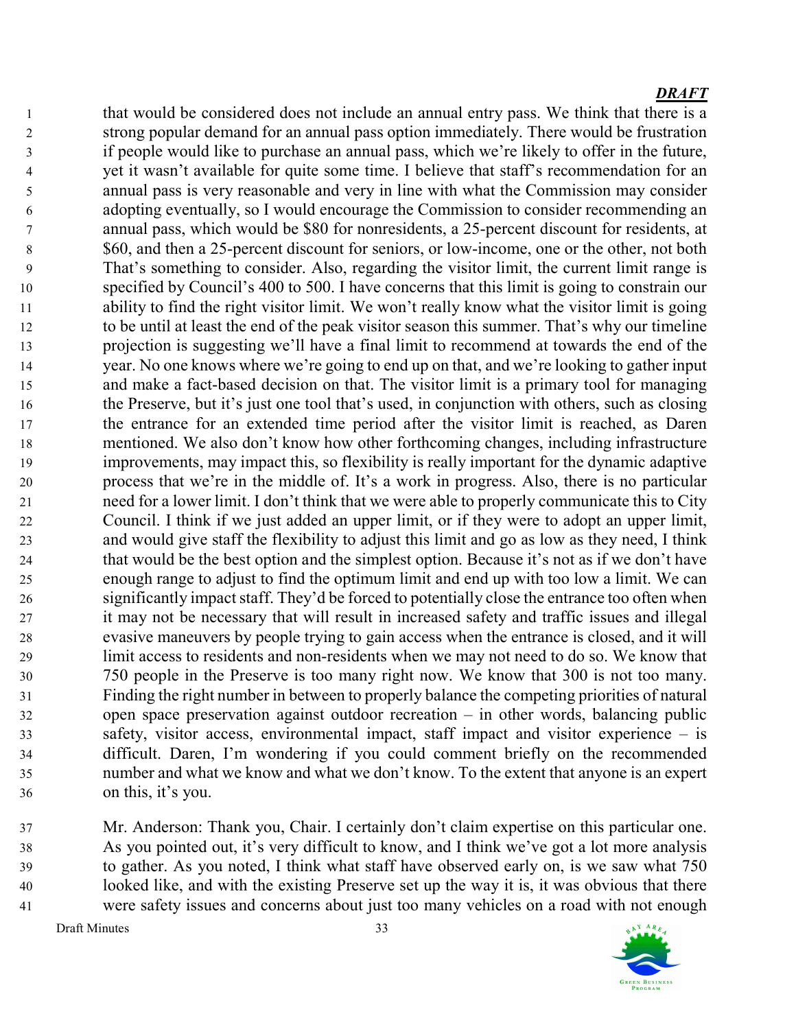that would be considered does not include an annual entry pass. We think that there is a strong popular demand for an annual pass option immediately. There would be frustration if people would like to purchase an annual pass, which we're likely to offer in the future, yet it wasn't available for quite some time. I believe that staff's recommendation for an annual pass is very reasonable and very in line with what the Commission may consider adopting eventually, so I would encourage the Commission to consider recommending an annual pass, which would be $80 for nonresidents, a 25-percent discount for residents, at $60, and then a 25-percent discount for seniors, or low-income, one or the other, not both That's something to consider. Also, regarding the visitor limit, the current limit range is specified by Council's 400 to 500. I have concerns that this limit is going to constrain our ability to find the right visitor limit. We won't really know what the visitor limit is going to be until at least the end of the peak visitor season this summer. That's why our timeline projection is suggesting we'll have a final limit to recommend at towards the end of the year. No one knows where we're going to end up on that, and we're looking to gather input and make a fact-based decision on that. The visitor limit is a primary tool for managing the Preserve, but it's just one tool that's used, in conjunction with others, such as closing the entrance for an extended time period after the visitor limit is reached, as Daren mentioned. We also don't know how other forthcoming changes, including infrastructure improvements, may impact this, so flexibility is really important for the dynamic adaptive process that we're in the middle of. It's a work in progress. Also, there is no particular need for a lower limit. I don't think that we were able to properly communicate this to City Council. I think if we just added an upper limit, or if they were to adopt an upper limit, and would give staff the flexibility to adjust this limit and go as low as they need, I think that would be the best option and the simplest option. Because it's not as if we don't have enough range to adjust to find the optimum limit and end up with too low a limit. We can significantly impact staff. They'd be forced to potentially close the entrance too often when it may not be necessary that will result in increased safety and traffic issues and illegal evasive maneuvers by people trying to gain access when the entrance is closed, and it will limit access to residents and non-residents when we may not need to do so. We know that 750 people in the Preserve is too many right now. We know that 300 is not too many. Finding the right number in between to properly balance the competing priorities of natural open space preservation against outdoor recreation – in other words, balancing public safety, visitor access, environmental impact, staff impact and visitor experience – is difficult. Daren, I'm wondering if you could comment briefly on the recommended number and what we know and what we don't know. To the extent that anyone is an expert on this, it's you.

Mr. Anderson: Thank you, Chair. I certainly don't claim expertise on this particular one. As you pointed out, it's very difficult to know, and I think we've got a lot more analysis to gather. As you noted, I think what staff have observed early on, is we saw what 750 looked like, and with the existing Preserve set up the way it is, it was obvious that there were safety issues and concerns about just too many vehicles on a road with not enough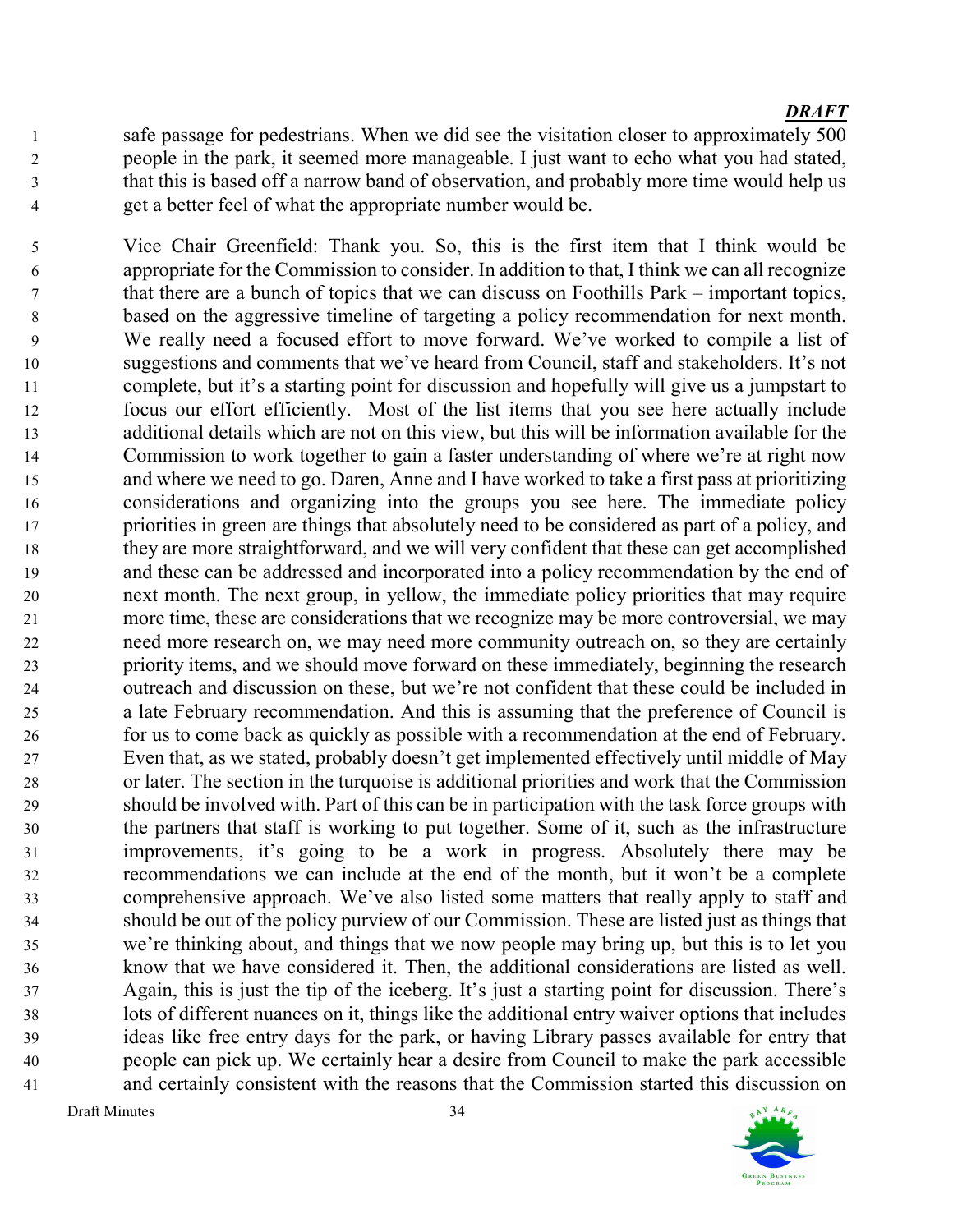*DRAFT*

safe passage for pedestrians. When we did see the visitation closer to approximately 500 people in the park, it seemed more manageable. I just want to echo what you had stated, that this is based off a narrow band of observation, and probably more time would help us get a better feel of what the appropriate number would be.

Vice Chair Greenfield: Thank you. So, this is the first item that I think would be appropriate for the Commission to consider. In addition to that, I think we can all recognize that there are a bunch of topics that we can discuss on Foothills Park – important topics, based on the aggressive timeline of targeting a policy recommendation for next month. We really need a focused effort to move forward. We've worked to compile a list of suggestions and comments that we've heard from Council, staff and stakeholders. It's not complete, but it's a starting point for discussion and hopefully will give us a jumpstart to focus our effort efficiently. Most of the list items that you see here actually include additional details which are not on this view, but this will be information available for the Commission to work together to gain a faster understanding of where we're at right now and where we need to go. Daren, Anne and I have worked to take a first pass at prioritizing considerations and organizing into the groups you see here. The immediate policy priorities in green are things that absolutely need to be considered as part of a policy, and they are more straightforward, and we will very confident that these can get accomplished and these can be addressed and incorporated into a policy recommendation by the end of next month. The next group, in yellow, the immediate policy priorities that may require more time, these are considerations that we recognize may be more controversial, we may need more research on, we may need more community outreach on, so they are certainly priority items, and we should move forward on these immediately, beginning the research outreach and discussion on these, but we're not confident that these could be included in a late February recommendation. And this is assuming that the preference of Council is for us to come back as quickly as possible with a recommendation at the end of February. Even that, as we stated, probably doesn't get implemented effectively until middle of May or later. The section in the turquoise is additional priorities and work that the Commission should be involved with. Part of this can be in participation with the task force groups with the partners that staff is working to put together. Some of it, such as the infrastructure improvements, it's going to be a work in progress. Absolutely there may be recommendations we can include at the end of the month, but it won't be a complete comprehensive approach. We've also listed some matters that really apply to staff and should be out of the policy purview of our Commission. These are listed just as things that we're thinking about, and things that we now people may bring up, but this is to let you know that we have considered it. Then, the additional considerations are listed as well. Again, this is just the tip of the iceberg. It's just a starting point for discussion. There's lots of different nuances on it, things like the additional entry waiver options that includes ideas like free entry days for the park, or having Library passes available for entry that people can pick up. We certainly hear a desire from Council to make the park accessible and certainly consistent with the reasons that the Commission started this discussion on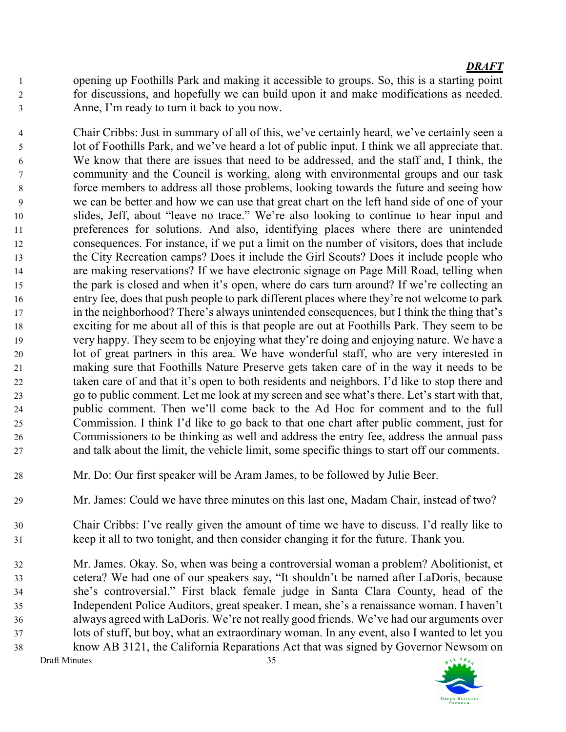opening up Foothills Park and making it accessible to groups. So, this is a starting point for discussions, and hopefully we can build upon it and make modifications as needed. Anne, I'm ready to turn it back to you now.

Chair Cribbs: Just in summary of all of this, we've certainly heard, we've certainly seen a lot of Foothills Park, and we've heard a lot of public input. I think we all appreciate that. We know that there are issues that need to be addressed, and the staff and, I think, the community and the Council is working, along with environmental groups and our task force members to address all those problems, looking towards the future and seeing how we can be better and how we can use that great chart on the left hand side of one of your slides, Jeff, about "leave no trace." We're also looking to continue to hear input and preferences for solutions. And also, identifying places where there are unintended consequences. For instance, if we put a limit on the number of visitors, does that include the City Recreation camps? Does it include the Girl Scouts? Does it include people who are making reservations? If we have electronic signage on Page Mill Road, telling when the park is closed and when it's open, where do cars turn around? If we're collecting an entry fee, does that push people to park different places where they're not welcome to park in the neighborhood? There's always unintended consequences, but I think the thing that's exciting for me about all of this is that people are out at Foothills Park. They seem to be very happy. They seem to be enjoying what they're doing and enjoying nature. We have a lot of great partners in this area. We have wonderful staff, who are very interested in making sure that Foothills Nature Preserve gets taken care of in the way it needs to be taken care of and that it's open to both residents and neighbors. I'd like to stop there and go to public comment. Let me look at my screen and see what's there. Let's start with that, public comment. Then we'll come back to the Ad Hoc for comment and to the full Commission. I think I'd like to go back to that one chart after public comment, just for Commissioners to be thinking as well and address the entry fee, address the annual pass and talk about the limit, the vehicle limit, some specific things to start off our comments.

Mr. Do: Our first speaker will be Aram James, to be followed by Julie Beer.

Mr. James: Could we have three minutes on this last one, Madam Chair, instead of two?

Chair Cribbs: I've really given the amount of time we have to discuss. I'd really like to keep it all to two tonight, and then consider changing it for the future. Thank you.

Mr. James. Okay. So, when was being a controversial woman a problem? Abolitionist, et cetera? We had one of our speakers say, "It shouldn't be named after LaDoris, because she's controversial." First black female judge in Santa Clara County, head of the Independent Police Auditors, great speaker. I mean, she's a renaissance woman. I haven't always agreed with LaDoris. We're not really good friends. We've had our arguments over lots of stuff, but boy, what an extraordinary woman. In any event, also I wanted to let you know AB 3121, the California Reparations Act that was signed by Governor Newsom on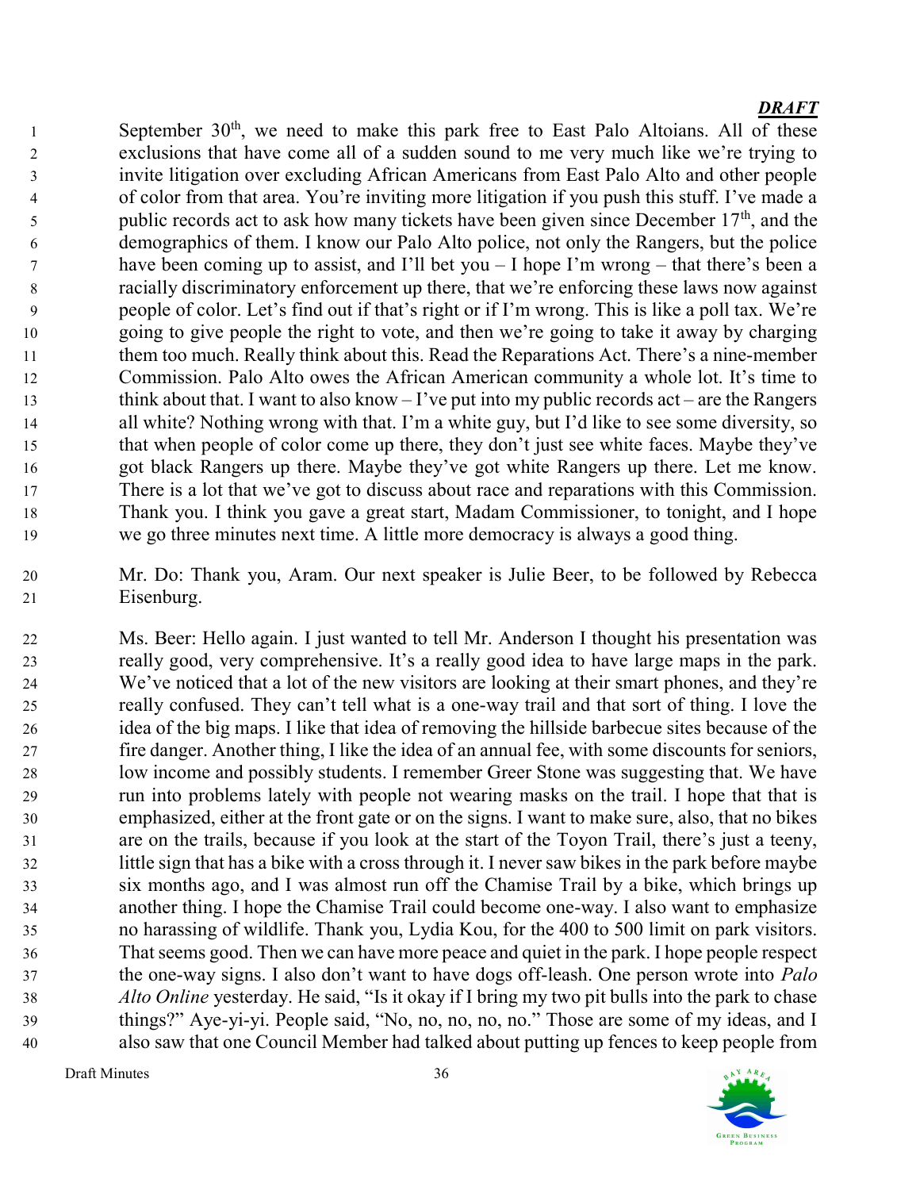September 30th, we need to make this park free to East Palo Altoians. All of these exclusions that have come all of a sudden sound to me very much like we're trying to invite litigation over excluding African Americans from East Palo Alto and other people of color from that area. You're inviting more litigation if you push this stuff. I've made a public records act to ask how many tickets have been given since December 17th, and the demographics of them. I know our Palo Alto police, not only the Rangers, but the police have been coming up to assist, and I'll bet you – I hope I'm wrong – that there's been a racially discriminatory enforcement up there, that we're enforcing these laws now against people of color. Let's find out if that's right or if I'm wrong. This is like a poll tax. We're going to give people the right to vote, and then we're going to take it away by charging them too much. Really think about this. Read the Reparations Act. There's a nine-member Commission. Palo Alto owes the African American community a whole lot. It's time to think about that. I want to also know – I've put into my public records act – are the Rangers all white? Nothing wrong with that. I'm a white guy, but I'd like to see some diversity, so that when people of color come up there, they don't just see white faces. Maybe they've got black Rangers up there. Maybe they've got white Rangers up there. Let me know. There is a lot that we've got to discuss about race and reparations with this Commission. Thank you. I think you gave a great start, Madam Commissioner, to tonight, and I hope we go three minutes next time. A little more democracy is always a good thing.

Mr. Do: Thank you, Aram. Our next speaker is Julie Beer, to be followed by Rebecca Eisenburg.

Ms. Beer: Hello again. I just wanted to tell Mr. Anderson I thought his presentation was really good, very comprehensive. It's a really good idea to have large maps in the park. We've noticed that a lot of the new visitors are looking at their smart phones, and they're really confused. They can't tell what is a one-way trail and that sort of thing. I love the idea of the big maps. I like that idea of removing the hillside barbecue sites because of the fire danger. Another thing, I like the idea of an annual fee, with some discounts for seniors, low income and possibly students. I remember Greer Stone was suggesting that. We have run into problems lately with people not wearing masks on the trail. I hope that that is emphasized, either at the front gate or on the signs. I want to make sure, also, that no bikes are on the trails, because if you look at the start of the Toyon Trail, there's just a teeny, little sign that has a bike with a cross through it. I never saw bikes in the park before maybe six months ago, and I was almost run off the Chamise Trail by a bike, which brings up another thing. I hope the Chamise Trail could become one-way. I also want to emphasize no harassing of wildlife. Thank you, Lydia Kou, for the 400 to 500 limit on park visitors. That seems good. Then we can have more peace and quiet in the park. I hope people respect the one-way signs. I also don't want to have dogs off-leash. One person wrote into *Palo Alto Online* yesterday. He said, "Is it okay if I bring my two pit bulls into the park to chase things?" Aye-yi-yi. People said, "No, no, no, no, no." Those are some of my ideas, and I also saw that one Council Member had talked about putting up fences to keep people from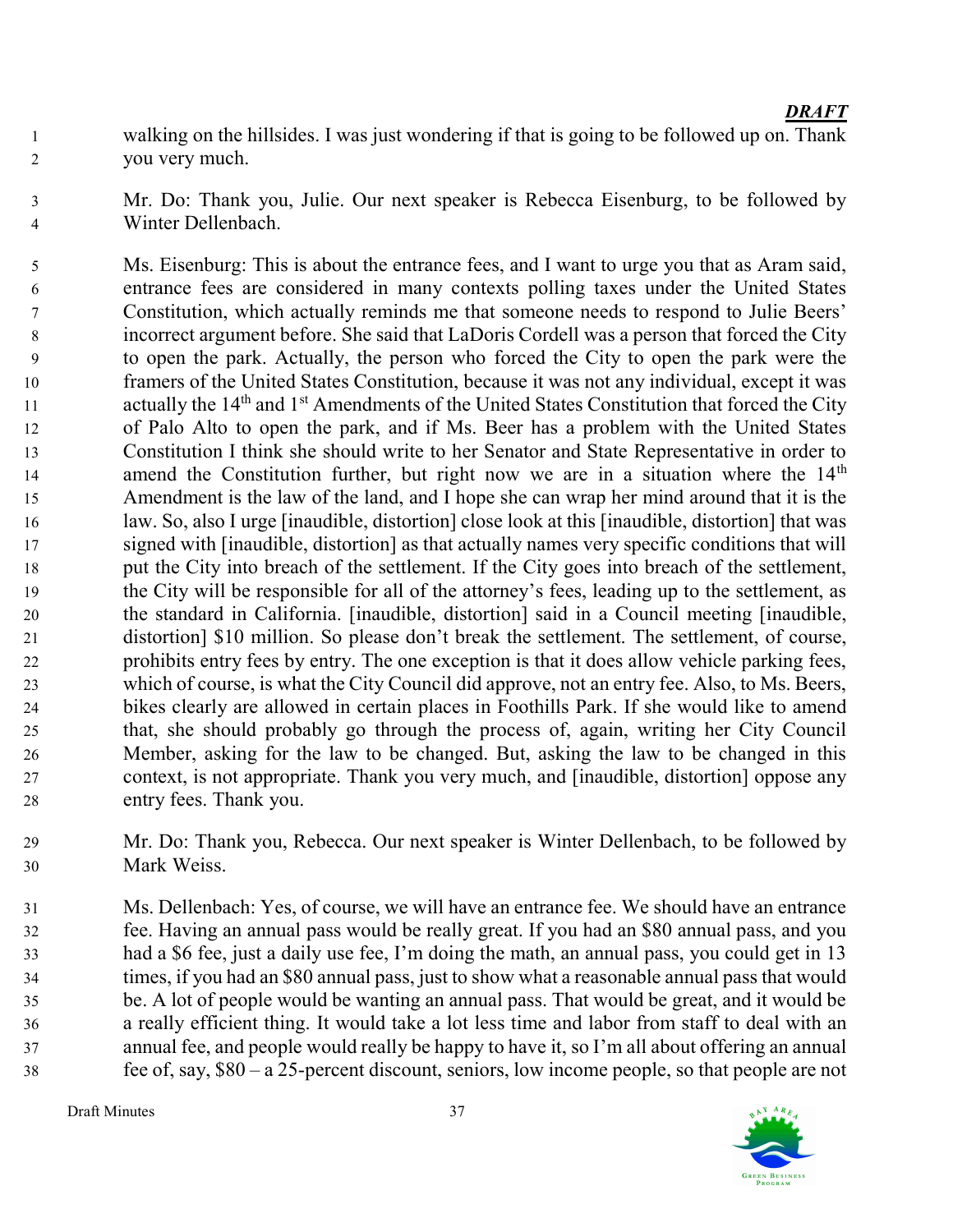*DRAFT*

walking on the hillsides. I was just wondering if that is going to be followed up on. Thank you very much.

Mr. Do: Thank you, Julie. Our next speaker is Rebecca Eisenburg, to be followed by Winter Dellenbach.

Ms. Eisenburg: This is about the entrance fees, and I want to urge you that as Aram said, entrance fees are considered in many contexts polling taxes under the United States Constitution, which actually reminds me that someone needs to respond to Julie Beers' incorrect argument before. She said that LaDoris Cordell was a person that forced the City to open the park. Actually, the person who forced the City to open the park were the framers of the United States Constitution, because it was not any individual, except it was actually the 14th and 1st Amendments of the United States Constitution that forced the City of Palo Alto to open the park, and if Ms. Beer has a problem with the United States Constitution I think she should write to her Senator and State Representative in order to amend the Constitution further, but right now we are in a situation where the 14th Amendment is the law of the land, and I hope she can wrap her mind around that it is the law. So, also I urge [inaudible, distortion] close look at this [inaudible, distortion] that was signed with [inaudible, distortion] as that actually names very specific conditions that will put the City into breach of the settlement. If the City goes into breach of the settlement, the City will be responsible for all of the attorney's fees, leading up to the settlement, as the standard in California. [inaudible, distortion] said in a Council meeting [inaudible, distortion] $10 million. So please don't break the settlement. The settlement, of course, prohibits entry fees by entry. The one exception is that it does allow vehicle parking fees, which of course, is what the City Council did approve, not an entry fee. Also, to Ms. Beers, bikes clearly are allowed in certain places in Foothills Park. If she would like to amend that, she should probably go through the process of, again, writing her City Council Member, asking for the law to be changed. But, asking the law to be changed in this context, is not appropriate. Thank you very much, and [inaudible, distortion] oppose any entry fees. Thank you.

Mr. Do: Thank you, Rebecca. Our next speaker is Winter Dellenbach, to be followed by Mark Weiss.

Ms. Dellenbach: Yes, of course, we will have an entrance fee. We should have an entrance fee. Having an annual pass would be really great. If you had an $80 annual pass, and you had a $6 fee, just a daily use fee, I'm doing the math, an annual pass, you could get in 13 times, if you had an $80 annual pass, just to show what a reasonable annual pass that would be. A lot of people would be wanting an annual pass. That would be great, and it would be a really efficient thing. It would take a lot less time and labor from staff to deal with an annual fee, and people would really be happy to have it, so I'm all about offering an annual fee of, say, $80 – a 25-percent discount, seniors, low income people, so that people are not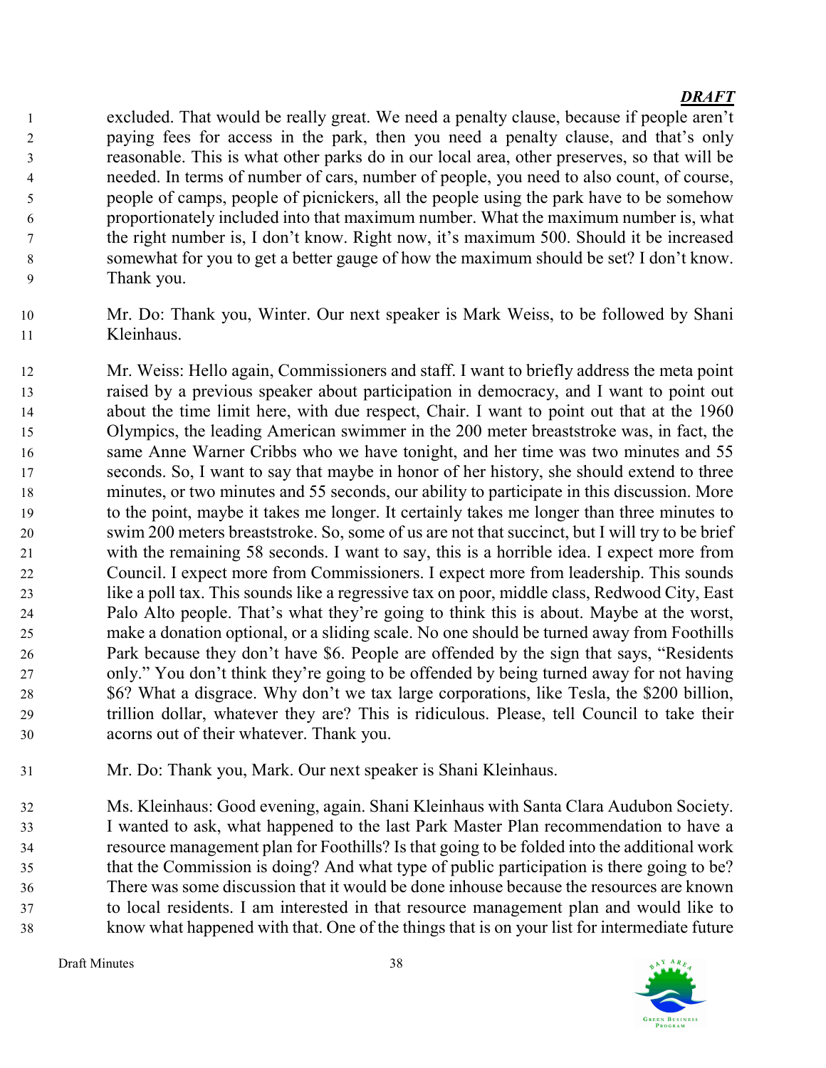excluded. That would be really great. We need a penalty clause, because if people aren't paying fees for access in the park, then you need a penalty clause, and that's only reasonable. This is what other parks do in our local area, other preserves, so that will be needed. In terms of number of cars, number of people, you need to also count, of course, people of camps, people of picnickers, all the people using the park have to be somehow proportionately included into that maximum number. What the maximum number is, what the right number is, I don't know. Right now, it's maximum 500. Should it be increased somewhat for you to get a better gauge of how the maximum should be set? I don't know. Thank you.

Mr. Do: Thank you, Winter. Our next speaker is Mark Weiss, to be followed by Shani Kleinhaus.

Mr. Weiss: Hello again, Commissioners and staff. I want to briefly address the meta point raised by a previous speaker about participation in democracy, and I want to point out about the time limit here, with due respect, Chair. I want to point out that at the 1960 Olympics, the leading American swimmer in the 200 meter breaststroke was, in fact, the same Anne Warner Cribbs who we have tonight, and her time was two minutes and 55 seconds. So, I want to say that maybe in honor of her history, she should extend to three minutes, or two minutes and 55 seconds, our ability to participate in this discussion. More to the point, maybe it takes me longer. It certainly takes me longer than three minutes to swim 200 meters breaststroke. So, some of us are not that succinct, but I will try to be brief with the remaining 58 seconds. I want to say, this is a horrible idea. I expect more from Council. I expect more from Commissioners. I expect more from leadership. This sounds like a poll tax. This sounds like a regressive tax on poor, middle class, Redwood City, East Palo Alto people. That's what they're going to think this is about. Maybe at the worst, make a donation optional, or a sliding scale. No one should be turned away from Foothills Park because they don't have $6. People are offended by the sign that says, "Residents only." You don't think they're going to be offended by being turned away for not having $6? What a disgrace. Why don't we tax large corporations, like Tesla, the $200 billion, trillion dollar, whatever they are? This is ridiculous. Please, tell Council to take their acorns out of their whatever. Thank you.

Mr. Do: Thank you, Mark. Our next speaker is Shani Kleinhaus.

Ms. Kleinhaus: Good evening, again. Shani Kleinhaus with Santa Clara Audubon Society. I wanted to ask, what happened to the last Park Master Plan recommendation to have a resource management plan for Foothills? Is that going to be folded into the additional work that the Commission is doing? And what type of public participation is there going to be? There was some discussion that it would be done inhouse because the resources are known to local residents. I am interested in that resource management plan and would like to know what happened with that. One of the things that is on your list for intermediate future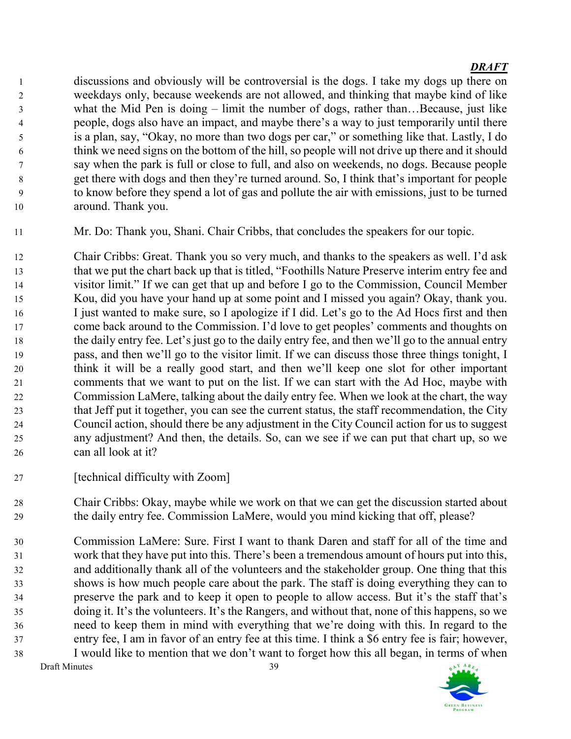discussions and obviously will be controversial is the dogs. I take my dogs up there on weekdays only, because weekends are not allowed, and thinking that maybe kind of like what the Mid Pen is doing – limit the number of dogs, rather than…Because, just like people, dogs also have an impact, and maybe there's a way to just temporarily until there is a plan, say, "Okay, no more than two dogs per car," or something like that. Lastly, I do think we need signs on the bottom of the hill, so people will not drive up there and it should say when the park is full or close to full, and also on weekends, no dogs. Because people get there with dogs and then they're turned around. So, I think that's important for people to know before they spend a lot of gas and pollute the air with emissions, just to be turned around. Thank you.

Mr. Do: Thank you, Shani. Chair Cribbs, that concludes the speakers for our topic.

Chair Cribbs: Great. Thank you so very much, and thanks to the speakers as well. I'd ask that we put the chart back up that is titled, "Foothills Nature Preserve interim entry fee and visitor limit." If we can get that up and before I go to the Commission, Council Member Kou, did you have your hand up at some point and I missed you again? Okay, thank you. I just wanted to make sure, so I apologize if I did. Let's go to the Ad Hocs first and then come back around to the Commission. I'd love to get peoples' comments and thoughts on the daily entry fee. Let's just go to the daily entry fee, and then we'll go to the annual entry pass, and then we'll go to the visitor limit. If we can discuss those three things tonight, I think it will be a really good start, and then we'll keep one slot for other important comments that we want to put on the list. If we can start with the Ad Hoc, maybe with Commission LaMere, talking about the daily entry fee. When we look at the chart, the way that Jeff put it together, you can see the current status, the staff recommendation, the City Council action, should there be any adjustment in the City Council action for us to suggest any adjustment? And then, the details. So, can we see if we can put that chart up, so we can all look at it?

[technical difficulty with Zoom]

Chair Cribbs: Okay, maybe while we work on that we can get the discussion started about the daily entry fee. Commission LaMere, would you mind kicking that off, please?

Commission LaMere: Sure. First I want to thank Daren and staff for all of the time and work that they have put into this. There's been a tremendous amount of hours put into this, and additionally thank all of the volunteers and the stakeholder group. One thing that this shows is how much people care about the park. The staff is doing everything they can to preserve the park and to keep it open to people to allow access. But it's the staff that's doing it. It's the volunteers. It's the Rangers, and without that, none of this happens, so we need to keep them in mind with everything that we're doing with this. In regard to the entry fee, I am in favor of an entry fee at this time. I think a $6 entry fee is fair; however, I would like to mention that we don't want to forget how this all began, in terms of when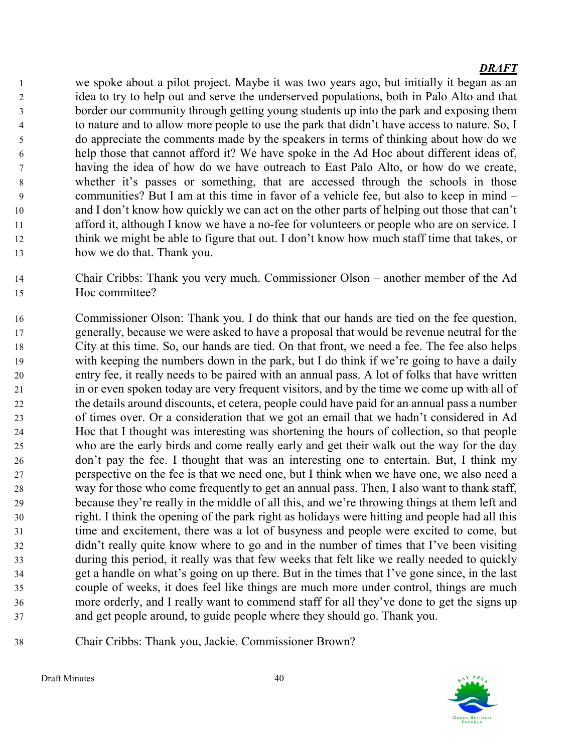***DRAFT***

we spoke about a pilot project. Maybe it was two years ago, but initially it began as an idea to try to help out and serve the underserved populations, both in Palo Alto and that border our community through getting young students up into the park and exposing them to nature and to allow more people to use the park that didn't have access to nature. So, I do appreciate the comments made by the speakers in terms of thinking about how do we help those that cannot afford it? We have spoke in the Ad Hoc about different ideas of, having the idea of how do we have outreach to East Palo Alto, or how do we create, whether it's passes or something, that are accessed through the schools in those communities? But I am at this time in favor of a vehicle fee, but also to keep in mind – and I don't know how quickly we can act on the other parts of helping out those that can't afford it, although I know we have a no-fee for volunteers or people who are on service. I think we might be able to figure that out. I don't know how much staff time that takes, or how we do that. Thank you.

Chair Cribbs: Thank you very much. Commissioner Olson – another member of the Ad Hoc committee?

Commissioner Olson: Thank you. I do think that our hands are tied on the fee question, generally, because we were asked to have a proposal that would be revenue neutral for the City at this time. So, our hands are tied. On that front, we need a fee. The fee also helps with keeping the numbers down in the park, but I do think if we're going to have a daily entry fee, it really needs to be paired with an annual pass. A lot of folks that have written in or even spoken today are very frequent visitors, and by the time we come up with all of the details around discounts, et cetera, people could have paid for an annual pass a number of times over. Or a consideration that we got an email that we hadn't considered in Ad Hoc that I thought was interesting was shortening the hours of collection, so that people who are the early birds and come really early and get their walk out the way for the day don't pay the fee. I thought that was an interesting one to entertain. But, I think my perspective on the fee is that we need one, but I think when we have one, we also need a way for those who come frequently to get an annual pass. Then, I also want to thank staff, because they're really in the middle of all this, and we're throwing things at them left and right. I think the opening of the park right as holidays were hitting and people had all this time and excitement, there was a lot of busyness and people were excited to come, but didn't really quite know where to go and in the number of times that I've been visiting during this period, it really was that few weeks that felt like we really needed to quickly get a handle on what's going on up there. But in the times that I've gone since, in the last couple of weeks, it does feel like things are much more under control, things are much more orderly, and I really want to commend staff for all they've done to get the signs up and get people around, to guide people where they should go. Thank you.

Chair Cribbs: Thank you, Jackie. Commissioner Brown?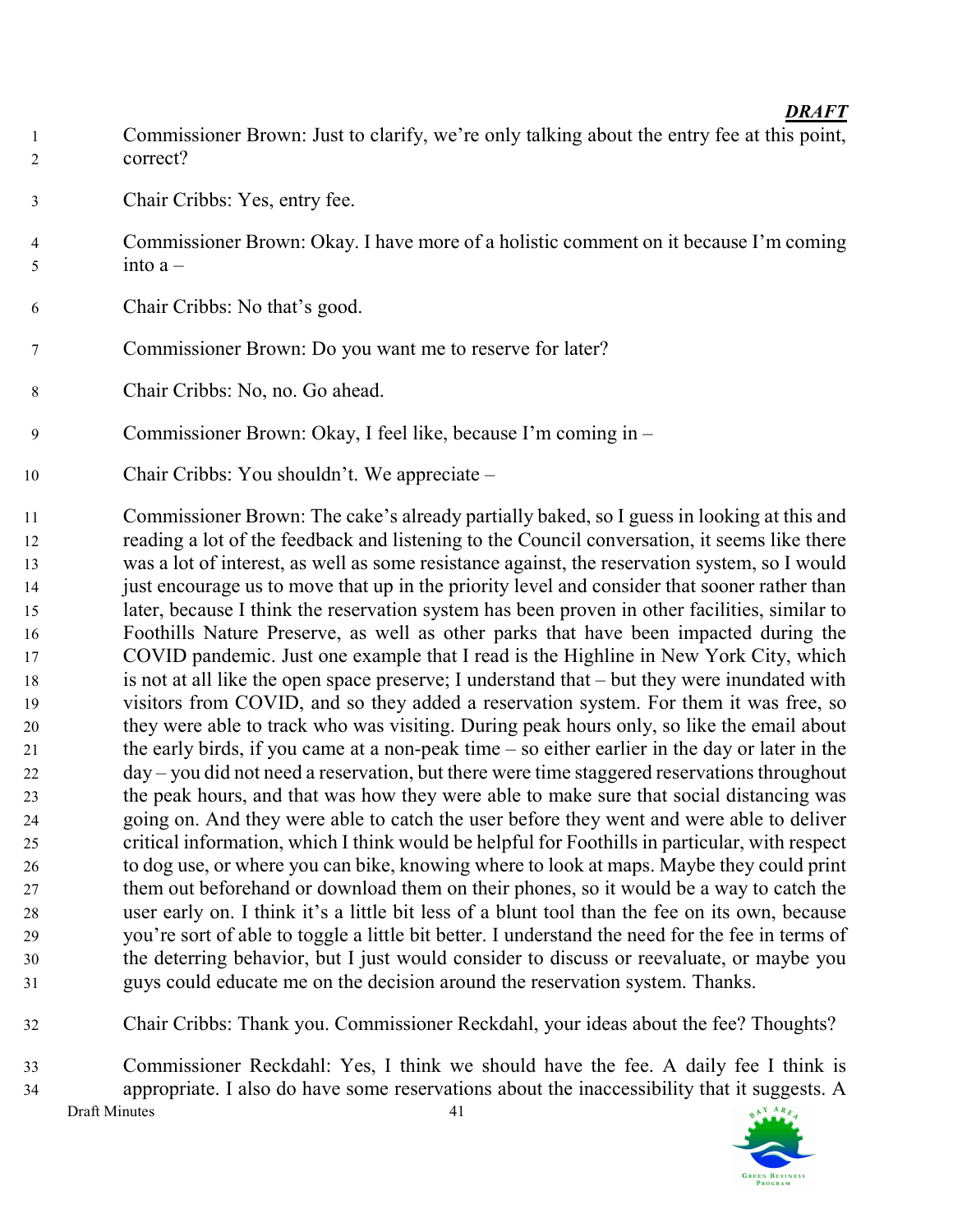*DRAFT*

Commissioner Brown: Just to clarify, we're only talking about the entry fee at this point, correct?

Chair Cribbs: Yes, entry fee.

Commissioner Brown: Okay. I have more of a holistic comment on it because I'm coming into a –

Chair Cribbs: No that's good.

Commissioner Brown: Do you want me to reserve for later?

Chair Cribbs: No, no. Go ahead.

Commissioner Brown: Okay, I feel like, because I'm coming in –

Chair Cribbs: You shouldn't. We appreciate –

Commissioner Brown: The cake's already partially baked, so I guess in looking at this and reading a lot of the feedback and listening to the Council conversation, it seems like there was a lot of interest, as well as some resistance against, the reservation system, so I would just encourage us to move that up in the priority level and consider that sooner rather than later, because I think the reservation system has been proven in other facilities, similar to Foothills Nature Preserve, as well as other parks that have been impacted during the COVID pandemic. Just one example that I read is the Highline in New York City, which is not at all like the open space preserve; I understand that – but they were inundated with visitors from COVID, and so they added a reservation system. For them it was free, so they were able to track who was visiting. During peak hours only, so like the email about the early birds, if you came at a non-peak time – so either earlier in the day or later in the day – you did not need a reservation, but there were time staggered reservations throughout the peak hours, and that was how they were able to make sure that social distancing was going on. And they were able to catch the user before they went and were able to deliver critical information, which I think would be helpful for Foothills in particular, with respect to dog use, or where you can bike, knowing where to look at maps. Maybe they could print them out beforehand or download them on their phones, so it would be a way to catch the user early on. I think it's a little bit less of a blunt tool than the fee on its own, because you're sort of able to toggle a little bit better. I understand the need for the fee in terms of the deterring behavior, but I just would consider to discuss or reevaluate, or maybe you guys could educate me on the decision around the reservation system. Thanks.

Chair Cribbs: Thank you. Commissioner Reckdahl, your ideas about the fee? Thoughts?

Commissioner Reckdahl: Yes, I think we should have the fee. A daily fee I think is appropriate. I also do have some reservations about the inaccessibility that it suggests. A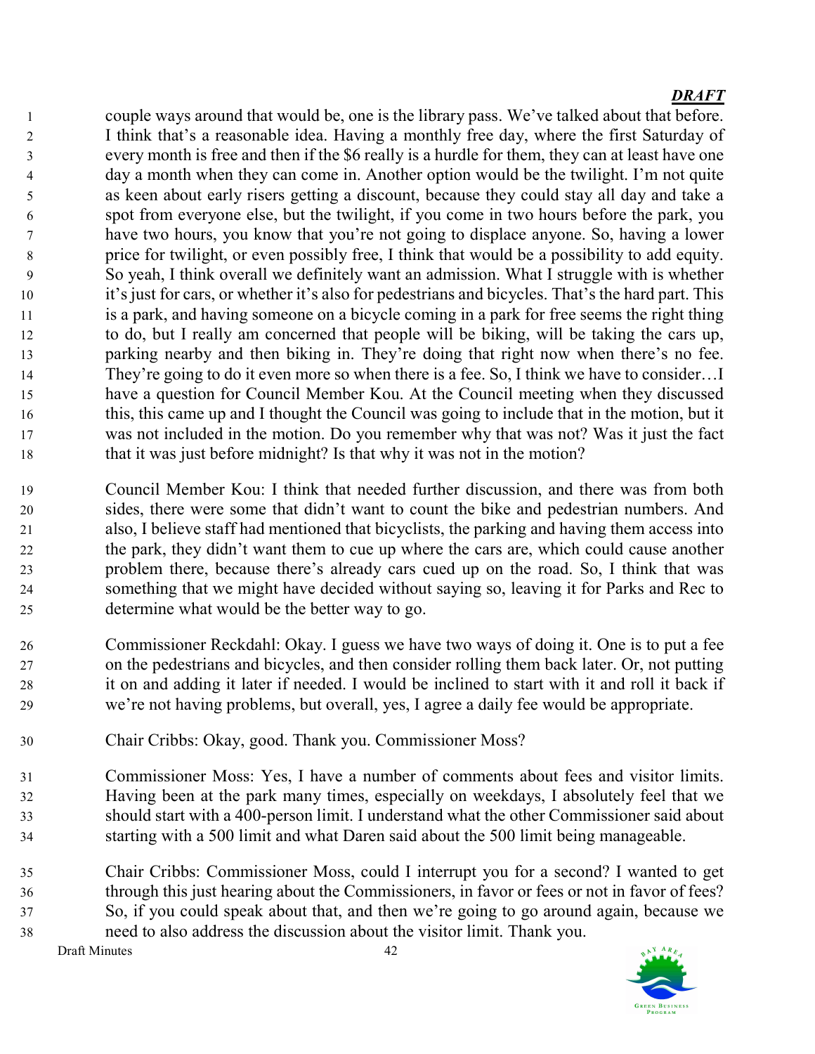couple ways around that would be, one is the library pass. We've talked about that before. I think that's a reasonable idea. Having a monthly free day, where the first Saturday of every month is free and then if the $6 really is a hurdle for them, they can at least have one day a month when they can come in. Another option would be the twilight. I'm not quite as keen about early risers getting a discount, because they could stay all day and take a spot from everyone else, but the twilight, if you come in two hours before the park, you have two hours, you know that you're not going to displace anyone. So, having a lower price for twilight, or even possibly free, I think that would be a possibility to add equity. So yeah, I think overall we definitely want an admission. What I struggle with is whether it's just for cars, or whether it's also for pedestrians and bicycles. That's the hard part. This is a park, and having someone on a bicycle coming in a park for free seems the right thing to do, but I really am concerned that people will be biking, will be taking the cars up, parking nearby and then biking in. They're doing that right now when there's no fee. They're going to do it even more so when there is a fee. So, I think we have to consider…I have a question for Council Member Kou. At the Council meeting when they discussed this, this came up and I thought the Council was going to include that in the motion, but it was not included in the motion. Do you remember why that was not? Was it just the fact that it was just before midnight? Is that why it was not in the motion?

Council Member Kou: I think that needed further discussion, and there was from both sides, there were some that didn't want to count the bike and pedestrian numbers. And also, I believe staff had mentioned that bicyclists, the parking and having them access into the park, they didn't want them to cue up where the cars are, which could cause another problem there, because there's already cars cued up on the road. So, I think that was something that we might have decided without saying so, leaving it for Parks and Rec to determine what would be the better way to go.

Commissioner Reckdahl: Okay. I guess we have two ways of doing it. One is to put a fee on the pedestrians and bicycles, and then consider rolling them back later. Or, not putting it on and adding it later if needed. I would be inclined to start with it and roll it back if we're not having problems, but overall, yes, I agree a daily fee would be appropriate.

Chair Cribbs: Okay, good. Thank you. Commissioner Moss?

Commissioner Moss: Yes, I have a number of comments about fees and visitor limits. Having been at the park many times, especially on weekdays, I absolutely feel that we should start with a 400-person limit. I understand what the other Commissioner said about starting with a 500 limit and what Daren said about the 500 limit being manageable.

Chair Cribbs: Commissioner Moss, could I interrupt you for a second? I wanted to get through this just hearing about the Commissioners, in favor or fees or not in favor of fees? So, if you could speak about that, and then we're going to go around again, because we need to also address the discussion about the visitor limit. Thank you.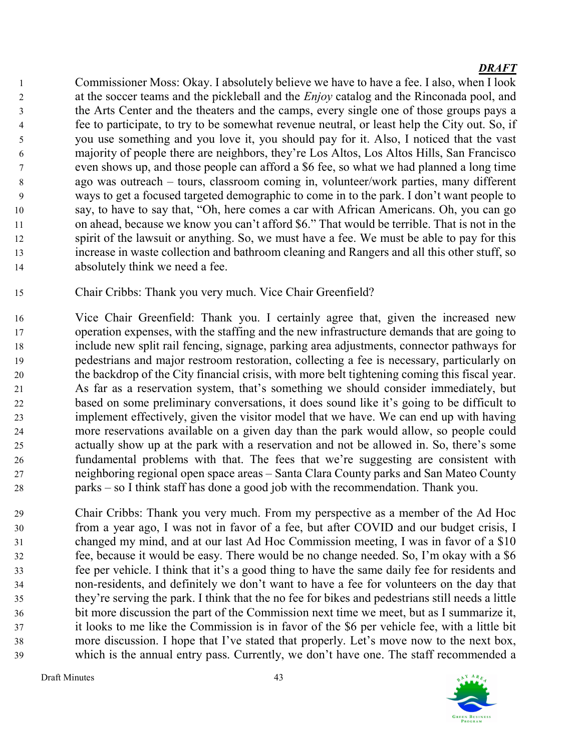***DRAFT***

Commissioner Moss: Okay. I absolutely believe we have to have a fee. I also, when I look at the soccer teams and the pickleball and the *Enjoy* catalog and the Rinconada pool, and the Arts Center and the theaters and the camps, every single one of those groups pays a fee to participate, to try to be somewhat revenue neutral, or least help the City out. So, if you use something and you love it, you should pay for it. Also, I noticed that the vast majority of people there are neighbors, they're Los Altos, Los Altos Hills, San Francisco even shows up, and those people can afford a $6 fee, so what we had planned a long time ago was outreach – tours, classroom coming in, volunteer/work parties, many different ways to get a focused targeted demographic to come in to the park. I don't want people to say, to have to say that, "Oh, here comes a car with African Americans. Oh, you can go on ahead, because we know you can't afford $6." That would be terrible. That is not in the spirit of the lawsuit or anything. So, we must have a fee. We must be able to pay for this increase in waste collection and bathroom cleaning and Rangers and all this other stuff, so absolutely think we need a fee.

Chair Cribbs: Thank you very much. Vice Chair Greenfield?

Vice Chair Greenfield: Thank you. I certainly agree that, given the increased new operation expenses, with the staffing and the new infrastructure demands that are going to include new split rail fencing, signage, parking area adjustments, connector pathways for pedestrians and major restroom restoration, collecting a fee is necessary, particularly on the backdrop of the City financial crisis, with more belt tightening coming this fiscal year. As far as a reservation system, that's something we should consider immediately, but based on some preliminary conversations, it does sound like it's going to be difficult to implement effectively, given the visitor model that we have. We can end up with having more reservations available on a given day than the park would allow, so people could actually show up at the park with a reservation and not be allowed in. So, there's some fundamental problems with that. The fees that we're suggesting are consistent with neighboring regional open space areas – Santa Clara County parks and San Mateo County parks – so I think staff has done a good job with the recommendation. Thank you.

Chair Cribbs: Thank you very much. From my perspective as a member of the Ad Hoc from a year ago, I was not in favor of a fee, but after COVID and our budget crisis, I changed my mind, and at our last Ad Hoc Commission meeting, I was in favor of a $10 fee, because it would be easy. There would be no change needed. So, I'm okay with a $6 fee per vehicle. I think that it's a good thing to have the same daily fee for residents and non-residents, and definitely we don't want to have a fee for volunteers on the day that they're serving the park. I think that the no fee for bikes and pedestrians still needs a little bit more discussion the part of the Commission next time we meet, but as I summarize it, it looks to me like the Commission is in favor of the $6 per vehicle fee, with a little bit more discussion. I hope that I've stated that properly. Let's move now to the next box, which is the annual entry pass. Currently, we don't have one. The staff recommended a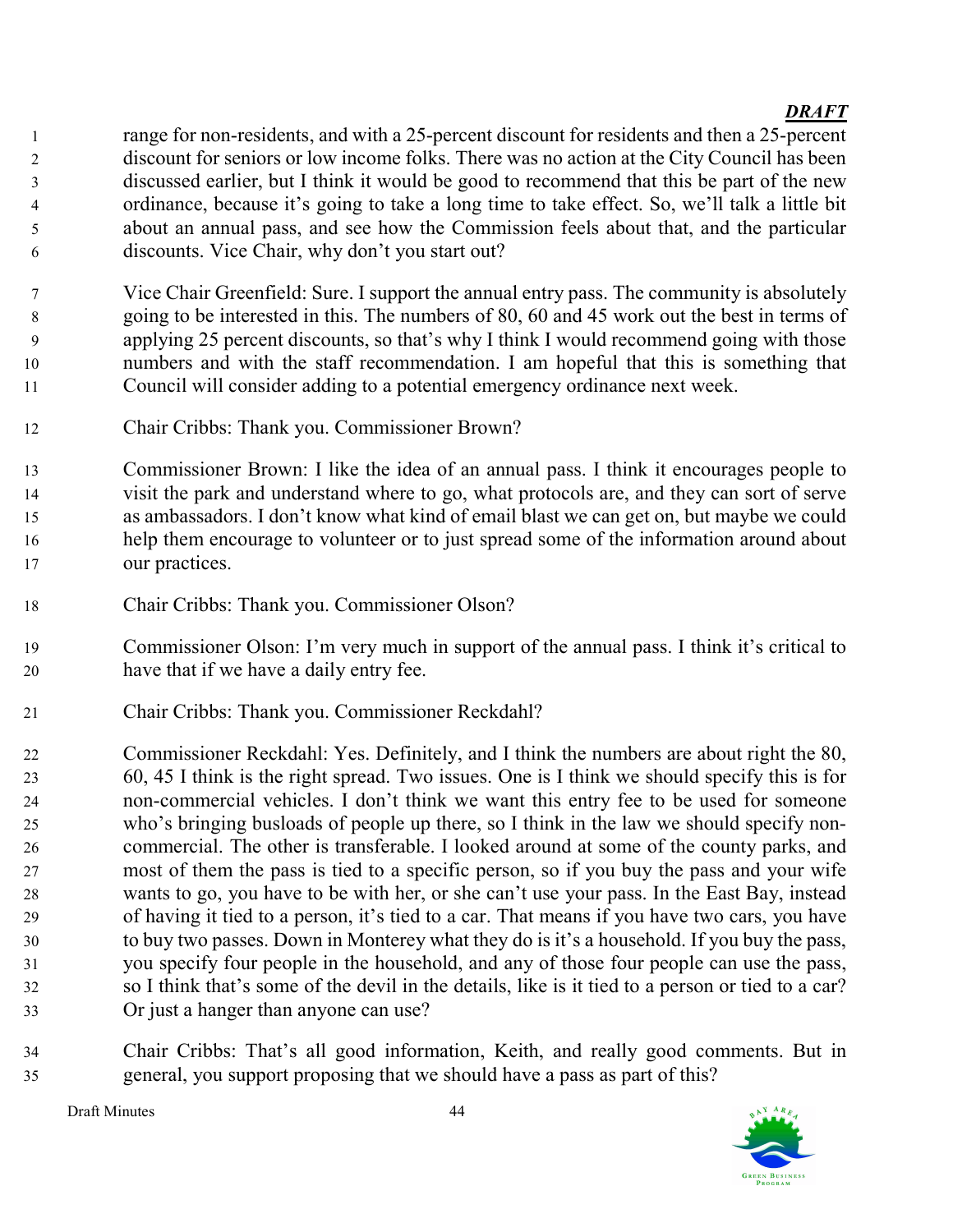*DRAFT*

range for non-residents, and with a 25-percent discount for residents and then a 25-percent discount for seniors or low income folks. There was no action at the City Council has been discussed earlier, but I think it would be good to recommend that this be part of the new ordinance, because it's going to take a long time to take effect. So, we'll talk a little bit about an annual pass, and see how the Commission feels about that, and the particular discounts. Vice Chair, why don't you start out?

Vice Chair Greenfield: Sure. I support the annual entry pass. The community is absolutely going to be interested in this. The numbers of 80, 60 and 45 work out the best in terms of applying 25 percent discounts, so that's why I think I would recommend going with those numbers and with the staff recommendation. I am hopeful that this is something that Council will consider adding to a potential emergency ordinance next week.

Chair Cribbs: Thank you. Commissioner Brown?

Commissioner Brown: I like the idea of an annual pass. I think it encourages people to visit the park and understand where to go, what protocols are, and they can sort of serve as ambassadors. I don't know what kind of email blast we can get on, but maybe we could help them encourage to volunteer or to just spread some of the information around about our practices.

Chair Cribbs: Thank you. Commissioner Olson?

Commissioner Olson: I'm very much in support of the annual pass. I think it's critical to have that if we have a daily entry fee.

Chair Cribbs: Thank you. Commissioner Reckdahl?

Commissioner Reckdahl: Yes. Definitely, and I think the numbers are about right the 80, 60, 45 I think is the right spread. Two issues. One is I think we should specify this is for non-commercial vehicles. I don't think we want this entry fee to be used for someone who's bringing busloads of people up there, so I think in the law we should specify non-commercial. The other is transferable. I looked around at some of the county parks, and most of them the pass is tied to a specific person, so if you buy the pass and your wife wants to go, you have to be with her, or she can't use your pass. In the East Bay, instead of having it tied to a person, it's tied to a car. That means if you have two cars, you have to buy two passes. Down in Monterey what they do is it's a household. If you buy the pass, you specify four people in the household, and any of those four people can use the pass, so I think that's some of the devil in the details, like is it tied to a person or tied to a car? Or just a hanger than anyone can use?

Chair Cribbs: That's all good information, Keith, and really good comments. But in general, you support proposing that we should have a pass as part of this?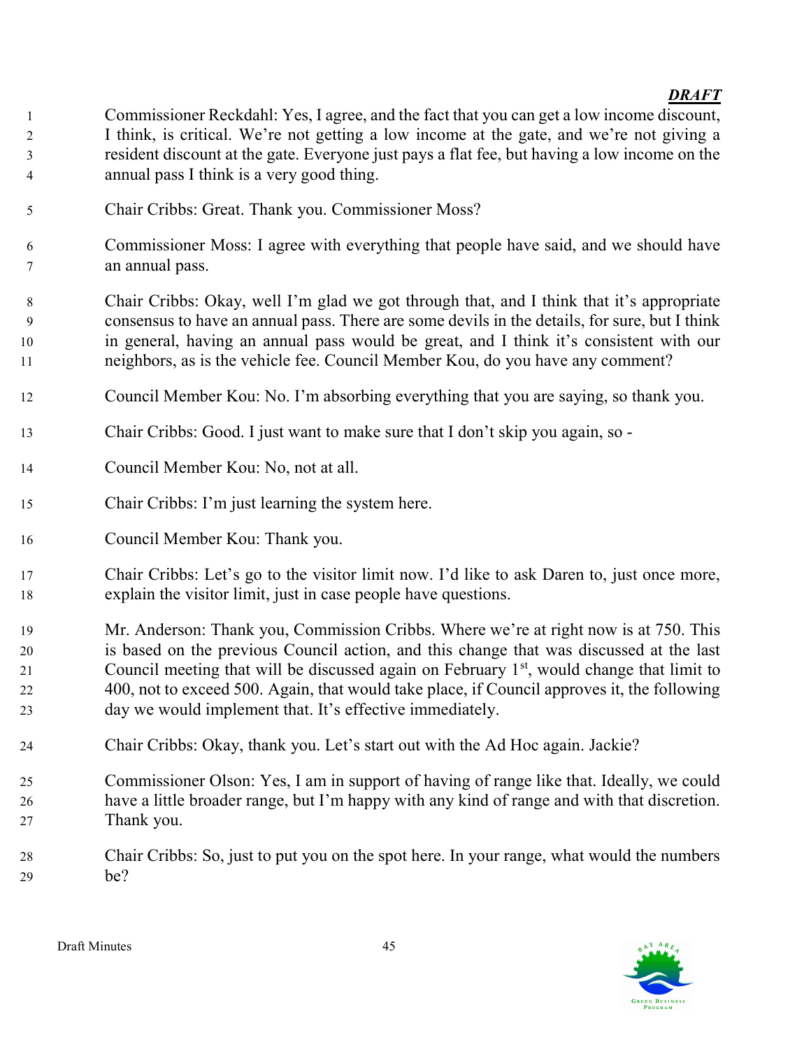Commissioner Reckdahl: Yes, I agree, and the fact that you can get a low income discount, I think, is critical. We're not getting a low income at the gate, and we're not giving a resident discount at the gate. Everyone just pays a flat fee, but having a low income on the annual pass I think is a very good thing.

Chair Cribbs: Great. Thank you. Commissioner Moss?

Commissioner Moss: I agree with everything that people have said, and we should have an annual pass.

Chair Cribbs: Okay, well I'm glad we got through that, and I think that it's appropriate consensus to have an annual pass. There are some devils in the details, for sure, but I think in general, having an annual pass would be great, and I think it's consistent with our neighbors, as is the vehicle fee. Council Member Kou, do you have any comment?

Council Member Kou: No. I'm absorbing everything that you are saying, so thank you.

Chair Cribbs: Good. I just want to make sure that I don't skip you again, so -

Council Member Kou: No, not at all.

Chair Cribbs: I'm just learning the system here.

Council Member Kou: Thank you.

Chair Cribbs: Let's go to the visitor limit now. I'd like to ask Daren to, just once more, explain the visitor limit, just in case people have questions.

Mr. Anderson: Thank you, Commission Cribbs. Where we're at right now is at 750. This is based on the previous Council action, and this change that was discussed at the last Council meeting that will be discussed again on February 1st, would change that limit to 400, not to exceed 500. Again, that would take place, if Council approves it, the following day we would implement that. It's effective immediately.

Chair Cribbs: Okay, thank you. Let's start out with the Ad Hoc again. Jackie?

Commissioner Olson: Yes, I am in support of having of range like that. Ideally, we could have a little broader range, but I'm happy with any kind of range and with that discretion. Thank you.

Chair Cribbs: So, just to put you on the spot here. In your range, what would the numbers be?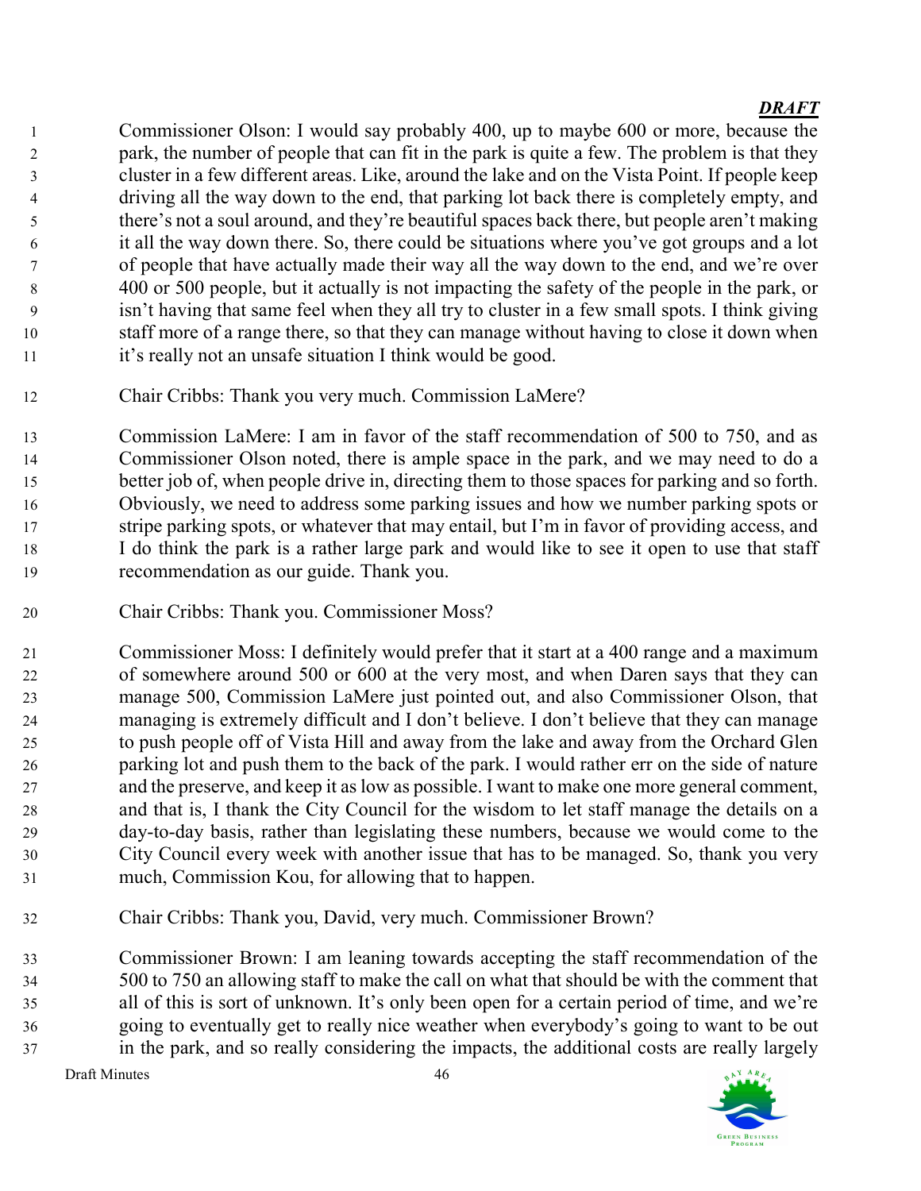***DRAFT***

Commissioner Olson: I would say probably 400, up to maybe 600 or more, because the park, the number of people that can fit in the park is quite a few. The problem is that they cluster in a few different areas. Like, around the lake and on the Vista Point. If people keep driving all the way down to the end, that parking lot back there is completely empty, and there's not a soul around, and they're beautiful spaces back there, but people aren't making it all the way down there. So, there could be situations where you've got groups and a lot of people that have actually made their way all the way down to the end, and we're over 400 or 500 people, but it actually is not impacting the safety of the people in the park, or isn't having that same feel when they all try to cluster in a few small spots. I think giving staff more of a range there, so that they can manage without having to close it down when it's really not an unsafe situation I think would be good.

Chair Cribbs: Thank you very much. Commission LaMere?

Commission LaMere: I am in favor of the staff recommendation of 500 to 750, and as Commissioner Olson noted, there is ample space in the park, and we may need to do a better job of, when people drive in, directing them to those spaces for parking and so forth. Obviously, we need to address some parking issues and how we number parking spots or stripe parking spots, or whatever that may entail, but I'm in favor of providing access, and I do think the park is a rather large park and would like to see it open to use that staff recommendation as our guide. Thank you.

Chair Cribbs: Thank you. Commissioner Moss?

Commissioner Moss: I definitely would prefer that it start at a 400 range and a maximum of somewhere around 500 or 600 at the very most, and when Daren says that they can manage 500, Commission LaMere just pointed out, and also Commissioner Olson, that managing is extremely difficult and I don't believe. I don't believe that they can manage to push people off of Vista Hill and away from the lake and away from the Orchard Glen parking lot and push them to the back of the park. I would rather err on the side of nature and the preserve, and keep it as low as possible. I want to make one more general comment, and that is, I thank the City Council for the wisdom to let staff manage the details on a day-to-day basis, rather than legislating these numbers, because we would come to the City Council every week with another issue that has to be managed. So, thank you very much, Commission Kou, for allowing that to happen.

Chair Cribbs: Thank you, David, very much. Commissioner Brown?

Commissioner Brown: I am leaning towards accepting the staff recommendation of the 500 to 750 an allowing staff to make the call on what that should be with the comment that all of this is sort of unknown. It's only been open for a certain period of time, and we're going to eventually get to really nice weather when everybody's going to want to be out in the park, and so really considering the impacts, the additional costs are really largely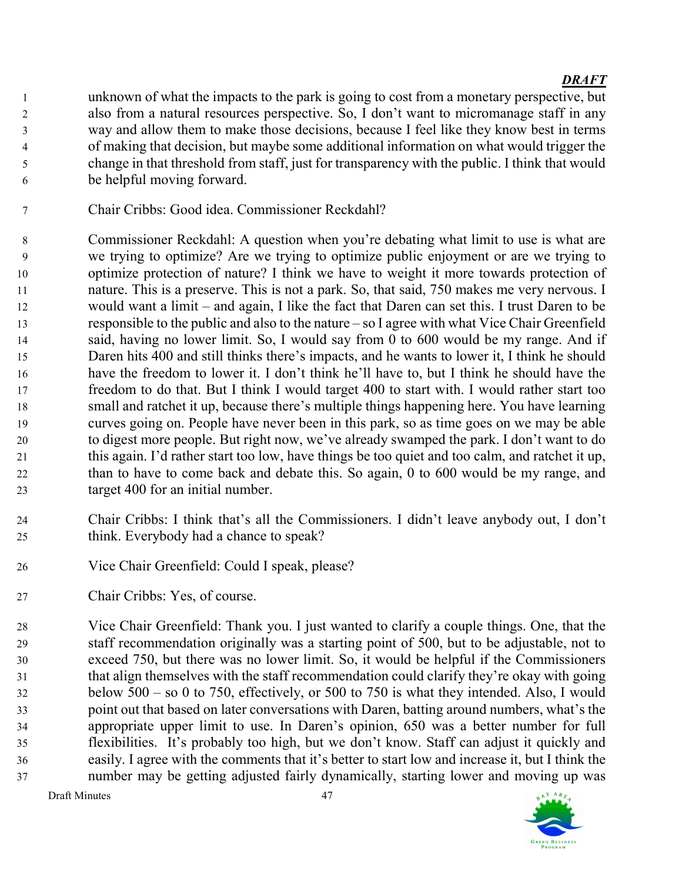unknown of what the impacts to the park is going to cost from a monetary perspective, but also from a natural resources perspective. So, I don't want to micromanage staff in any way and allow them to make those decisions, because I feel like they know best in terms of making that decision, but maybe some additional information on what would trigger the change in that threshold from staff, just for transparency with the public. I think that would be helpful moving forward.

Chair Cribbs: Good idea. Commissioner Reckdahl?

Commissioner Reckdahl: A question when you're debating what limit to use is what are we trying to optimize? Are we trying to optimize public enjoyment or are we trying to optimize protection of nature? I think we have to weight it more towards protection of nature. This is a preserve. This is not a park. So, that said, 750 makes me very nervous. I would want a limit – and again, I like the fact that Daren can set this. I trust Daren to be responsible to the public and also to the nature – so I agree with what Vice Chair Greenfield said, having no lower limit. So, I would say from 0 to 600 would be my range. And if Daren hits 400 and still thinks there's impacts, and he wants to lower it, I think he should have the freedom to lower it. I don't think he'll have to, but I think he should have the freedom to do that. But I think I would target 400 to start with. I would rather start too small and ratchet it up, because there's multiple things happening here. You have learning curves going on. People have never been in this park, so as time goes on we may be able to digest more people. But right now, we've already swamped the park. I don't want to do this again. I'd rather start too low, have things be too quiet and too calm, and ratchet it up, than to have to come back and debate this. So again, 0 to 600 would be my range, and target 400 for an initial number.

Chair Cribbs: I think that's all the Commissioners. I didn't leave anybody out, I don't think. Everybody had a chance to speak?

Vice Chair Greenfield: Could I speak, please?

Chair Cribbs: Yes, of course.

Vice Chair Greenfield: Thank you. I just wanted to clarify a couple things. One, that the staff recommendation originally was a starting point of 500, but to be adjustable, not to exceed 750, but there was no lower limit. So, it would be helpful if the Commissioners that align themselves with the staff recommendation could clarify they're okay with going below 500 – so 0 to 750, effectively, or 500 to 750 is what they intended. Also, I would point out that based on later conversations with Daren, batting around numbers, what's the appropriate upper limit to use. In Daren's opinion, 650 was a better number for full flexibilities. It's probably too high, but we don't know. Staff can adjust it quickly and easily. I agree with the comments that it's better to start low and increase it, but I think the number may be getting adjusted fairly dynamically, starting lower and moving up was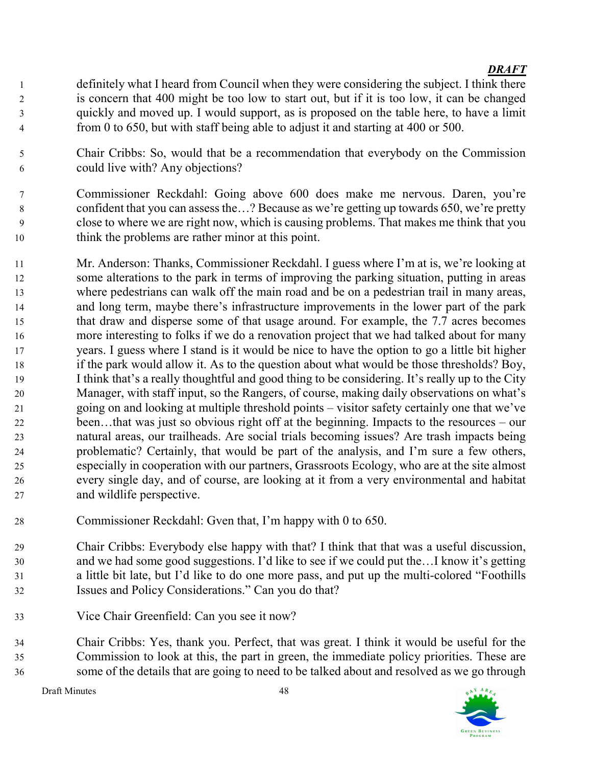*DRAFT*

definitely what I heard from Council when they were considering the subject. I think there is concern that 400 might be too low to start out, but if it is too low, it can be changed quickly and moved up. I would support, as is proposed on the table here, to have a limit from 0 to 650, but with staff being able to adjust it and starting at 400 or 500.

Chair Cribbs: So, would that be a recommendation that everybody on the Commission could live with? Any objections?

Commissioner Reckdahl: Going above 600 does make me nervous. Daren, you're confident that you can assess the…? Because as we're getting up towards 650, we're pretty close to where we are right now, which is causing problems. That makes me think that you think the problems are rather minor at this point.

Mr. Anderson: Thanks, Commissioner Reckdahl. I guess where I'm at is, we're looking at some alterations to the park in terms of improving the parking situation, putting in areas where pedestrians can walk off the main road and be on a pedestrian trail in many areas, and long term, maybe there's infrastructure improvements in the lower part of the park that draw and disperse some of that usage around. For example, the 7.7 acres becomes more interesting to folks if we do a renovation project that we had talked about for many years. I guess where I stand is it would be nice to have the option to go a little bit higher if the park would allow it. As to the question about what would be those thresholds? Boy, I think that's a really thoughtful and good thing to be considering. It's really up to the City Manager, with staff input, so the Rangers, of course, making daily observations on what's going on and looking at multiple threshold points – visitor safety certainly one that we've been…that was just so obvious right off at the beginning. Impacts to the resources – our natural areas, our trailheads. Are social trials becoming issues? Are trash impacts being problematic? Certainly, that would be part of the analysis, and I'm sure a few others, especially in cooperation with our partners, Grassroots Ecology, who are at the site almost every single day, and of course, are looking at it from a very environmental and habitat and wildlife perspective.

Commissioner Reckdahl: Gven that, I'm happy with 0 to 650.

Chair Cribbs: Everybody else happy with that? I think that that was a useful discussion, and we had some good suggestions. I'd like to see if we could put the…I know it's getting a little bit late, but I'd like to do one more pass, and put up the multi-colored "Foothills Issues and Policy Considerations." Can you do that?

Vice Chair Greenfield: Can you see it now?

Chair Cribbs: Yes, thank you. Perfect, that was great. I think it would be useful for the Commission to look at this, the part in green, the immediate policy priorities. These are some of the details that are going to need to be talked about and resolved as we go through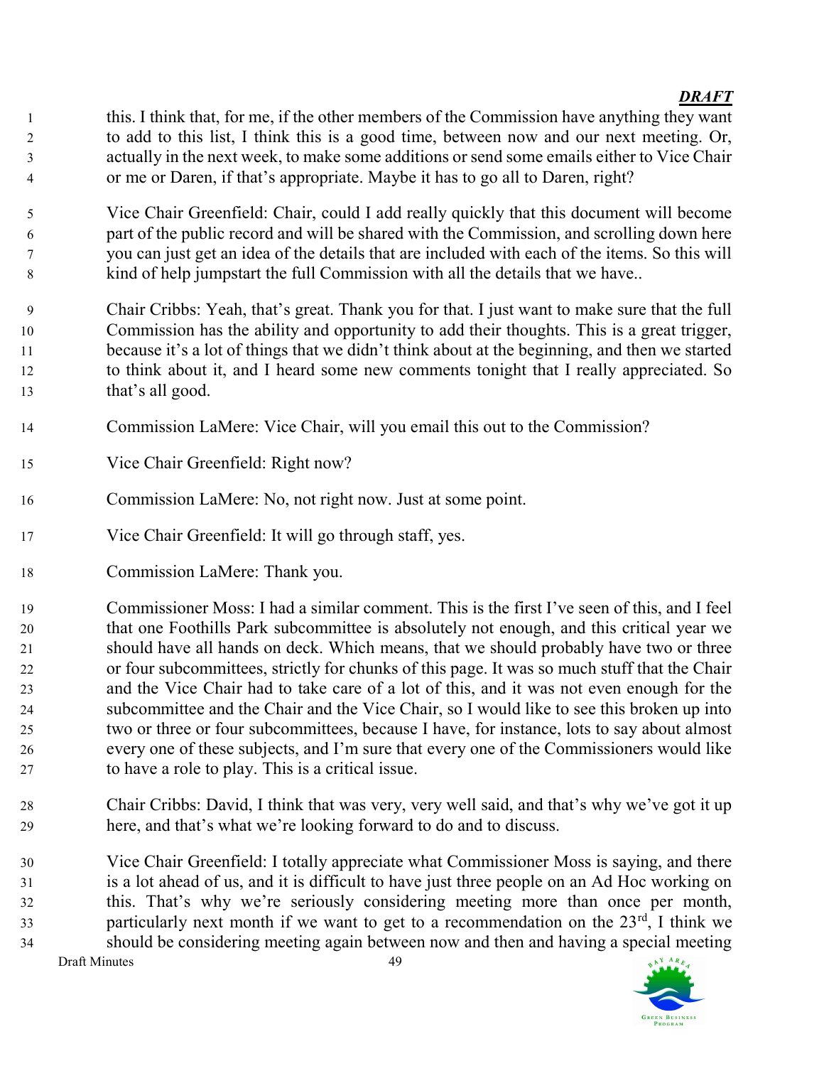***DRAFT***

this. I think that, for me, if the other members of the Commission have anything they want to add to this list, I think this is a good time, between now and our next meeting. Or, actually in the next week, to make some additions or send some emails either to Vice Chair or me or Daren, if that's appropriate. Maybe it has to go all to Daren, right?

Vice Chair Greenfield: Chair, could I add really quickly that this document will become part of the public record and will be shared with the Commission, and scrolling down here you can just get an idea of the details that are included with each of the items. So this will kind of help jumpstart the full Commission with all the details that we have..

Chair Cribbs: Yeah, that's great. Thank you for that. I just want to make sure that the full Commission has the ability and opportunity to add their thoughts. This is a great trigger, because it's a lot of things that we didn't think about at the beginning, and then we started to think about it, and I heard some new comments tonight that I really appreciated. So that's all good.

Commission LaMere: Vice Chair, will you email this out to the Commission?

Vice Chair Greenfield: Right now?

Commission LaMere: No, not right now. Just at some point.

Vice Chair Greenfield: It will go through staff, yes.

Commission LaMere: Thank you.

Commissioner Moss: I had a similar comment. This is the first I've seen of this, and I feel that one Foothills Park subcommittee is absolutely not enough, and this critical year we should have all hands on deck. Which means, that we should probably have two or three or four subcommittees, strictly for chunks of this page. It was so much stuff that the Chair and the Vice Chair had to take care of a lot of this, and it was not even enough for the subcommittee and the Chair and the Vice Chair, so I would like to see this broken up into two or three or four subcommittees, because I have, for instance, lots to say about almost every one of these subjects, and I'm sure that every one of the Commissioners would like to have a role to play. This is a critical issue.

Chair Cribbs: David, I think that was very, very well said, and that's why we've got it up here, and that's what we're looking forward to do and to discuss.

Vice Chair Greenfield: I totally appreciate what Commissioner Moss is saying, and there is a lot ahead of us, and it is difficult to have just three people on an Ad Hoc working on this. That's why we're seriously considering meeting more than once per month, particularly next month if we want to get to a recommendation on the 23rd, I think we should be considering meeting again between now and then and having a special meeting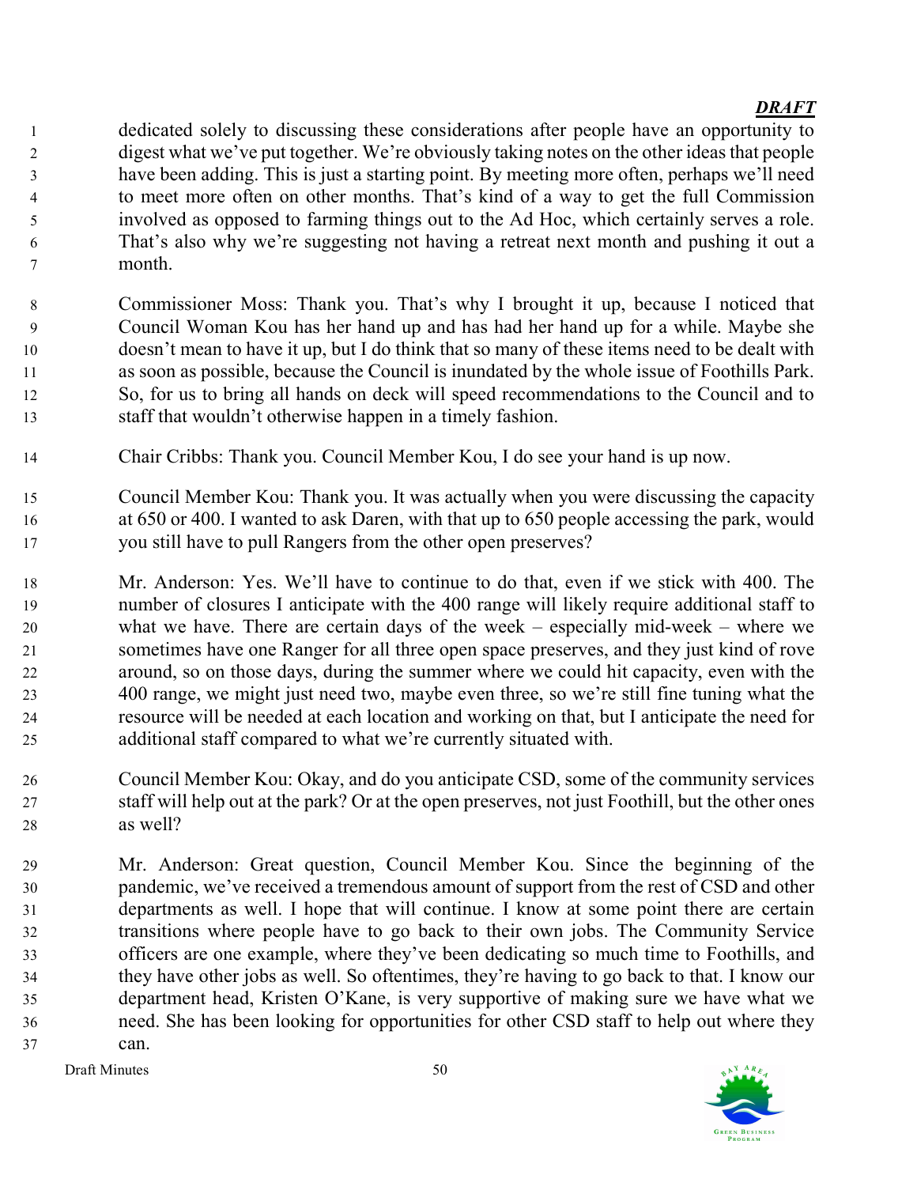***DRAFT***

dedicated solely to discussing these considerations after people have an opportunity to digest what we've put together. We're obviously taking notes on the other ideas that people have been adding. This is just a starting point. By meeting more often, perhaps we'll need to meet more often on other months. That's kind of a way to get the full Commission involved as opposed to farming things out to the Ad Hoc, which certainly serves a role. That's also why we're suggesting not having a retreat next month and pushing it out a month.

Commissioner Moss: Thank you. That's why I brought it up, because I noticed that Council Woman Kou has her hand up and has had her hand up for a while. Maybe she doesn't mean to have it up, but I do think that so many of these items need to be dealt with as soon as possible, because the Council is inundated by the whole issue of Foothills Park. So, for us to bring all hands on deck will speed recommendations to the Council and to staff that wouldn't otherwise happen in a timely fashion.

Chair Cribbs: Thank you. Council Member Kou, I do see your hand is up now.

Council Member Kou: Thank you. It was actually when you were discussing the capacity at 650 or 400. I wanted to ask Daren, with that up to 650 people accessing the park, would you still have to pull Rangers from the other open preserves?

Mr. Anderson: Yes. We'll have to continue to do that, even if we stick with 400. The number of closures I anticipate with the 400 range will likely require additional staff to what we have. There are certain days of the week – especially mid-week – where we sometimes have one Ranger for all three open space preserves, and they just kind of rove around, so on those days, during the summer where we could hit capacity, even with the 400 range, we might just need two, maybe even three, so we're still fine tuning what the resource will be needed at each location and working on that, but I anticipate the need for additional staff compared to what we're currently situated with.

Council Member Kou: Okay, and do you anticipate CSD, some of the community services staff will help out at the park? Or at the open preserves, not just Foothill, but the other ones as well?

Mr. Anderson: Great question, Council Member Kou. Since the beginning of the pandemic, we've received a tremendous amount of support from the rest of CSD and other departments as well. I hope that will continue. I know at some point there are certain transitions where people have to go back to their own jobs. The Community Service officers are one example, where they've been dedicating so much time to Foothills, and they have other jobs as well. So oftentimes, they're having to go back to that. I know our department head, Kristen O'Kane, is very supportive of making sure we have what we need. She has been looking for opportunities for other CSD staff to help out where they can.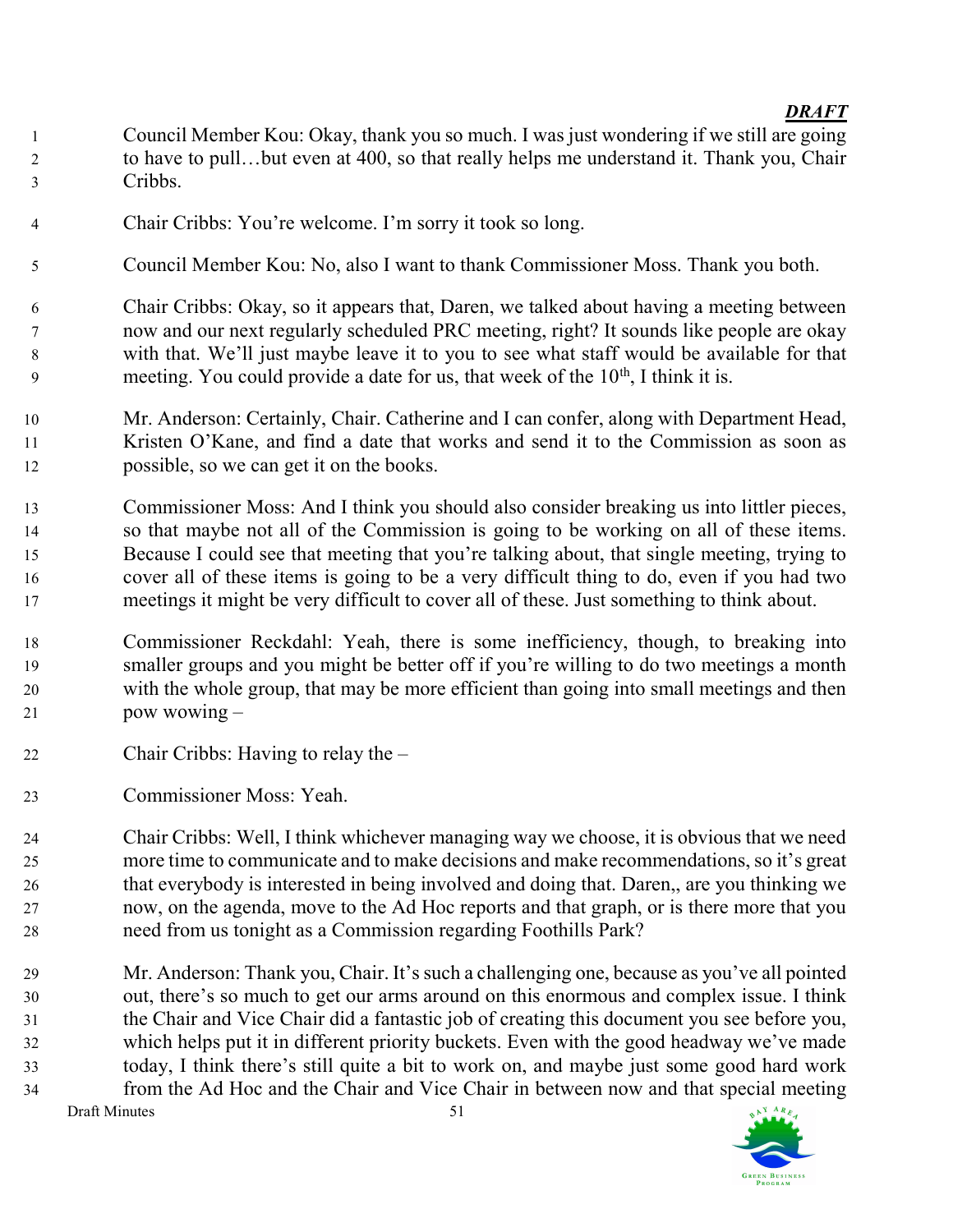*DRAFT*

Council Member Kou: Okay, thank you so much. I was just wondering if we still are going to have to pull…but even at 400, so that really helps me understand it. Thank you, Chair Cribbs.

Chair Cribbs: You're welcome. I'm sorry it took so long.

Council Member Kou: No, also I want to thank Commissioner Moss. Thank you both.

Chair Cribbs: Okay, so it appears that, Daren, we talked about having a meeting between now and our next regularly scheduled PRC meeting, right? It sounds like people are okay with that. We'll just maybe leave it to you to see what staff would be available for that meeting. You could provide a date for us, that week of the 10th, I think it is.

Mr. Anderson: Certainly, Chair. Catherine and I can confer, along with Department Head, Kristen O'Kane, and find a date that works and send it to the Commission as soon as possible, so we can get it on the books.

Commissioner Moss: And I think you should also consider breaking us into littler pieces, so that maybe not all of the Commission is going to be working on all of these items. Because I could see that meeting that you're talking about, that single meeting, trying to cover all of these items is going to be a very difficult thing to do, even if you had two meetings it might be very difficult to cover all of these. Just something to think about.

Commissioner Reckdahl: Yeah, there is some inefficiency, though, to breaking into smaller groups and you might be better off if you're willing to do two meetings a month with the whole group, that may be more efficient than going into small meetings and then pow wowing –

Chair Cribbs: Having to relay the –

Commissioner Moss: Yeah.

Chair Cribbs: Well, I think whichever managing way we choose, it is obvious that we need more time to communicate and to make decisions and make recommendations, so it's great that everybody is interested in being involved and doing that. Daren,, are you thinking we now, on the agenda, move to the Ad Hoc reports and that graph, or is there more that you need from us tonight as a Commission regarding Foothills Park?

Mr. Anderson: Thank you, Chair. It's such a challenging one, because as you've all pointed out, there's so much to get our arms around on this enormous and complex issue. I think the Chair and Vice Chair did a fantastic job of creating this document you see before you, which helps put it in different priority buckets. Even with the good headway we've made today, I think there's still quite a bit to work on, and maybe just some good hard work from the Ad Hoc and the Chair and Vice Chair in between now and that special meeting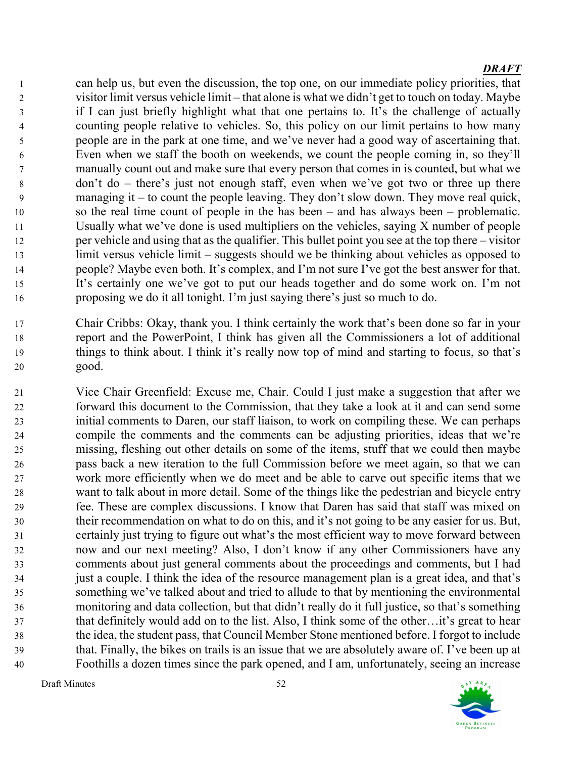***DRAFT***

can help us, but even the discussion, the top one, on our immediate policy priorities, that visitor limit versus vehicle limit – that alone is what we didn't get to touch on today. Maybe if I can just briefly highlight what that one pertains to. It's the challenge of actually counting people relative to vehicles. So, this policy on our limit pertains to how many people are in the park at one time, and we've never had a good way of ascertaining that. Even when we staff the booth on weekends, we count the people coming in, so they'll manually count out and make sure that every person that comes in is counted, but what we don't do – there's just not enough staff, even when we've got two or three up there managing it – to count the people leaving. They don't slow down. They move real quick, so the real time count of people in the has been – and has always been – problematic. Usually what we've done is used multipliers on the vehicles, saying X number of people per vehicle and using that as the qualifier. This bullet point you see at the top there – visitor limit versus vehicle limit – suggests should we be thinking about vehicles as opposed to people? Maybe even both. It's complex, and I'm not sure I've got the best answer for that. It's certainly one we've got to put our heads together and do some work on. I'm not proposing we do it all tonight. I'm just saying there's just so much to do.

Chair Cribbs: Okay, thank you. I think certainly the work that's been done so far in your report and the PowerPoint, I think has given all the Commissioners a lot of additional things to think about. I think it's really now top of mind and starting to focus, so that's good.

Vice Chair Greenfield: Excuse me, Chair. Could I just make a suggestion that after we forward this document to the Commission, that they take a look at it and can send some initial comments to Daren, our staff liaison, to work on compiling these. We can perhaps compile the comments and the comments can be adjusting priorities, ideas that we're missing, fleshing out other details on some of the items, stuff that we could then maybe pass back a new iteration to the full Commission before we meet again, so that we can work more efficiently when we do meet and be able to carve out specific items that we want to talk about in more detail. Some of the things like the pedestrian and bicycle entry fee. These are complex discussions. I know that Daren has said that staff was mixed on their recommendation on what to do on this, and it's not going to be any easier for us. But, certainly just trying to figure out what's the most efficient way to move forward between now and our next meeting? Also, I don't know if any other Commissioners have any comments about just general comments about the proceedings and comments, but I had just a couple. I think the idea of the resource management plan is a great idea, and that's something we've talked about and tried to allude to that by mentioning the environmental monitoring and data collection, but that didn't really do it full justice, so that's something that definitely would add on to the list. Also, I think some of the other…it's great to hear the idea, the student pass, that Council Member Stone mentioned before. I forgot to include that. Finally, the bikes on trails is an issue that we are absolutely aware of. I've been up at Foothills a dozen times since the park opened, and I am, unfortunately, seeing an increase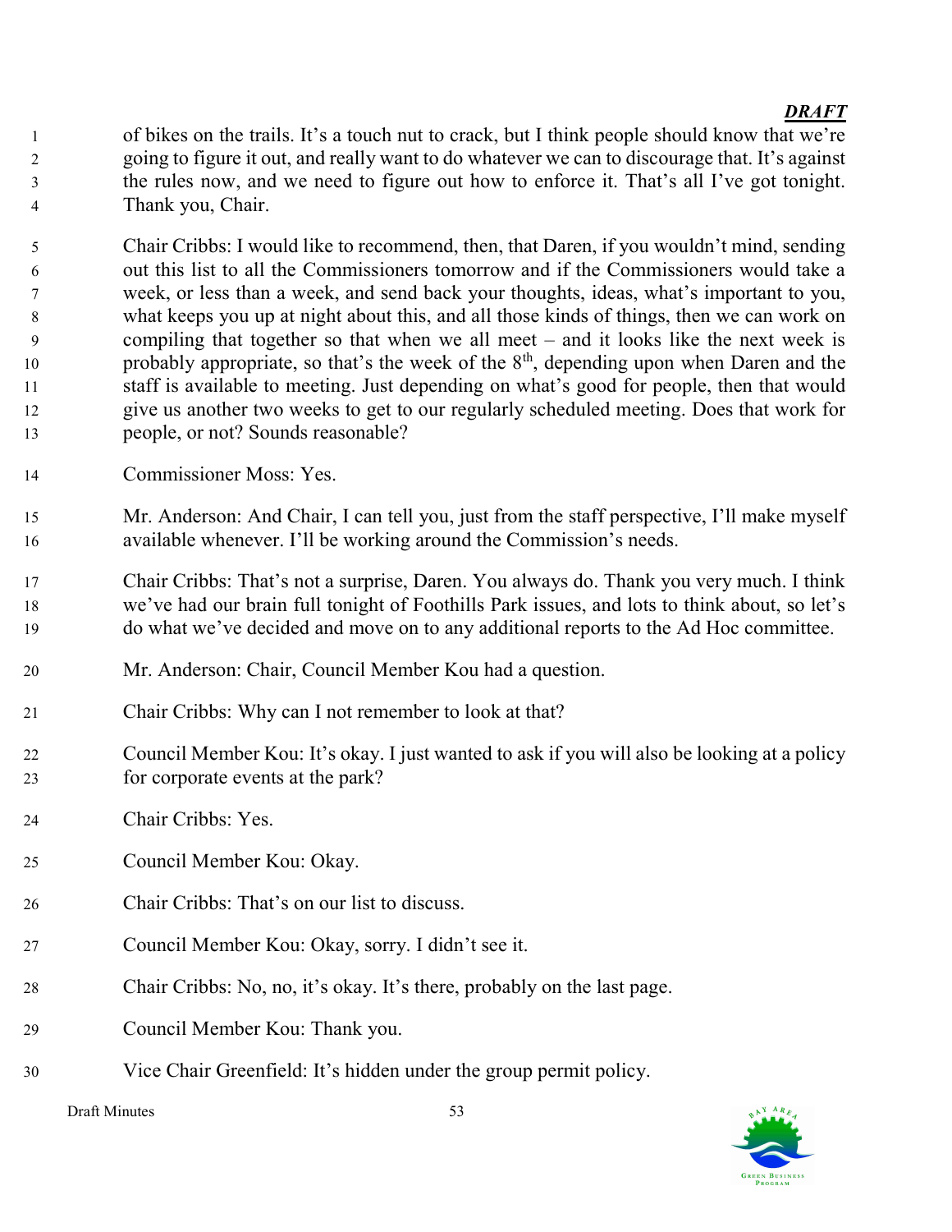*DRAFT*

of bikes on the trails. It's a touch nut to crack, but I think people should know that we're going to figure it out, and really want to do whatever we can to discourage that. It's against the rules now, and we need to figure out how to enforce it. That's all I've got tonight. Thank you, Chair.

Chair Cribbs: I would like to recommend, then, that Daren, if you wouldn't mind, sending out this list to all the Commissioners tomorrow and if the Commissioners would take a week, or less than a week, and send back your thoughts, ideas, what's important to you, what keeps you up at night about this, and all those kinds of things, then we can work on compiling that together so that when we all meet – and it looks like the next week is probably appropriate, so that's the week of the 8th, depending upon when Daren and the staff is available to meeting. Just depending on what's good for people, then that would give us another two weeks to get to our regularly scheduled meeting. Does that work for people, or not? Sounds reasonable?

Commissioner Moss: Yes.

Mr. Anderson: And Chair, I can tell you, just from the staff perspective, I'll make myself available whenever. I'll be working around the Commission's needs.

Chair Cribbs: That's not a surprise, Daren. You always do. Thank you very much. I think we've had our brain full tonight of Foothills Park issues, and lots to think about, so let's do what we've decided and move on to any additional reports to the Ad Hoc committee.

Mr. Anderson: Chair, Council Member Kou had a question.

Chair Cribbs: Why can I not remember to look at that?

Council Member Kou: It's okay. I just wanted to ask if you will also be looking at a policy for corporate events at the park?

Chair Cribbs: Yes.

Council Member Kou: Okay.

Chair Cribbs: That's on our list to discuss.

Council Member Kou: Okay, sorry. I didn't see it.

Chair Cribbs: No, no, it's okay. It's there, probably on the last page.

Council Member Kou: Thank you.

Vice Chair Greenfield: It's hidden under the group permit policy.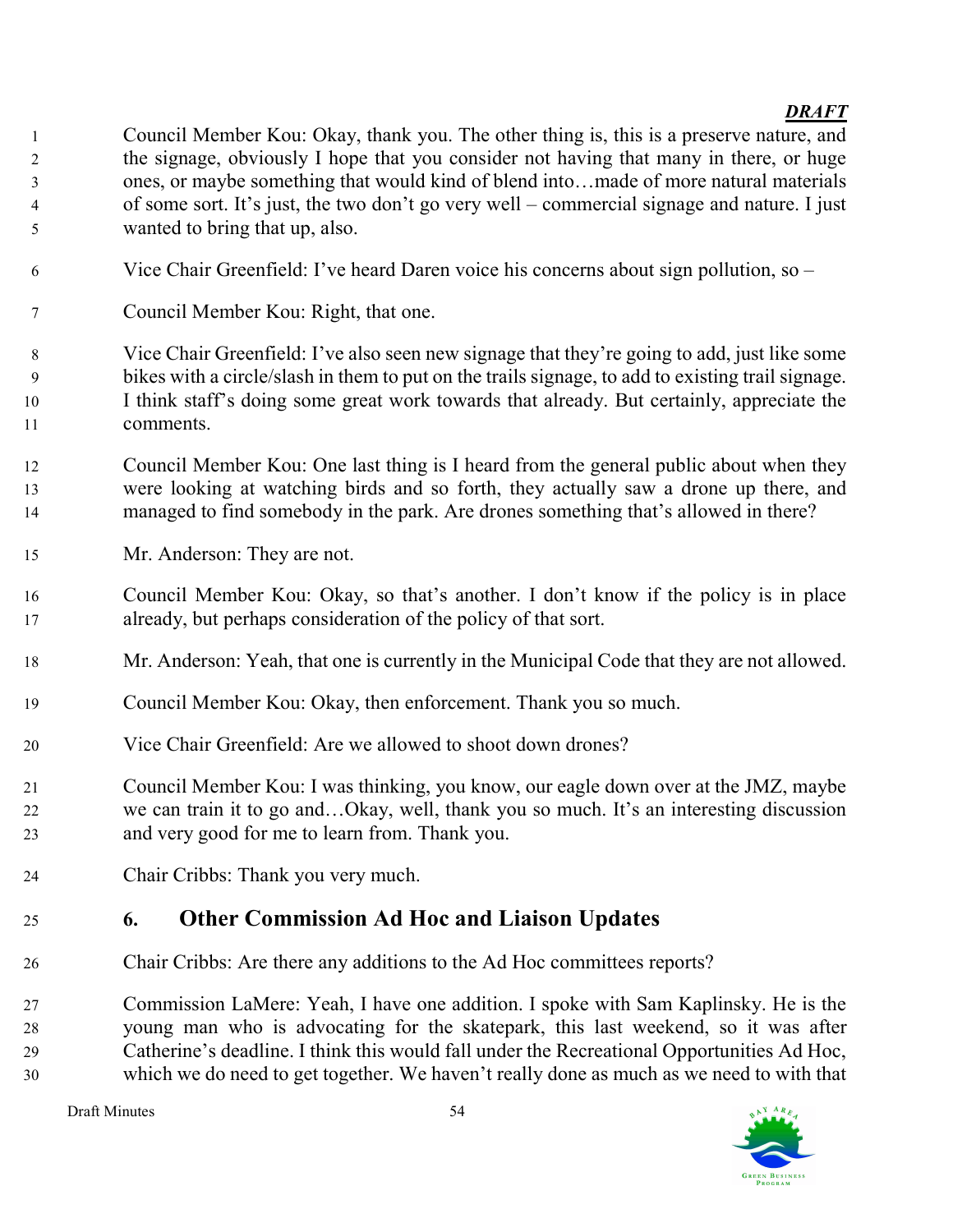*DRAFT*

Council Member Kou: Okay, thank you. The other thing is, this is a preserve nature, and the signage, obviously I hope that you consider not having that many in there, or huge ones, or maybe something that would kind of blend into…made of more natural materials of some sort. It's just, the two don't go very well – commercial signage and nature. I just wanted to bring that up, also.

Vice Chair Greenfield: I've heard Daren voice his concerns about sign pollution, so –

Council Member Kou: Right, that one.

Vice Chair Greenfield: I've also seen new signage that they're going to add, just like some bikes with a circle/slash in them to put on the trails signage, to add to existing trail signage. I think staff's doing some great work towards that already. But certainly, appreciate the comments.

Council Member Kou: One last thing is I heard from the general public about when they were looking at watching birds and so forth, they actually saw a drone up there, and managed to find somebody in the park. Are drones something that's allowed in there?

Mr. Anderson: They are not.

Council Member Kou: Okay, so that's another. I don't know if the policy is in place already, but perhaps consideration of the policy of that sort.

Mr. Anderson: Yeah, that one is currently in the Municipal Code that they are not allowed.

Council Member Kou: Okay, then enforcement. Thank you so much.

Vice Chair Greenfield: Are we allowed to shoot down drones?

Council Member Kou: I was thinking, you know, our eagle down over at the JMZ, maybe we can train it to go and…Okay, well, thank you so much. It's an interesting discussion and very good for me to learn from. Thank you.

Chair Cribbs: Thank you very much.

## 6. Other Commission Ad Hoc and Liaison Updates

Chair Cribbs: Are there any additions to the Ad Hoc committees reports?

Commission LaMere: Yeah, I have one addition. I spoke with Sam Kaplinsky. He is the young man who is advocating for the skatepark, this last weekend, so it was after Catherine's deadline. I think this would fall under the Recreational Opportunities Ad Hoc, which we do need to get together. We haven't really done as much as we need to with that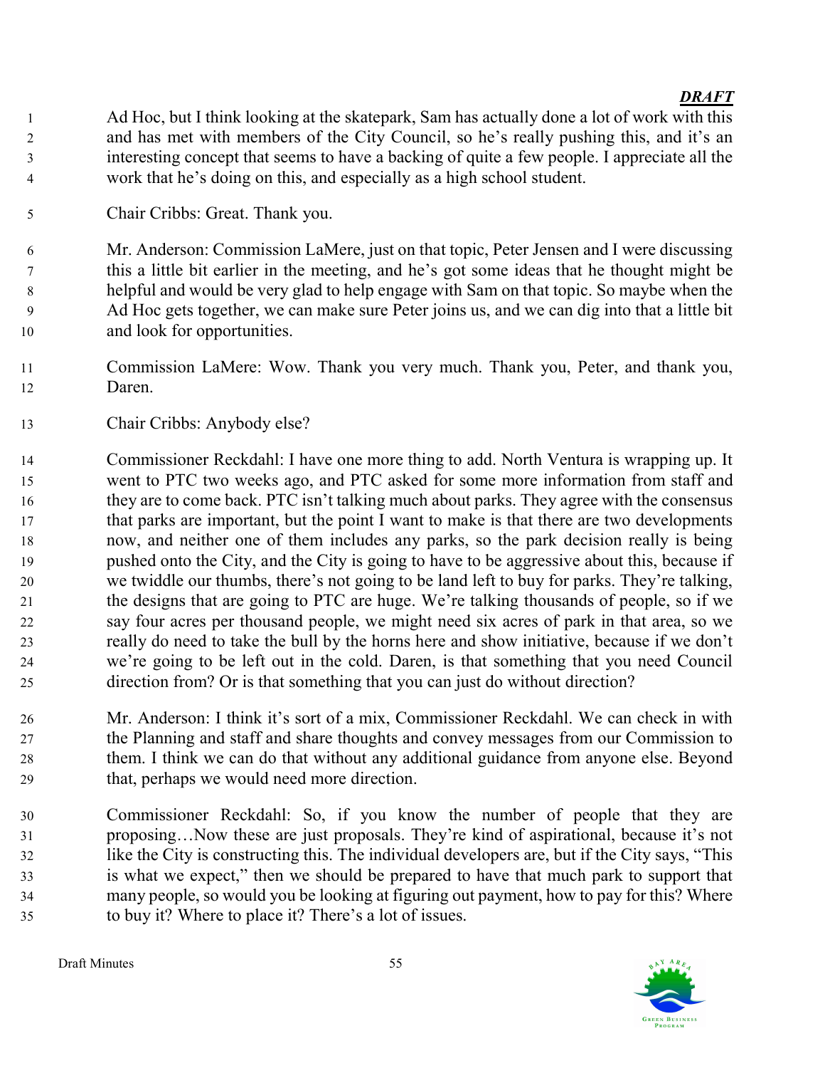Ad Hoc, but I think looking at the skatepark, Sam has actually done a lot of work with this and has met with members of the City Council, so he's really pushing this, and it's an interesting concept that seems to have a backing of quite a few people. I appreciate all the work that he's doing on this, and especially as a high school student.

Chair Cribbs: Great. Thank you.

Mr. Anderson: Commission LaMere, just on that topic, Peter Jensen and I were discussing this a little bit earlier in the meeting, and he's got some ideas that he thought might be helpful and would be very glad to help engage with Sam on that topic. So maybe when the Ad Hoc gets together, we can make sure Peter joins us, and we can dig into that a little bit and look for opportunities.

Commission LaMere: Wow. Thank you very much. Thank you, Peter, and thank you, Daren.

Chair Cribbs: Anybody else?

Commissioner Reckdahl: I have one more thing to add. North Ventura is wrapping up. It went to PTC two weeks ago, and PTC asked for some more information from staff and they are to come back. PTC isn't talking much about parks. They agree with the consensus that parks are important, but the point I want to make is that there are two developments now, and neither one of them includes any parks, so the park decision really is being pushed onto the City, and the City is going to have to be aggressive about this, because if we twiddle our thumbs, there's not going to be land left to buy for parks. They're talking, the designs that are going to PTC are huge. We're talking thousands of people, so if we say four acres per thousand people, we might need six acres of park in that area, so we really do need to take the bull by the horns here and show initiative, because if we don't we're going to be left out in the cold. Daren, is that something that you need Council direction from? Or is that something that you can just do without direction?

Mr. Anderson: I think it's sort of a mix, Commissioner Reckdahl. We can check in with the Planning and staff and share thoughts and convey messages from our Commission to them. I think we can do that without any additional guidance from anyone else. Beyond that, perhaps we would need more direction.

Commissioner Reckdahl: So, if you know the number of people that they are proposing…Now these are just proposals. They're kind of aspirational, because it's not like the City is constructing this. The individual developers are, but if the City says, "This is what we expect," then we should be prepared to have that much park to support that many people, so would you be looking at figuring out payment, how to pay for this? Where to buy it? Where to place it? There's a lot of issues.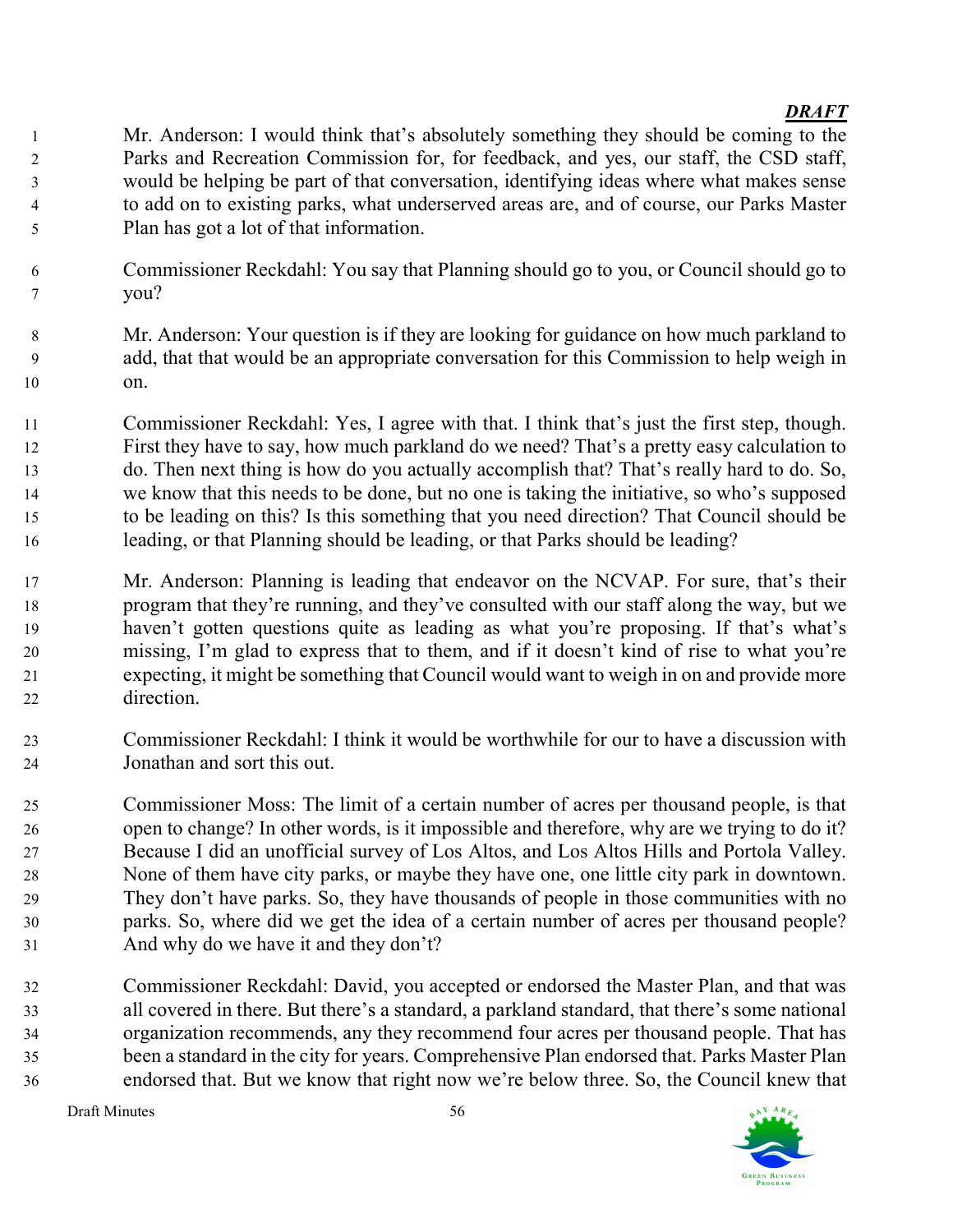*DRAFT*

Mr. Anderson: I would think that's absolutely something they should be coming to the Parks and Recreation Commission for, for feedback, and yes, our staff, the CSD staff, would be helping be part of that conversation, identifying ideas where what makes sense to add on to existing parks, what underserved areas are, and of course, our Parks Master Plan has got a lot of that information.

Commissioner Reckdahl: You say that Planning should go to you, or Council should go to you?

Mr. Anderson: Your question is if they are looking for guidance on how much parkland to add, that that would be an appropriate conversation for this Commission to help weigh in on.

Commissioner Reckdahl: Yes, I agree with that. I think that's just the first step, though. First they have to say, how much parkland do we need? That's a pretty easy calculation to do. Then next thing is how do you actually accomplish that? That's really hard to do. So, we know that this needs to be done, but no one is taking the initiative, so who's supposed to be leading on this? Is this something that you need direction? That Council should be leading, or that Planning should be leading, or that Parks should be leading?

Mr. Anderson: Planning is leading that endeavor on the NCVAP. For sure, that's their program that they're running, and they've consulted with our staff along the way, but we haven't gotten questions quite as leading as what you're proposing. If that's what's missing, I'm glad to express that to them, and if it doesn't kind of rise to what you're expecting, it might be something that Council would want to weigh in on and provide more direction.

Commissioner Reckdahl: I think it would be worthwhile for our to have a discussion with Jonathan and sort this out.

Commissioner Moss: The limit of a certain number of acres per thousand people, is that open to change? In other words, is it impossible and therefore, why are we trying to do it? Because I did an unofficial survey of Los Altos, and Los Altos Hills and Portola Valley. None of them have city parks, or maybe they have one, one little city park in downtown. They don't have parks. So, they have thousands of people in those communities with no parks. So, where did we get the idea of a certain number of acres per thousand people? And why do we have it and they don't?

Commissioner Reckdahl: David, you accepted or endorsed the Master Plan, and that was all covered in there. But there's a standard, a parkland standard, that there's some national organization recommends, any they recommend four acres per thousand people. That has been a standard in the city for years. Comprehensive Plan endorsed that. Parks Master Plan endorsed that. But we know that right now we're below three. So, the Council knew that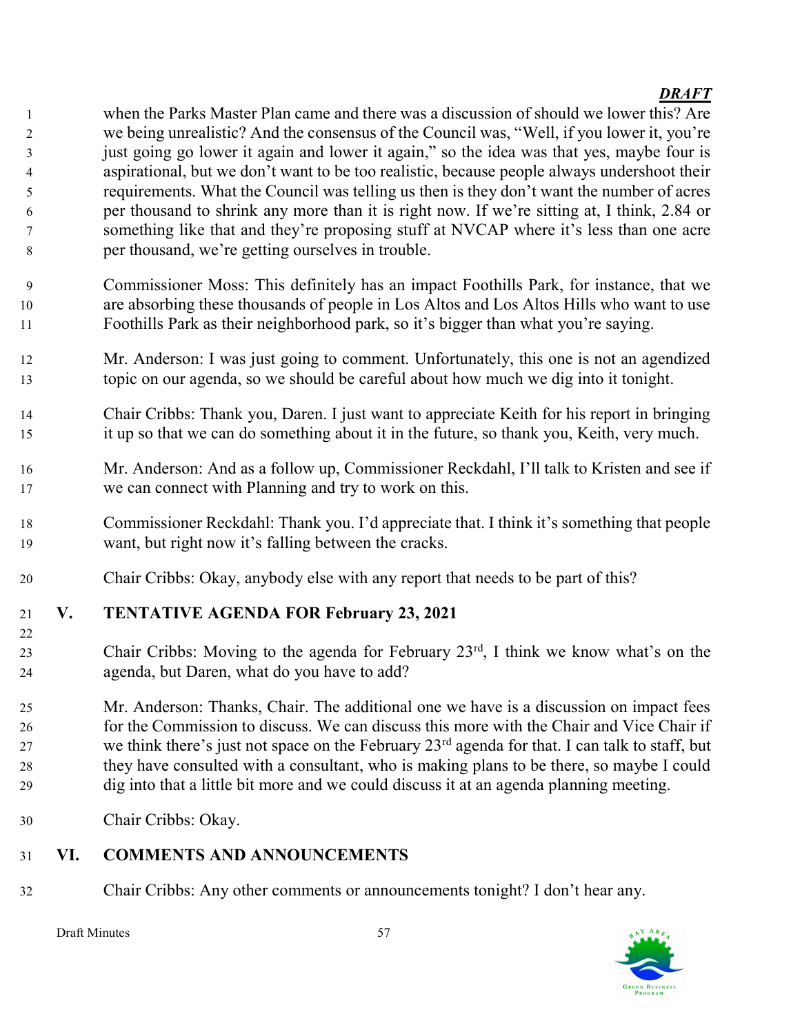*DRAFT*

when the Parks Master Plan came and there was a discussion of should we lower this? Are we being unrealistic? And the consensus of the Council was, "Well, if you lower it, you're just going go lower it again and lower it again," so the idea was that yes, maybe four is aspirational, but we don't want to be too realistic, because people always undershoot their requirements. What the Council was telling us then is they don't want the number of acres per thousand to shrink any more than it is right now. If we're sitting at, I think, 2.84 or something like that and they're proposing stuff at NVCAP where it's less than one acre per thousand, we're getting ourselves in trouble.

Commissioner Moss: This definitely has an impact Foothills Park, for instance, that we are absorbing these thousands of people in Los Altos and Los Altos Hills who want to use Foothills Park as their neighborhood park, so it's bigger than what you're saying.

Mr. Anderson: I was just going to comment. Unfortunately, this one is not an agendized topic on our agenda, so we should be careful about how much we dig into it tonight.

Chair Cribbs: Thank you, Daren. I just want to appreciate Keith for his report in bringing it up so that we can do something about it in the future, so thank you, Keith, very much.

Mr. Anderson: And as a follow up, Commissioner Reckdahl, I'll talk to Kristen and see if we can connect with Planning and try to work on this.

Commissioner Reckdahl: Thank you. I'd appreciate that. I think it's something that people want, but right now it's falling between the cracks.

Chair Cribbs: Okay, anybody else with any report that needs to be part of this?

## V. TENTATIVE AGENDA FOR February 23, 2021

Chair Cribbs: Moving to the agenda for February 23rd, I think we know what's on the agenda, but Daren, what do you have to add?

Mr. Anderson: Thanks, Chair. The additional one we have is a discussion on impact fees for the Commission to discuss. We can discuss this more with the Chair and Vice Chair if we think there's just not space on the February 23rd agenda for that. I can talk to staff, but they have consulted with a consultant, who is making plans to be there, so maybe I could dig into that a little bit more and we could discuss it at an agenda planning meeting.

Chair Cribbs: Okay.

## VI. COMMENTS AND ANNOUNCEMENTS

Chair Cribbs: Any other comments or announcements tonight? I don't hear any.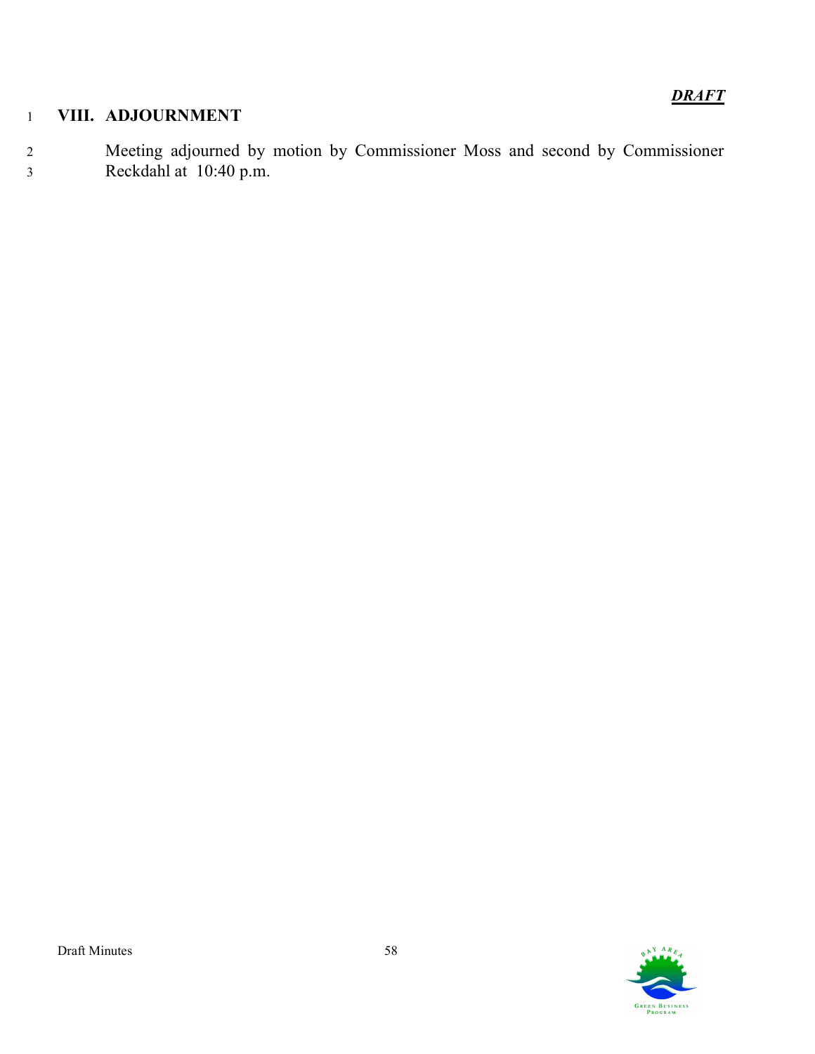***DRAFT***

## VIII. ADJOURNMENT

Meeting adjourned by motion by Commissioner Moss and second by Commissioner Reckdahl at 10:40 p.m.